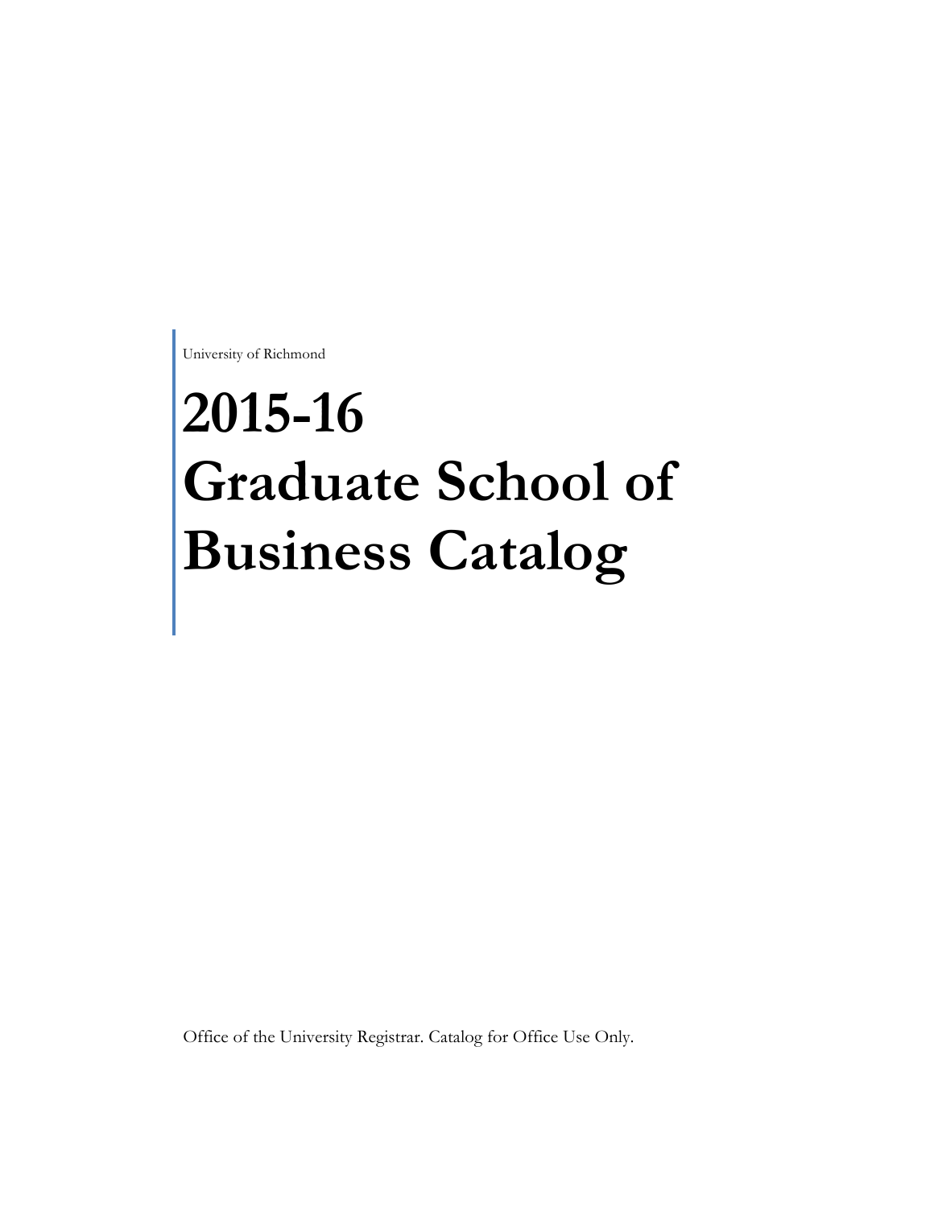University of Richmond

# 2015-16 Graduate School of Business Catalog

Office of the University Registrar. Catalog for Office Use Only.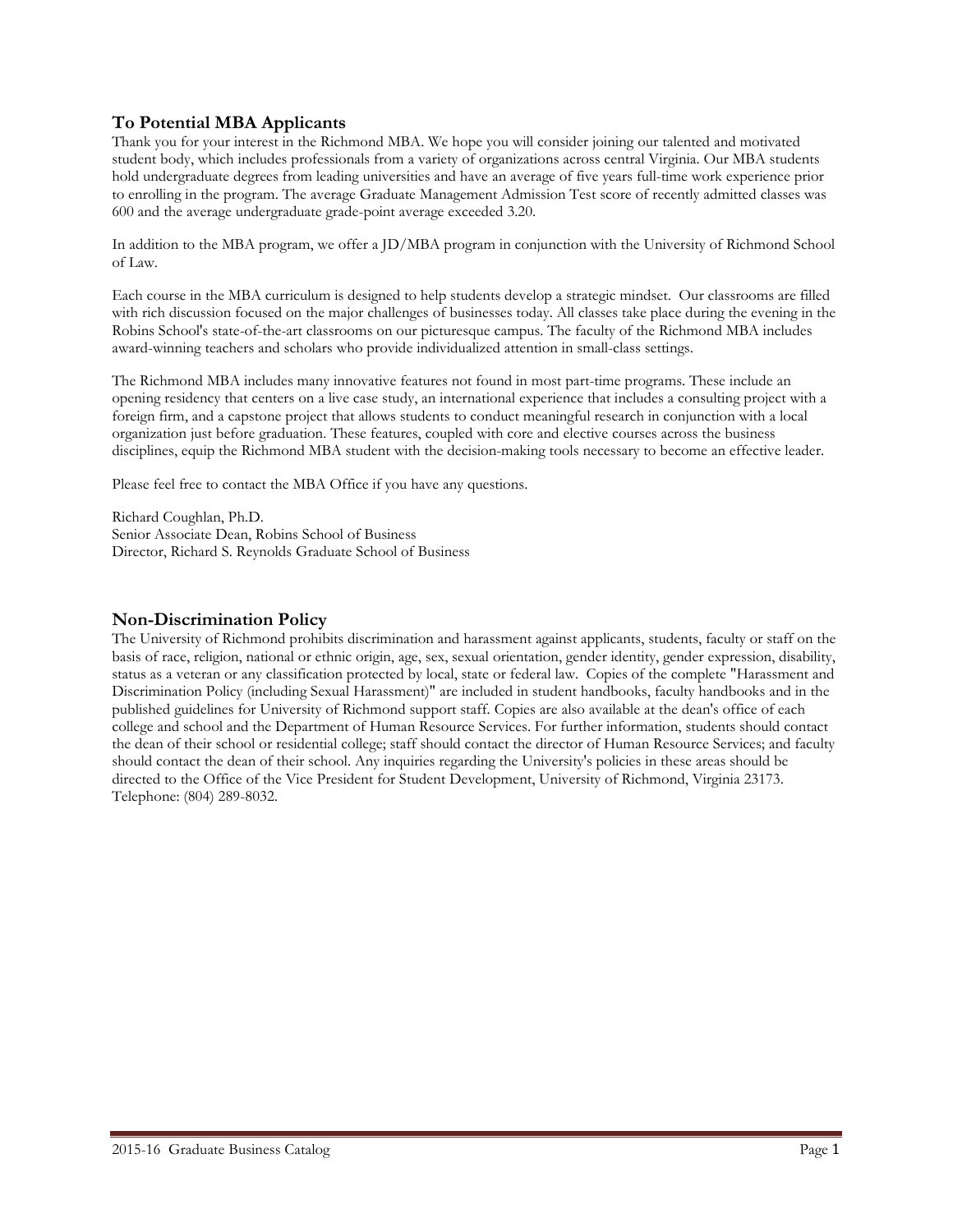## To Potential MBA Applicants

Thank you for your interest in the Richmond MBA. We hope you will consider joining our talented and motivated student body, which includes professionals from a variety of organizations across central Virginia. Our MBA students hold undergraduate degrees from leading universities and have an average of five years full-time work experience prior to enrolling in the program. The average Graduate Management Admission Test score of recently admitted classes was 600 and the average undergraduate grade-point average exceeded 3.20.

In addition to the MBA program, we offer a JD/MBA program in conjunction with the University of Richmond School of Law.

Each course in the MBA curriculum is designed to help students develop a strategic mindset. Our classrooms are filled with rich discussion focused on the major challenges of businesses today. All classes take place during the evening in the Robins School's state-of-the-art classrooms on our picturesque campus. The faculty of the Richmond MBA includes award-winning teachers and scholars who provide individualized attention in small-class settings.

The Richmond MBA includes many innovative features not found in most part-time programs. These include an opening residency that centers on a live case study, an international experience that includes a consulting project with a foreign firm, and a capstone project that allows students to conduct meaningful research in conjunction with a local organization just before graduation. These features, coupled with core and elective courses across the business disciplines, equip the Richmond MBA student with the decision-making tools necessary to become an effective leader.

Please feel free to contact the MBA Office if you have any questions.

Richard Coughlan, Ph.D.
Senior Associate Dean, Robins School of Business
Director, Richard S. Reynolds Graduate School of Business

## Non-Discrimination Policy

The University of Richmond prohibits discrimination and harassment against applicants, students, faculty or staff on the basis of race, religion, national or ethnic origin, age, sex, sexual orientation, gender identity, gender expression, disability, status as a veteran or any classification protected by local, state or federal law. Copies of the complete "Harassment and Discrimination Policy (including Sexual Harassment)" are included in student handbooks, faculty handbooks and in the published guidelines for University of Richmond support staff. Copies are also available at the dean's office of each college and school and the Department of Human Resource Services. For further information, students should contact the dean of their school or residential college; staff should contact the director of Human Resource Services; and faculty should contact the dean of their school. Any inquiries regarding the University's policies in these areas should be directed to the Office of the Vice President for Student Development, University of Richmond, Virginia 23173. Telephone: (804) 289-8032.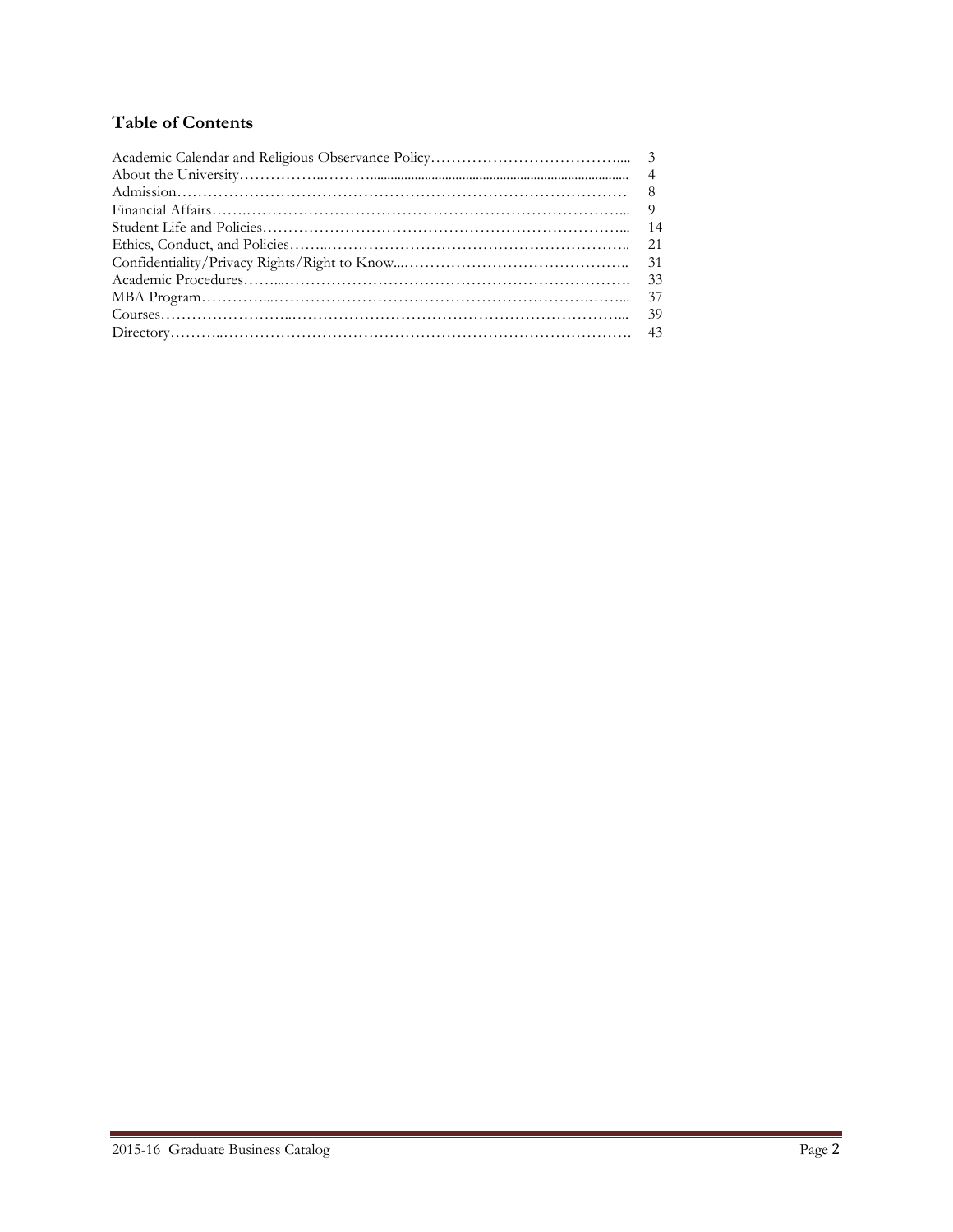## Table of Contents

| | |
|---|---|
| Academic Calendar and Religious Observance Policy | 3 |
| About the University | 4 |
| Admission | 8 |
| Financial Affairs | 9 |
| Student Life and Policies | 14 |
| Ethics, Conduct, and Policies | 21 |
| Confidentiality/Privacy Rights/Right to Know | 31 |
| Academic Procedures | 33 |
| MBA Program | 37 |
| Courses | 39 |
| Directory | 43 |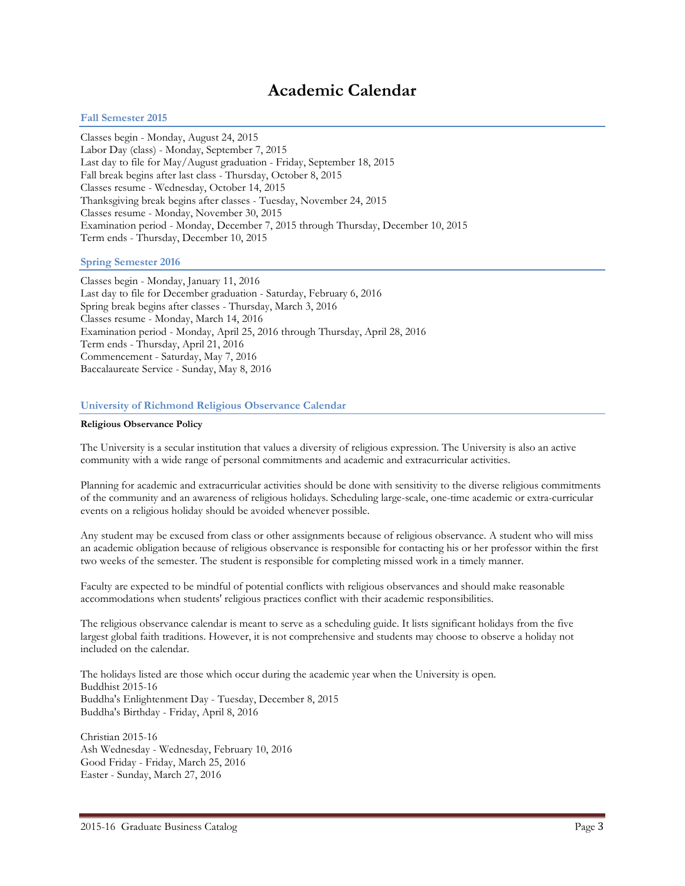# Academic Calendar

## Fall Semester 2015

Classes begin - Monday, August 24, 2015
Labor Day (class) - Monday, September 7, 2015
Last day to file for May/August graduation - Friday, September 18, 2015
Fall break begins after last class - Thursday, October 8, 2015
Classes resume - Wednesday, October 14, 2015
Thanksgiving break begins after classes - Tuesday, November 24, 2015
Classes resume - Monday, November 30, 2015
Examination period - Monday, December 7, 2015 through Thursday, December 10, 2015
Term ends - Thursday, December 10, 2015

## Spring Semester 2016

Classes begin - Monday, January 11, 2016
Last day to file for December graduation - Saturday, February 6, 2016
Spring break begins after classes - Thursday, March 3, 2016
Classes resume - Monday, March 14, 2016
Examination period - Monday, April 25, 2016 through Thursday, April 28, 2016
Term ends - Thursday, April 21, 2016
Commencement - Saturday, May 7, 2016
Baccalaureate Service - Sunday, May 8, 2016

## University of Richmond Religious Observance Calendar

**Religious Observance Policy**

The University is a secular institution that values a diversity of religious expression. The University is also an active community with a wide range of personal commitments and academic and extracurricular activities.

Planning for academic and extracurricular activities should be done with sensitivity to the diverse religious commitments of the community and an awareness of religious holidays. Scheduling large-scale, one-time academic or extra-curricular events on a religious holiday should be avoided whenever possible.

Any student may be excused from class or other assignments because of religious observance. A student who will miss an academic obligation because of religious observance is responsible for contacting his or her professor within the first two weeks of the semester. The student is responsible for completing missed work in a timely manner.

Faculty are expected to be mindful of potential conflicts with religious observances and should make reasonable accommodations when students' religious practices conflict with their academic responsibilities.

The religious observance calendar is meant to serve as a scheduling guide. It lists significant holidays from the five largest global faith traditions. However, it is not comprehensive and students may choose to observe a holiday not included on the calendar.

The holidays listed are those which occur during the academic year when the University is open.
Buddhist 2015-16
Buddha's Enlightenment Day - Tuesday, December 8, 2015
Buddha's Birthday - Friday, April 8, 2016

Christian 2015-16
Ash Wednesday - Wednesday, February 10, 2016
Good Friday - Friday, March 25, 2016
Easter - Sunday, March 27, 2016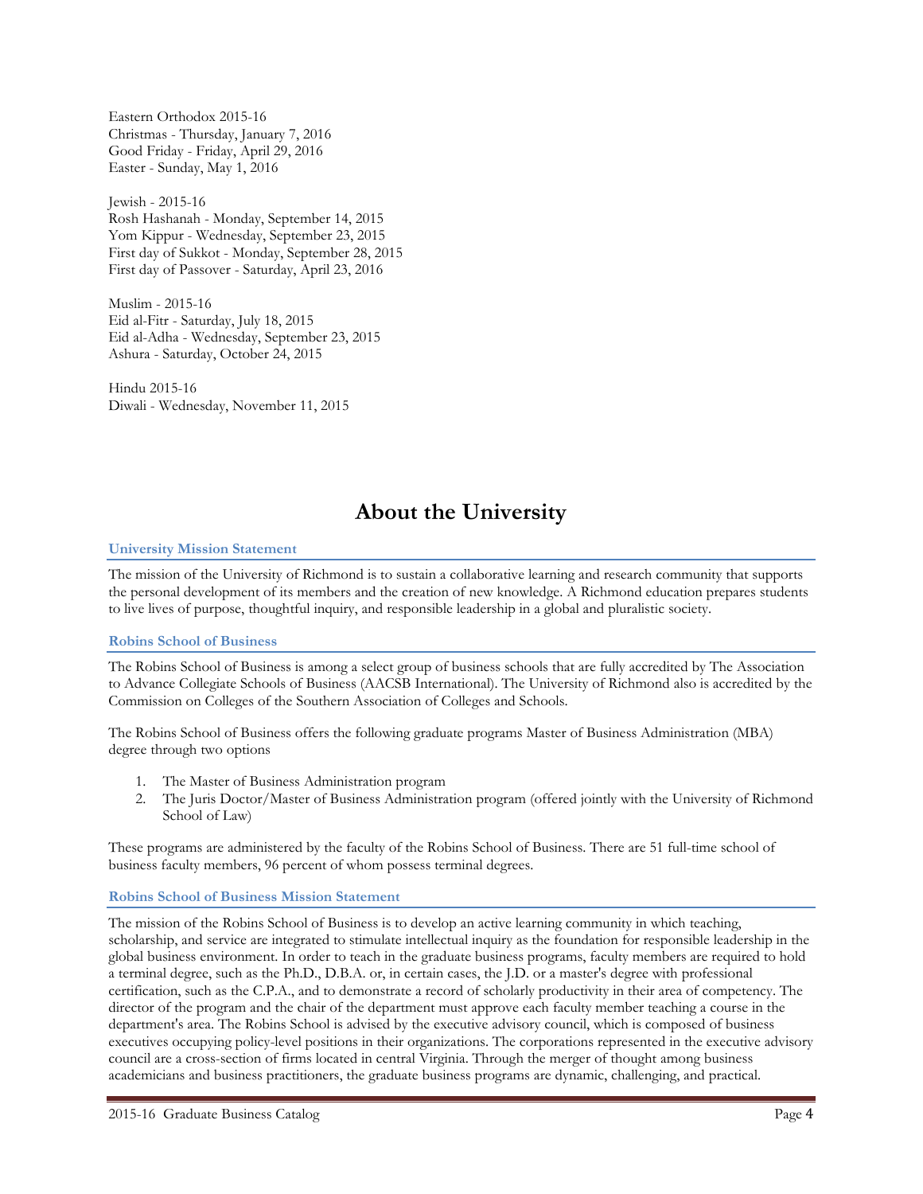Eastern Orthodox 2015-16
Christmas - Thursday, January 7, 2016
Good Friday - Friday, April 29, 2016
Easter - Sunday, May 1, 2016

Jewish - 2015-16
Rosh Hashanah - Monday, September 14, 2015
Yom Kippur - Wednesday, September 23, 2015
First day of Sukkot - Monday, September 28, 2015
First day of Passover - Saturday, April 23, 2016

Muslim - 2015-16
Eid al-Fitr - Saturday, July 18, 2015
Eid al-Adha - Wednesday, September 23, 2015
Ashura - Saturday, October 24, 2015

Hindu 2015-16
Diwali - Wednesday, November 11, 2015

# About the University

### University Mission Statement

The mission of the University of Richmond is to sustain a collaborative learning and research community that supports the personal development of its members and the creation of new knowledge. A Richmond education prepares students to live lives of purpose, thoughtful inquiry, and responsible leadership in a global and pluralistic society.

### Robins School of Business

The Robins School of Business is among a select group of business schools that are fully accredited by The Association to Advance Collegiate Schools of Business (AACSB International). The University of Richmond also is accredited by the Commission on Colleges of the Southern Association of Colleges and Schools.

The Robins School of Business offers the following graduate programs Master of Business Administration (MBA) degree through two options

1. The Master of Business Administration program
2. The Juris Doctor/Master of Business Administration program (offered jointly with the University of Richmond School of Law)

These programs are administered by the faculty of the Robins School of Business. There are 51 full-time school of business faculty members, 96 percent of whom possess terminal degrees.

### Robins School of Business Mission Statement

The mission of the Robins School of Business is to develop an active learning community in which teaching, scholarship, and service are integrated to stimulate intellectual inquiry as the foundation for responsible leadership in the global business environment. In order to teach in the graduate business programs, faculty members are required to hold a terminal degree, such as the Ph.D., D.B.A. or, in certain cases, the J.D. or a master's degree with professional certification, such as the C.P.A., and to demonstrate a record of scholarly productivity in their area of competency. The director of the program and the chair of the department must approve each faculty member teaching a course in the department's area. The Robins School is advised by the executive advisory council, which is composed of business executives occupying policy-level positions in their organizations. The corporations represented in the executive advisory council are a cross-section of firms located in central Virginia. Through the merger of thought among business academicians and business practitioners, the graduate business programs are dynamic, challenging, and practical.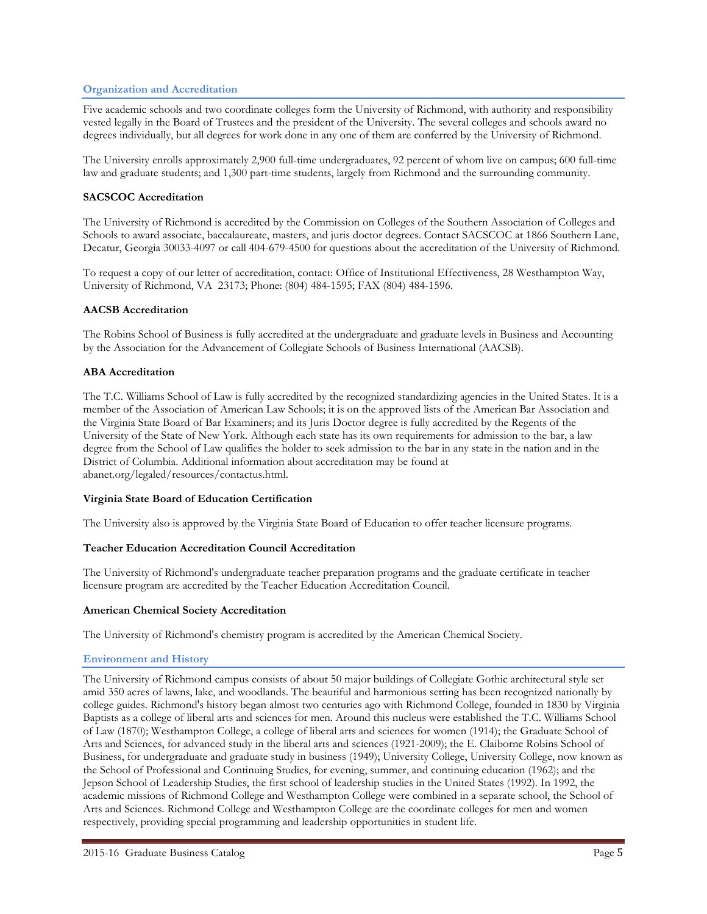## Organization and Accreditation

Five academic schools and two coordinate colleges form the University of Richmond, with authority and responsibility vested legally in the Board of Trustees and the president of the University. The several colleges and schools award no degrees individually, but all degrees for work done in any one of them are conferred by the University of Richmond.

The University enrolls approximately 2,900 full-time undergraduates, 92 percent of whom live on campus; 600 full-time law and graduate students; and 1,300 part-time students, largely from Richmond and the surrounding community.

### SACSCOC Accreditation

The University of Richmond is accredited by the Commission on Colleges of the Southern Association of Colleges and Schools to award associate, baccalaureate, masters, and juris doctor degrees. Contact SACSCOC at 1866 Southern Lane, Decatur, Georgia 30033-4097 or call 404-679-4500 for questions about the accreditation of the University of Richmond.

To request a copy of our letter of accreditation, contact: Office of Institutional Effectiveness, 28 Westhampton Way, University of Richmond, VA 23173; Phone: (804) 484-1595; FAX (804) 484-1596.

### AACSB Accreditation

The Robins School of Business is fully accredited at the undergraduate and graduate levels in Business and Accounting by the Association for the Advancement of Collegiate Schools of Business International (AACSB).

### ABA Accreditation

The T.C. Williams School of Law is fully accredited by the recognized standardizing agencies in the United States. It is a member of the Association of American Law Schools; it is on the approved lists of the American Bar Association and the Virginia State Board of Bar Examiners; and its Juris Doctor degree is fully accredited by the Regents of the University of the State of New York. Although each state has its own requirements for admission to the bar, a law degree from the School of Law qualifies the holder to seek admission to the bar in any state in the nation and in the District of Columbia. Additional information about accreditation may be found at abanet.org/legaled/resources/contactus.html.

### Virginia State Board of Education Certification

The University also is approved by the Virginia State Board of Education to offer teacher licensure programs.

### Teacher Education Accreditation Council Accreditation

The University of Richmond's undergraduate teacher preparation programs and the graduate certificate in teacher licensure program are accredited by the Teacher Education Accreditation Council.

### American Chemical Society Accreditation

The University of Richmond's chemistry program is accredited by the American Chemical Society.

## Environment and History

The University of Richmond campus consists of about 50 major buildings of Collegiate Gothic architectural style set amid 350 acres of lawns, lake, and woodlands. The beautiful and harmonious setting has been recognized nationally by college guides. Richmond's history began almost two centuries ago with Richmond College, founded in 1830 by Virginia Baptists as a college of liberal arts and sciences for men. Around this nucleus were established the T.C. Williams School of Law (1870); Westhampton College, a college of liberal arts and sciences for women (1914); the Graduate School of Arts and Sciences, for advanced study in the liberal arts and sciences (1921-2009); the E. Claiborne Robins School of Business, for undergraduate and graduate study in business (1949); University College, University College, now known as the School of Professional and Continuing Studies, for evening, summer, and continuing education (1962); and the Jepson School of Leadership Studies, the first school of leadership studies in the United States (1992). In 1992, the academic missions of Richmond College and Westhampton College were combined in a separate school, the School of Arts and Sciences. Richmond College and Westhampton College are the coordinate colleges for men and women respectively, providing special programming and leadership opportunities in student life.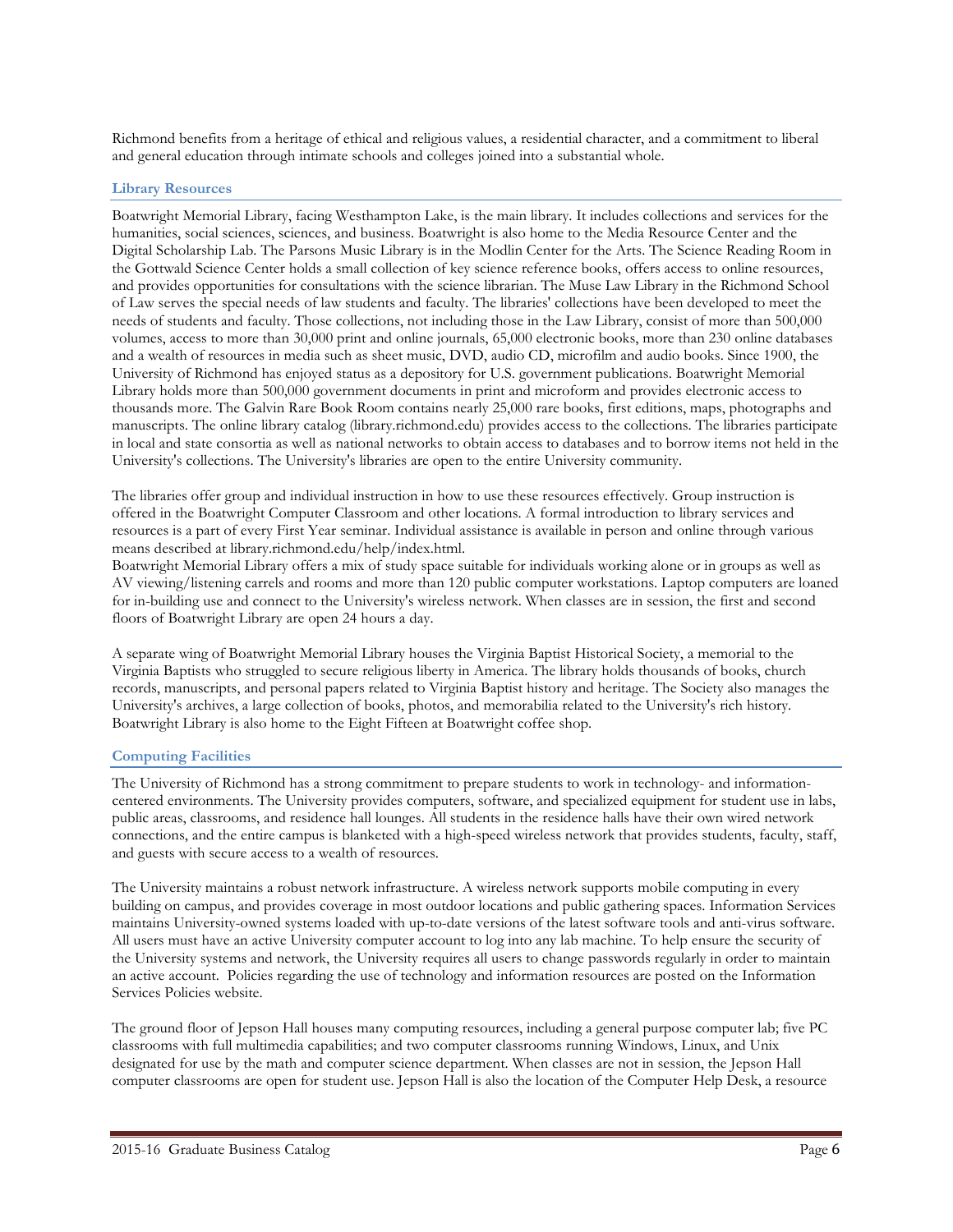Richmond benefits from a heritage of ethical and religious values, a residential character, and a commitment to liberal and general education through intimate schools and colleges joined into a substantial whole.

### Library Resources

Boatwright Memorial Library, facing Westhampton Lake, is the main library. It includes collections and services for the humanities, social sciences, sciences, and business. Boatwright is also home to the Media Resource Center and the Digital Scholarship Lab. The Parsons Music Library is in the Modlin Center for the Arts. The Science Reading Room in the Gottwald Science Center holds a small collection of key science reference books, offers access to online resources, and provides opportunities for consultations with the science librarian. The Muse Law Library in the Richmond School of Law serves the special needs of law students and faculty. The libraries' collections have been developed to meet the needs of students and faculty. Those collections, not including those in the Law Library, consist of more than 500,000 volumes, access to more than 30,000 print and online journals, 65,000 electronic books, more than 230 online databases and a wealth of resources in media such as sheet music, DVD, audio CD, microfilm and audio books. Since 1900, the University of Richmond has enjoyed status as a depository for U.S. government publications. Boatwright Memorial Library holds more than 500,000 government documents in print and microform and provides electronic access to thousands more. The Galvin Rare Book Room contains nearly 25,000 rare books, first editions, maps, photographs and manuscripts. The online library catalog (library.richmond.edu) provides access to the collections. The libraries participate in local and state consortia as well as national networks to obtain access to databases and to borrow items not held in the University's collections. The University's libraries are open to the entire University community.

The libraries offer group and individual instruction in how to use these resources effectively. Group instruction is offered in the Boatwright Computer Classroom and other locations. A formal introduction to library services and resources is a part of every First Year seminar. Individual assistance is available in person and online through various means described at library.richmond.edu/help/index.html.

Boatwright Memorial Library offers a mix of study space suitable for individuals working alone or in groups as well as AV viewing/listening carrels and rooms and more than 120 public computer workstations. Laptop computers are loaned for in-building use and connect to the University's wireless network. When classes are in session, the first and second floors of Boatwright Library are open 24 hours a day.

A separate wing of Boatwright Memorial Library houses the Virginia Baptist Historical Society, a memorial to the Virginia Baptists who struggled to secure religious liberty in America. The library holds thousands of books, church records, manuscripts, and personal papers related to Virginia Baptist history and heritage. The Society also manages the University's archives, a large collection of books, photos, and memorabilia related to the University's rich history. Boatwright Library is also home to the Eight Fifteen at Boatwright coffee shop.

### Computing Facilities

The University of Richmond has a strong commitment to prepare students to work in technology- and information-centered environments. The University provides computers, software, and specialized equipment for student use in labs, public areas, classrooms, and residence hall lounges. All students in the residence halls have their own wired network connections, and the entire campus is blanketed with a high-speed wireless network that provides students, faculty, staff, and guests with secure access to a wealth of resources.

The University maintains a robust network infrastructure. A wireless network supports mobile computing in every building on campus, and provides coverage in most outdoor locations and public gathering spaces. Information Services maintains University-owned systems loaded with up-to-date versions of the latest software tools and anti-virus software. All users must have an active University computer account to log into any lab machine. To help ensure the security of the University systems and network, the University requires all users to change passwords regularly in order to maintain an active account. Policies regarding the use of technology and information resources are posted on the Information Services Policies website.

The ground floor of Jepson Hall houses many computing resources, including a general purpose computer lab; five PC classrooms with full multimedia capabilities; and two computer classrooms running Windows, Linux, and Unix designated for use by the math and computer science department. When classes are not in session, the Jepson Hall computer classrooms are open for student use. Jepson Hall is also the location of the Computer Help Desk, a resource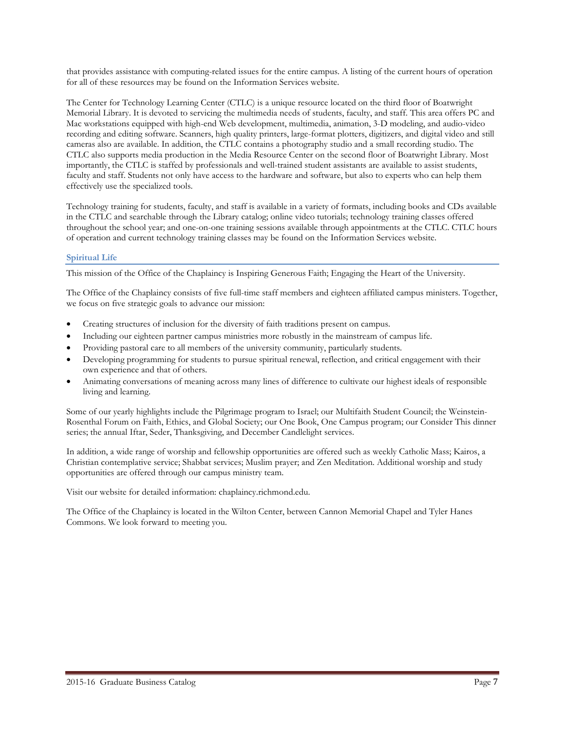that provides assistance with computing-related issues for the entire campus. A listing of the current hours of operation for all of these resources may be found on the Information Services website.

The Center for Technology Learning Center (CTLC) is a unique resource located on the third floor of Boatwright Memorial Library. It is devoted to servicing the multimedia needs of students, faculty, and staff. This area offers PC and Mac workstations equipped with high-end Web development, multimedia, animation, 3-D modeling, and audio-video recording and editing software. Scanners, high quality printers, large-format plotters, digitizers, and digital video and still cameras also are available. In addition, the CTLC contains a photography studio and a small recording studio. The CTLC also supports media production in the Media Resource Center on the second floor of Boatwright Library. Most importantly, the CTLC is staffed by professionals and well-trained student assistants are available to assist students, faculty and staff. Students not only have access to the hardware and software, but also to experts who can help them effectively use the specialized tools.

Technology training for students, faculty, and staff is available in a variety of formats, including books and CDs available in the CTLC and searchable through the Library catalog; online video tutorials; technology training classes offered throughout the school year; and one-on-one training sessions available through appointments at the CTLC. CTLC hours of operation and current technology training classes may be found on the Information Services website.

## Spiritual Life

This mission of the Office of the Chaplaincy is Inspiring Generous Faith; Engaging the Heart of the University.

The Office of the Chaplaincy consists of five full-time staff members and eighteen affiliated campus ministers. Together, we focus on five strategic goals to advance our mission:

- Creating structures of inclusion for the diversity of faith traditions present on campus.
- Including our eighteen partner campus ministries more robustly in the mainstream of campus life.
- Providing pastoral care to all members of the university community, particularly students.
- Developing programming for students to pursue spiritual renewal, reflection, and critical engagement with their own experience and that of others.
- Animating conversations of meaning across many lines of difference to cultivate our highest ideals of responsible living and learning.

Some of our yearly highlights include the Pilgrimage program to Israel; our Multifaith Student Council; the Weinstein-Rosenthal Forum on Faith, Ethics, and Global Society; our One Book, One Campus program; our Consider This dinner series; the annual Iftar, Seder, Thanksgiving, and December Candlelight services.

In addition, a wide range of worship and fellowship opportunities are offered such as weekly Catholic Mass; Kairos, a Christian contemplative service; Shabbat services; Muslim prayer; and Zen Meditation. Additional worship and study opportunities are offered through our campus ministry team.

Visit our website for detailed information: chaplaincy.richmond.edu.

The Office of the Chaplaincy is located in the Wilton Center, between Cannon Memorial Chapel and Tyler Hanes Commons. We look forward to meeting you.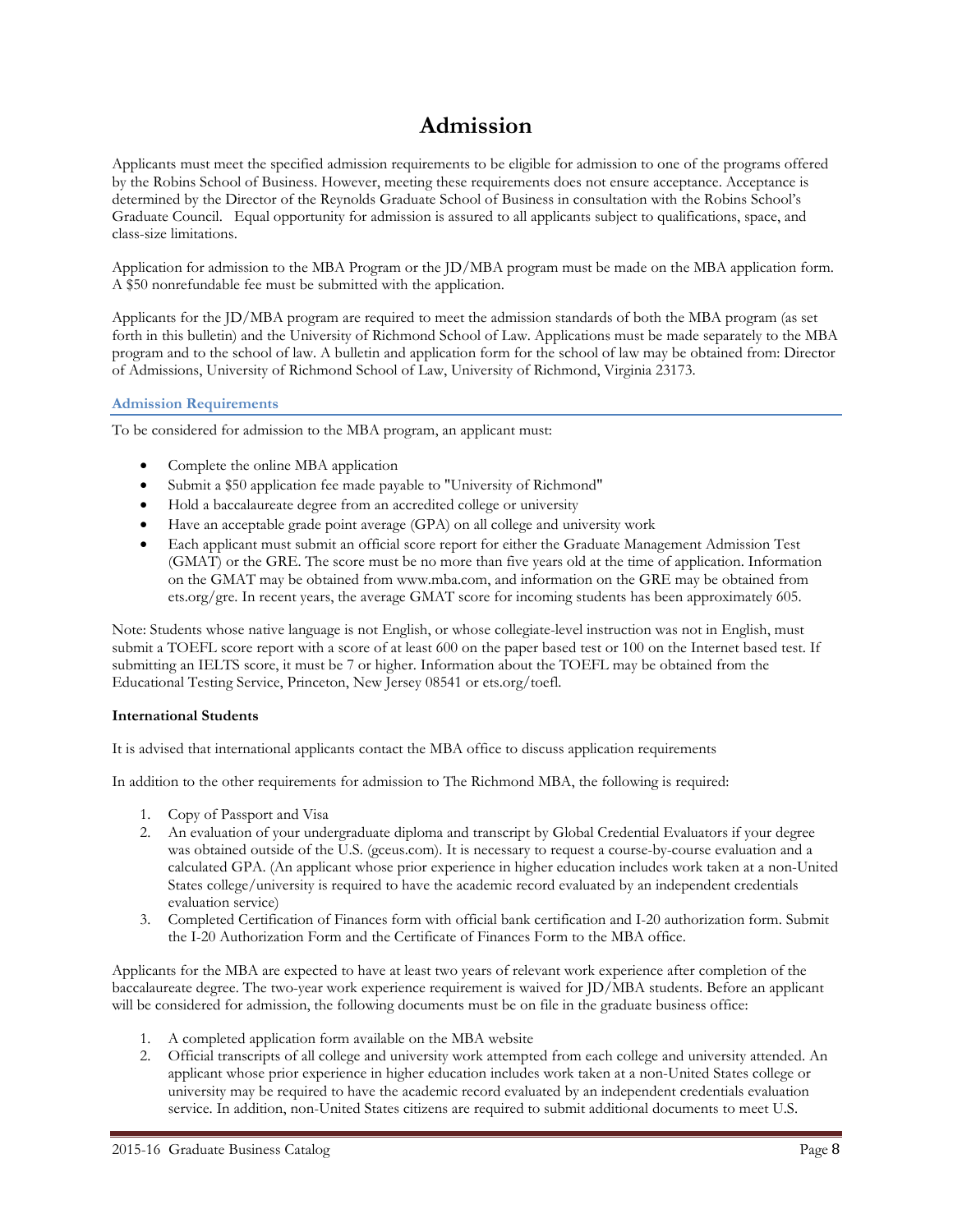# Admission

Applicants must meet the specified admission requirements to be eligible for admission to one of the programs offered by the Robins School of Business. However, meeting these requirements does not ensure acceptance. Acceptance is determined by the Director of the Reynolds Graduate School of Business in consultation with the Robins School's Graduate Council. Equal opportunity for admission is assured to all applicants subject to qualifications, space, and class-size limitations.

Application for admission to the MBA Program or the JD/MBA program must be made on the MBA application form. A $50 nonrefundable fee must be submitted with the application.

Applicants for the JD/MBA program are required to meet the admission standards of both the MBA program (as set forth in this bulletin) and the University of Richmond School of Law. Applications must be made separately to the MBA program and to the school of law. A bulletin and application form for the school of law may be obtained from: Director of Admissions, University of Richmond School of Law, University of Richmond, Virginia 23173.

## Admission Requirements

To be considered for admission to the MBA program, an applicant must:

- Complete the online MBA application
- Submit a $50 application fee made payable to "University of Richmond"
- Hold a baccalaureate degree from an accredited college or university
- Have an acceptable grade point average (GPA) on all college and university work
- Each applicant must submit an official score report for either the Graduate Management Admission Test (GMAT) or the GRE. The score must be no more than five years old at the time of application. Information on the GMAT may be obtained from www.mba.com, and information on the GRE may be obtained from ets.org/gre. In recent years, the average GMAT score for incoming students has been approximately 605.

Note: Students whose native language is not English, or whose collegiate-level instruction was not in English, must submit a TOEFL score report with a score of at least 600 on the paper based test or 100 on the Internet based test. If submitting an IELTS score, it must be 7 or higher. Information about the TOEFL may be obtained from the Educational Testing Service, Princeton, New Jersey 08541 or ets.org/toefl.

**International Students**

It is advised that international applicants contact the MBA office to discuss application requirements

In addition to the other requirements for admission to The Richmond MBA, the following is required:

1. Copy of Passport and Visa
2. An evaluation of your undergraduate diploma and transcript by Global Credential Evaluators if your degree was obtained outside of the U.S. (gceus.com). It is necessary to request a course-by-course evaluation and a calculated GPA. (An applicant whose prior experience in higher education includes work taken at a non-United States college/university is required to have the academic record evaluated by an independent credentials evaluation service)
3. Completed Certification of Finances form with official bank certification and I-20 authorization form. Submit the I-20 Authorization Form and the Certificate of Finances Form to the MBA office.

Applicants for the MBA are expected to have at least two years of relevant work experience after completion of the baccalaureate degree. The two-year work experience requirement is waived for JD/MBA students. Before an applicant will be considered for admission, the following documents must be on file in the graduate business office:

1. A completed application form available on the MBA website
2. Official transcripts of all college and university work attempted from each college and university attended. An applicant whose prior experience in higher education includes work taken at a non-United States college or university may be required to have the academic record evaluated by an independent credentials evaluation service. In addition, non-United States citizens are required to submit additional documents to meet U.S.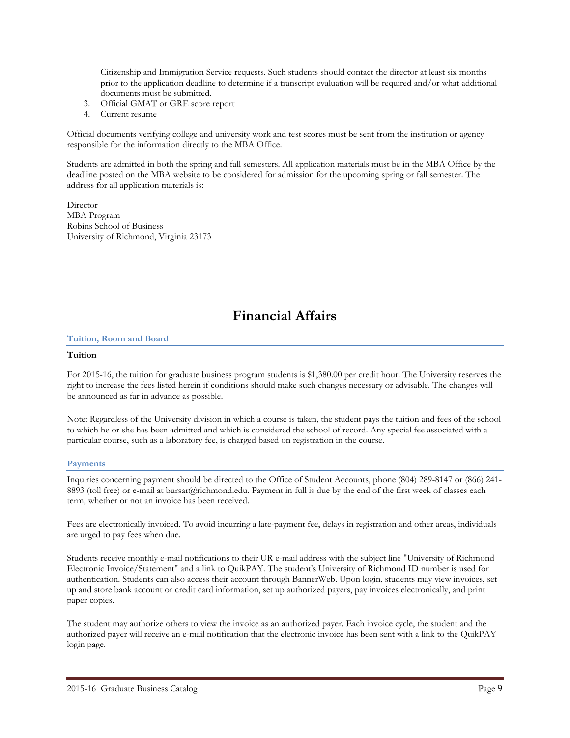Citizenship and Immigration Service requests. Such students should contact the director at least six months prior to the application deadline to determine if a transcript evaluation will be required and/or what additional documents must be submitted.

3. Official GMAT or GRE score report
4. Current resume

Official documents verifying college and university work and test scores must be sent from the institution or agency responsible for the information directly to the MBA Office.

Students are admitted in both the spring and fall semesters. All application materials must be in the MBA Office by the deadline posted on the MBA website to be considered for admission for the upcoming spring or fall semester. The address for all application materials is:

Director
MBA Program
Robins School of Business
University of Richmond, Virginia 23173

# Financial Affairs

## Tuition, Room and Board

### Tuition

For 2015-16, the tuition for graduate business program students is $1,380.00 per credit hour. The University reserves the right to increase the fees listed herein if conditions should make such changes necessary or advisable. The changes will be announced as far in advance as possible.

Note: Regardless of the University division in which a course is taken, the student pays the tuition and fees of the school to which he or she has been admitted and which is considered the school of record. Any special fee associated with a particular course, such as a laboratory fee, is charged based on registration in the course.

## Payments

Inquiries concerning payment should be directed to the Office of Student Accounts, phone (804) 289-8147 or (866) 241-8893 (toll free) or e-mail at bursar@richmond.edu. Payment in full is due by the end of the first week of classes each term, whether or not an invoice has been received.

Fees are electronically invoiced. To avoid incurring a late-payment fee, delays in registration and other areas, individuals are urged to pay fees when due.

Students receive monthly e-mail notifications to their UR e-mail address with the subject line "University of Richmond Electronic Invoice/Statement" and a link to QuikPAY. The student's University of Richmond ID number is used for authentication. Students can also access their account through BannerWeb. Upon login, students may view invoices, set up and store bank account or credit card information, set up authorized payers, pay invoices electronically, and print paper copies.

The student may authorize others to view the invoice as an authorized payer. Each invoice cycle, the student and the authorized payer will receive an e-mail notification that the electronic invoice has been sent with a link to the QuikPAY login page.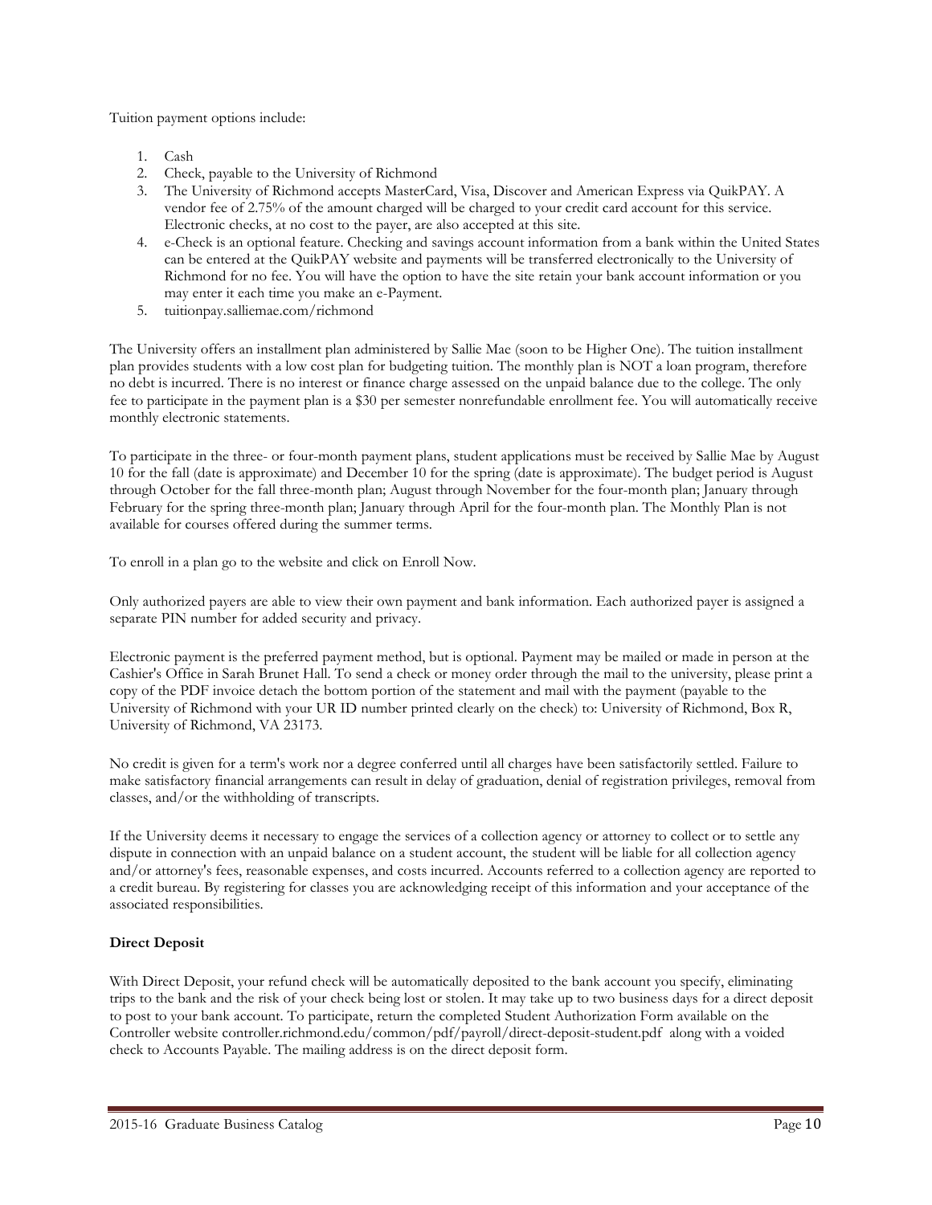Tuition payment options include:

1. Cash
2. Check, payable to the University of Richmond
3. The University of Richmond accepts MasterCard, Visa, Discover and American Express via QuikPAY. A vendor fee of 2.75% of the amount charged will be charged to your credit card account for this service. Electronic checks, at no cost to the payer, are also accepted at this site.
4. e-Check is an optional feature. Checking and savings account information from a bank within the United States can be entered at the QuikPAY website and payments will be transferred electronically to the University of Richmond for no fee. You will have the option to have the site retain your bank account information or you may enter it each time you make an e-Payment.
5. tuitionpay.salliemae.com/richmond

The University offers an installment plan administered by Sallie Mae (soon to be Higher One). The tuition installment plan provides students with a low cost plan for budgeting tuition. The monthly plan is NOT a loan program, therefore no debt is incurred. There is no interest or finance charge assessed on the unpaid balance due to the college. The only fee to participate in the payment plan is a $30 per semester nonrefundable enrollment fee. You will automatically receive monthly electronic statements.

To participate in the three- or four-month payment plans, student applications must be received by Sallie Mae by August 10 for the fall (date is approximate) and December 10 for the spring (date is approximate). The budget period is August through October for the fall three-month plan; August through November for the four-month plan; January through February for the spring three-month plan; January through April for the four-month plan. The Monthly Plan is not available for courses offered during the summer terms.

To enroll in a plan go to the website and click on Enroll Now.

Only authorized payers are able to view their own payment and bank information. Each authorized payer is assigned a separate PIN number for added security and privacy.

Electronic payment is the preferred payment method, but is optional. Payment may be mailed or made in person at the Cashier's Office in Sarah Brunet Hall. To send a check or money order through the mail to the university, please print a copy of the PDF invoice detach the bottom portion of the statement and mail with the payment (payable to the University of Richmond with your UR ID number printed clearly on the check) to: University of Richmond, Box R, University of Richmond, VA 23173.

No credit is given for a term's work nor a degree conferred until all charges have been satisfactorily settled. Failure to make satisfactory financial arrangements can result in delay of graduation, denial of registration privileges, removal from classes, and/or the withholding of transcripts.

If the University deems it necessary to engage the services of a collection agency or attorney to collect or to settle any dispute in connection with an unpaid balance on a student account, the student will be liable for all collection agency and/or attorney's fees, reasonable expenses, and costs incurred. Accounts referred to a collection agency are reported to a credit bureau. By registering for classes you are acknowledging receipt of this information and your acceptance of the associated responsibilities.

**Direct Deposit**

With Direct Deposit, your refund check will be automatically deposited to the bank account you specify, eliminating trips to the bank and the risk of your check being lost or stolen. It may take up to two business days for a direct deposit to post to your bank account. To participate, return the completed Student Authorization Form available on the Controller website controller.richmond.edu/common/pdf/payroll/direct-deposit-student.pdf along with a voided check to Accounts Payable. The mailing address is on the direct deposit form.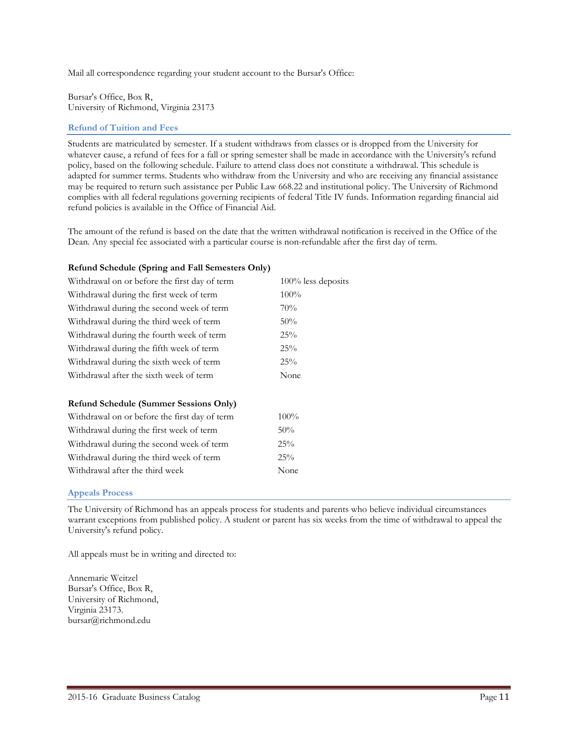Mail all correspondence regarding your student account to the Bursar's Office:

Bursar's Office, Box R,
University of Richmond, Virginia 23173

## Refund of Tuition and Fees

Students are matriculated by semester. If a student withdraws from classes or is dropped from the University for whatever cause, a refund of fees for a fall or spring semester shall be made in accordance with the University's refund policy, based on the following schedule. Failure to attend class does not constitute a withdrawal. This schedule is adapted for summer terms. Students who withdraw from the University and who are receiving any financial assistance may be required to return such assistance per Public Law 668.22 and institutional policy. The University of Richmond complies with all federal regulations governing recipients of federal Title IV funds. Information regarding financial aid refund policies is available in the Office of Financial Aid.

The amount of the refund is based on the date that the written withdrawal notification is received in the Office of the Dean. Any special fee associated with a particular course is non-refundable after the first day of term.

**Refund Schedule (Spring and Fall Semesters Only)**

| | |
|---|---|
| Withdrawal on or before the first day of term | 100% less deposits |
| Withdrawal during the first week of term | 100% |
| Withdrawal during the second week of term | 70% |
| Withdrawal during the third week of term | 50% |
| Withdrawal during the fourth week of term | 25% |
| Withdrawal during the fifth week of term | 25% |
| Withdrawal during the sixth week of term | 25% |
| Withdrawal after the sixth week of term | None |

**Refund Schedule (Summer Sessions Only)**

| | |
|---|---|
| Withdrawal on or before the first day of term | 100% |
| Withdrawal during the first week of term | 50% |
| Withdrawal during the second week of term | 25% |
| Withdrawal during the third week of term | 25% |
| Withdrawal after the third week | None |

## Appeals Process

The University of Richmond has an appeals process for students and parents who believe individual circumstances warrant exceptions from published policy. A student or parent has six weeks from the time of withdrawal to appeal the University's refund policy.

All appeals must be in writing and directed to:

Annemarie Weitzel
Bursar's Office, Box R,
University of Richmond,
Virginia 23173.
bursar@richmond.edu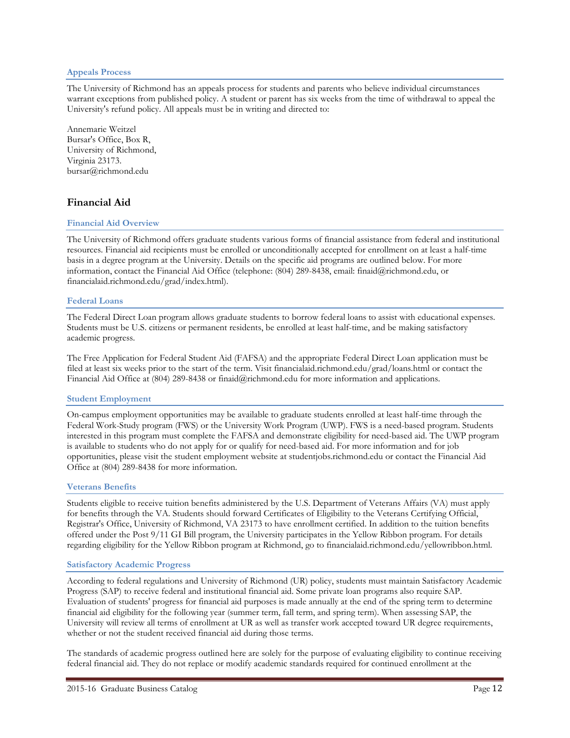### Appeals Process

The University of Richmond has an appeals process for students and parents who believe individual circumstances warrant exceptions from published policy. A student or parent has six weeks from the time of withdrawal to appeal the University's refund policy. All appeals must be in writing and directed to:

Annemarie Weitzel  
Bursar's Office, Box R,  
University of Richmond,  
Virginia 23173.  
bursar@richmond.edu

## Financial Aid

### Financial Aid Overview

The University of Richmond offers graduate students various forms of financial assistance from federal and institutional resources. Financial aid recipients must be enrolled or unconditionally accepted for enrollment on at least a half-time basis in a degree program at the University. Details on the specific aid programs are outlined below. For more information, contact the Financial Aid Office (telephone: (804) 289-8438, email: finaid@richmond.edu, or financialaid.richmond.edu/grad/index.html).

### Federal Loans

The Federal Direct Loan program allows graduate students to borrow federal loans to assist with educational expenses. Students must be U.S. citizens or permanent residents, be enrolled at least half-time, and be making satisfactory academic progress.

The Free Application for Federal Student Aid (FAFSA) and the appropriate Federal Direct Loan application must be filed at least six weeks prior to the start of the term. Visit financialaid.richmond.edu/grad/loans.html or contact the Financial Aid Office at (804) 289-8438 or finaid@richmond.edu for more information and applications.

### Student Employment

On-campus employment opportunities may be available to graduate students enrolled at least half-time through the Federal Work-Study program (FWS) or the University Work Program (UWP). FWS is a need-based program. Students interested in this program must complete the FAFSA and demonstrate eligibility for need-based aid. The UWP program is available to students who do not apply for or qualify for need-based aid. For more information and for job opportunities, please visit the student employment website at studentjobs.richmond.edu or contact the Financial Aid Office at (804) 289-8438 for more information.

### Veterans Benefits

Students eligible to receive tuition benefits administered by the U.S. Department of Veterans Affairs (VA) must apply for benefits through the VA. Students should forward Certificates of Eligibility to the Veterans Certifying Official, Registrar's Office, University of Richmond, VA 23173 to have enrollment certified. In addition to the tuition benefits offered under the Post 9/11 GI Bill program, the University participates in the Yellow Ribbon program. For details regarding eligibility for the Yellow Ribbon program at Richmond, go to financialaid.richmond.edu/yellowribbon.html.

### Satisfactory Academic Progress

According to federal regulations and University of Richmond (UR) policy, students must maintain Satisfactory Academic Progress (SAP) to receive federal and institutional financial aid. Some private loan programs also require SAP. Evaluation of students' progress for financial aid purposes is made annually at the end of the spring term to determine financial aid eligibility for the following year (summer term, fall term, and spring term). When assessing SAP, the University will review all terms of enrollment at UR as well as transfer work accepted toward UR degree requirements, whether or not the student received financial aid during those terms.

The standards of academic progress outlined here are solely for the purpose of evaluating eligibility to continue receiving federal financial aid. They do not replace or modify academic standards required for continued enrollment at the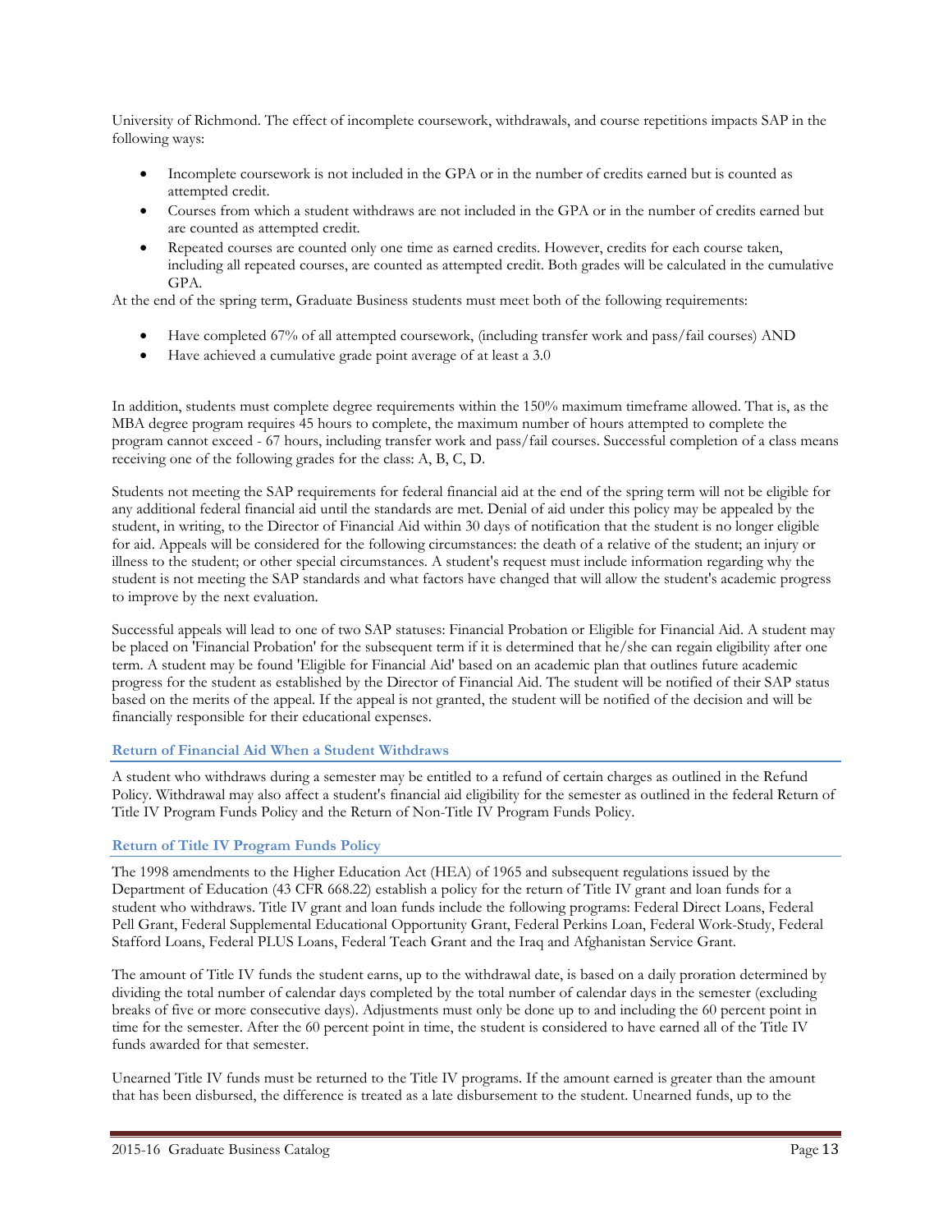University of Richmond. The effect of incomplete coursework, withdrawals, and course repetitions impacts SAP in the following ways:

- Incomplete coursework is not included in the GPA or in the number of credits earned but is counted as attempted credit.
- Courses from which a student withdraws are not included in the GPA or in the number of credits earned but are counted as attempted credit.
- Repeated courses are counted only one time as earned credits. However, credits for each course taken, including all repeated courses, are counted as attempted credit. Both grades will be calculated in the cumulative GPA.

At the end of the spring term, Graduate Business students must meet both of the following requirements:

- Have completed 67% of all attempted coursework, (including transfer work and pass/fail courses) AND
- Have achieved a cumulative grade point average of at least a 3.0

In addition, students must complete degree requirements within the 150% maximum timeframe allowed. That is, as the MBA degree program requires 45 hours to complete, the maximum number of hours attempted to complete the program cannot exceed - 67 hours, including transfer work and pass/fail courses. Successful completion of a class means receiving one of the following grades for the class: A, B, C, D.

Students not meeting the SAP requirements for federal financial aid at the end of the spring term will not be eligible for any additional federal financial aid until the standards are met. Denial of aid under this policy may be appealed by the student, in writing, to the Director of Financial Aid within 30 days of notification that the student is no longer eligible for aid. Appeals will be considered for the following circumstances: the death of a relative of the student; an injury or illness to the student; or other special circumstances. A student's request must include information regarding why the student is not meeting the SAP standards and what factors have changed that will allow the student's academic progress to improve by the next evaluation.

Successful appeals will lead to one of two SAP statuses: Financial Probation or Eligible for Financial Aid. A student may be placed on 'Financial Probation' for the subsequent term if it is determined that he/she can regain eligibility after one term. A student may be found 'Eligible for Financial Aid' based on an academic plan that outlines future academic progress for the student as established by the Director of Financial Aid. The student will be notified of their SAP status based on the merits of the appeal. If the appeal is not granted, the student will be notified of the decision and will be financially responsible for their educational expenses.

### Return of Financial Aid When a Student Withdraws

A student who withdraws during a semester may be entitled to a refund of certain charges as outlined in the Refund Policy. Withdrawal may also affect a student's financial aid eligibility for the semester as outlined in the federal Return of Title IV Program Funds Policy and the Return of Non-Title IV Program Funds Policy.

### Return of Title IV Program Funds Policy

The 1998 amendments to the Higher Education Act (HEA) of 1965 and subsequent regulations issued by the Department of Education (43 CFR 668.22) establish a policy for the return of Title IV grant and loan funds for a student who withdraws. Title IV grant and loan funds include the following programs: Federal Direct Loans, Federal Pell Grant, Federal Supplemental Educational Opportunity Grant, Federal Perkins Loan, Federal Work-Study, Federal Stafford Loans, Federal PLUS Loans, Federal Teach Grant and the Iraq and Afghanistan Service Grant.

The amount of Title IV funds the student earns, up to the withdrawal date, is based on a daily proration determined by dividing the total number of calendar days completed by the total number of calendar days in the semester (excluding breaks of five or more consecutive days). Adjustments must only be done up to and including the 60 percent point in time for the semester. After the 60 percent point in time, the student is considered to have earned all of the Title IV funds awarded for that semester.

Unearned Title IV funds must be returned to the Title IV programs. If the amount earned is greater than the amount that has been disbursed, the difference is treated as a late disbursement to the student. Unearned funds, up to the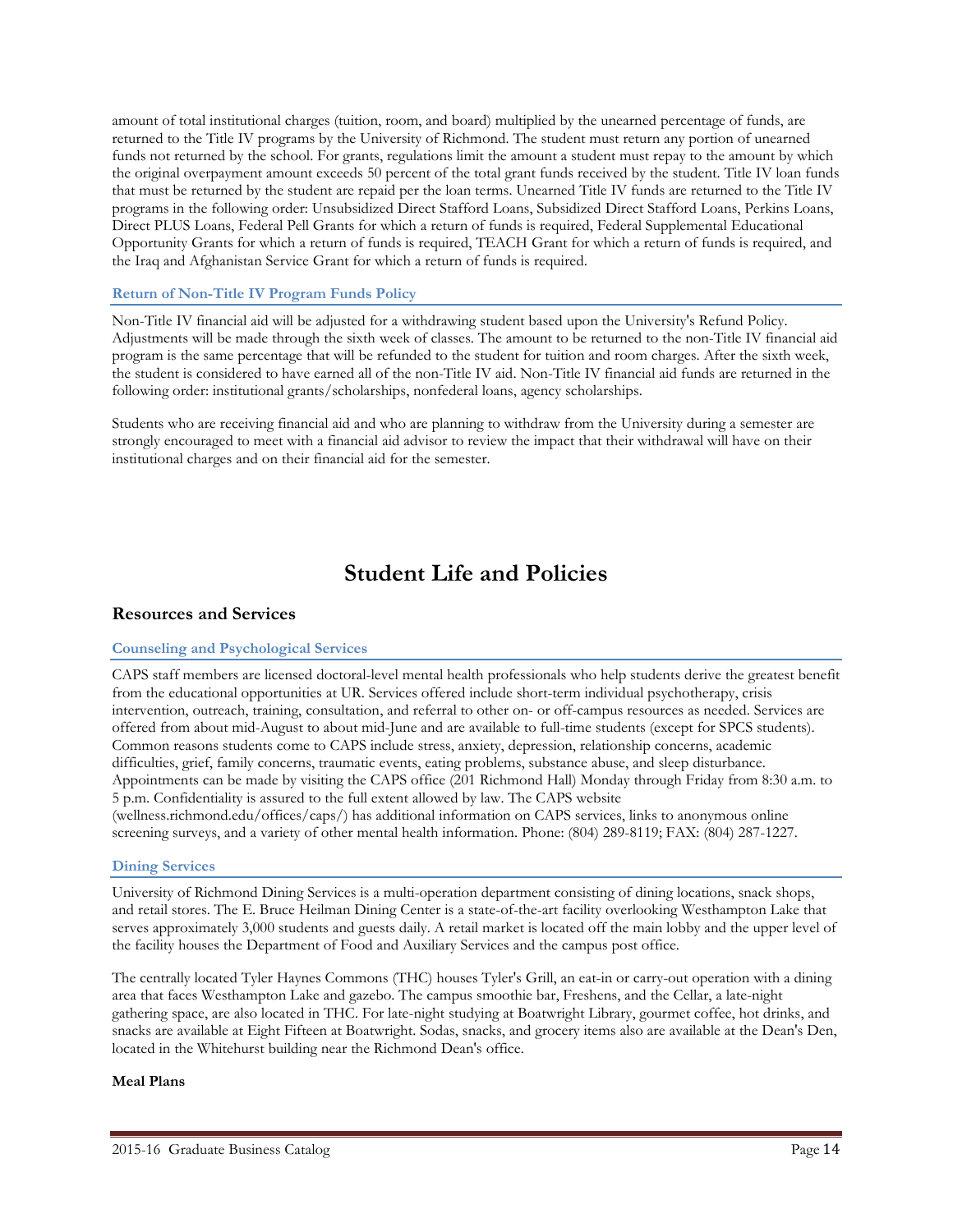amount of total institutional charges (tuition, room, and board) multiplied by the unearned percentage of funds, are returned to the Title IV programs by the University of Richmond. The student must return any portion of unearned funds not returned by the school. For grants, regulations limit the amount a student must repay to the amount by which the original overpayment amount exceeds 50 percent of the total grant funds received by the student. Title IV loan funds that must be returned by the student are repaid per the loan terms. Unearned Title IV funds are returned to the Title IV programs in the following order: Unsubsidized Direct Stafford Loans, Subsidized Direct Stafford Loans, Perkins Loans, Direct PLUS Loans, Federal Pell Grants for which a return of funds is required, Federal Supplemental Educational Opportunity Grants for which a return of funds is required, TEACH Grant for which a return of funds is required, and the Iraq and Afghanistan Service Grant for which a return of funds is required.

### Return of Non-Title IV Program Funds Policy

Non-Title IV financial aid will be adjusted for a withdrawing student based upon the University's Refund Policy. Adjustments will be made through the sixth week of classes. The amount to be returned to the non-Title IV financial aid program is the same percentage that will be refunded to the student for tuition and room charges. After the sixth week, the student is considered to have earned all of the non-Title IV aid. Non-Title IV financial aid funds are returned in the following order: institutional grants/scholarships, nonfederal loans, agency scholarships.

Students who are receiving financial aid and who are planning to withdraw from the University during a semester are strongly encouraged to meet with a financial aid advisor to review the impact that their withdrawal will have on their institutional charges and on their financial aid for the semester.

# Student Life and Policies

## Resources and Services

### Counseling and Psychological Services

CAPS staff members are licensed doctoral-level mental health professionals who help students derive the greatest benefit from the educational opportunities at UR. Services offered include short-term individual psychotherapy, crisis intervention, outreach, training, consultation, and referral to other on- or off-campus resources as needed. Services are offered from about mid-August to about mid-June and are available to full-time students (except for SPCS students). Common reasons students come to CAPS include stress, anxiety, depression, relationship concerns, academic difficulties, grief, family concerns, traumatic events, eating problems, substance abuse, and sleep disturbance. Appointments can be made by visiting the CAPS office (201 Richmond Hall) Monday through Friday from 8:30 a.m. to 5 p.m. Confidentiality is assured to the full extent allowed by law. The CAPS website (wellness.richmond.edu/offices/caps/) has additional information on CAPS services, links to anonymous online screening surveys, and a variety of other mental health information. Phone: (804) 289-8119; FAX: (804) 287-1227.

### Dining Services

University of Richmond Dining Services is a multi-operation department consisting of dining locations, snack shops, and retail stores. The E. Bruce Heilman Dining Center is a state-of-the-art facility overlooking Westhampton Lake that serves approximately 3,000 students and guests daily. A retail market is located off the main lobby and the upper level of the facility houses the Department of Food and Auxiliary Services and the campus post office.

The centrally located Tyler Haynes Commons (THC) houses Tyler's Grill, an eat-in or carry-out operation with a dining area that faces Westhampton Lake and gazebo. The campus smoothie bar, Freshens, and the Cellar, a late-night gathering space, are also located in THC. For late-night studying at Boatwright Library, gourmet coffee, hot drinks, and snacks are available at Eight Fifteen at Boatwright. Sodas, snacks, and grocery items also are available at the Dean's Den, located in the Whitehurst building near the Richmond Dean's office.

**Meal Plans**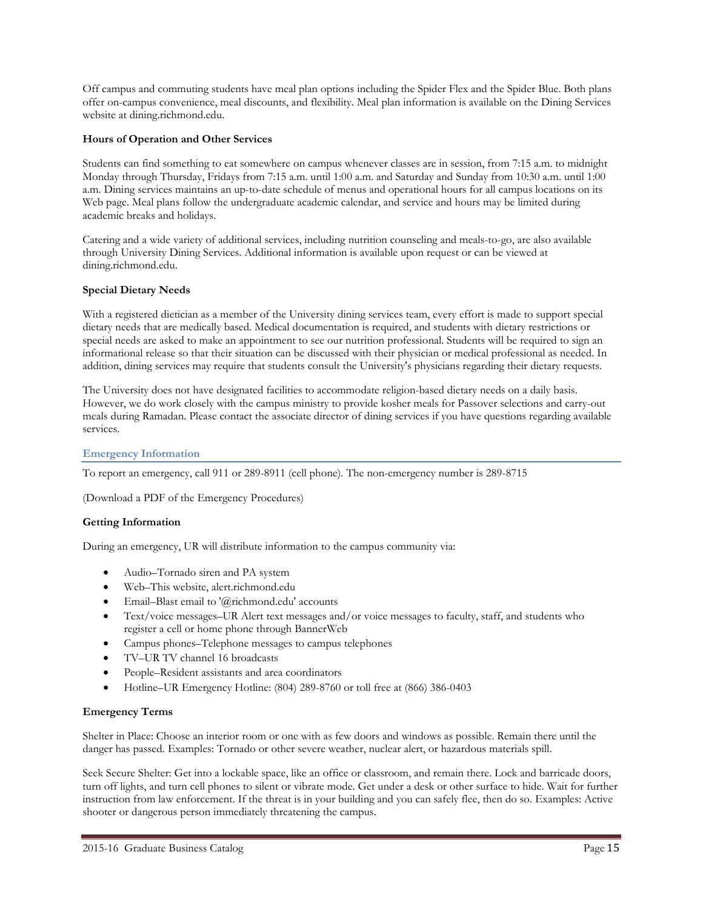Off campus and commuting students have meal plan options including the Spider Flex and the Spider Blue. Both plans offer on-campus convenience, meal discounts, and flexibility. Meal plan information is available on the Dining Services website at dining.richmond.edu.

**Hours of Operation and Other Services**

Students can find something to eat somewhere on campus whenever classes are in session, from 7:15 a.m. to midnight Monday through Thursday, Fridays from 7:15 a.m. until 1:00 a.m. and Saturday and Sunday from 10:30 a.m. until 1:00 a.m. Dining services maintains an up-to-date schedule of menus and operational hours for all campus locations on its Web page. Meal plans follow the undergraduate academic calendar, and service and hours may be limited during academic breaks and holidays.

Catering and a wide variety of additional services, including nutrition counseling and meals-to-go, are also available through University Dining Services. Additional information is available upon request or can be viewed at dining.richmond.edu.

**Special Dietary Needs**

With a registered dietician as a member of the University dining services team, every effort is made to support special dietary needs that are medically based. Medical documentation is required, and students with dietary restrictions or special needs are asked to make an appointment to see our nutrition professional. Students will be required to sign an informational release so that their situation can be discussed with their physician or medical professional as needed. In addition, dining services may require that students consult the University's physicians regarding their dietary requests.

The University does not have designated facilities to accommodate religion-based dietary needs on a daily basis. However, we do work closely with the campus ministry to provide kosher meals for Passover selections and carry-out meals during Ramadan. Please contact the associate director of dining services if you have questions regarding available services.

## Emergency Information

To report an emergency, call 911 or 289-8911 (cell phone). The non-emergency number is 289-8715

(Download a PDF of the Emergency Procedures)

**Getting Information**

During an emergency, UR will distribute information to the campus community via:

- Audio–Tornado siren and PA system
- Web–This website, alert.richmond.edu
- Email–Blast email to '@richmond.edu' accounts
- Text/voice messages–UR Alert text messages and/or voice messages to faculty, staff, and students who register a cell or home phone through BannerWeb
- Campus phones–Telephone messages to campus telephones
- TV–UR TV channel 16 broadcasts
- People–Resident assistants and area coordinators
- Hotline–UR Emergency Hotline: (804) 289-8760 or toll free at (866) 386-0403

**Emergency Terms**

Shelter in Place: Choose an interior room or one with as few doors and windows as possible. Remain there until the danger has passed. Examples: Tornado or other severe weather, nuclear alert, or hazardous materials spill.

Seek Secure Shelter: Get into a lockable space, like an office or classroom, and remain there. Lock and barricade doors, turn off lights, and turn cell phones to silent or vibrate mode. Get under a desk or other surface to hide. Wait for further instruction from law enforcement. If the threat is in your building and you can safely flee, then do so. Examples: Active shooter or dangerous person immediately threatening the campus.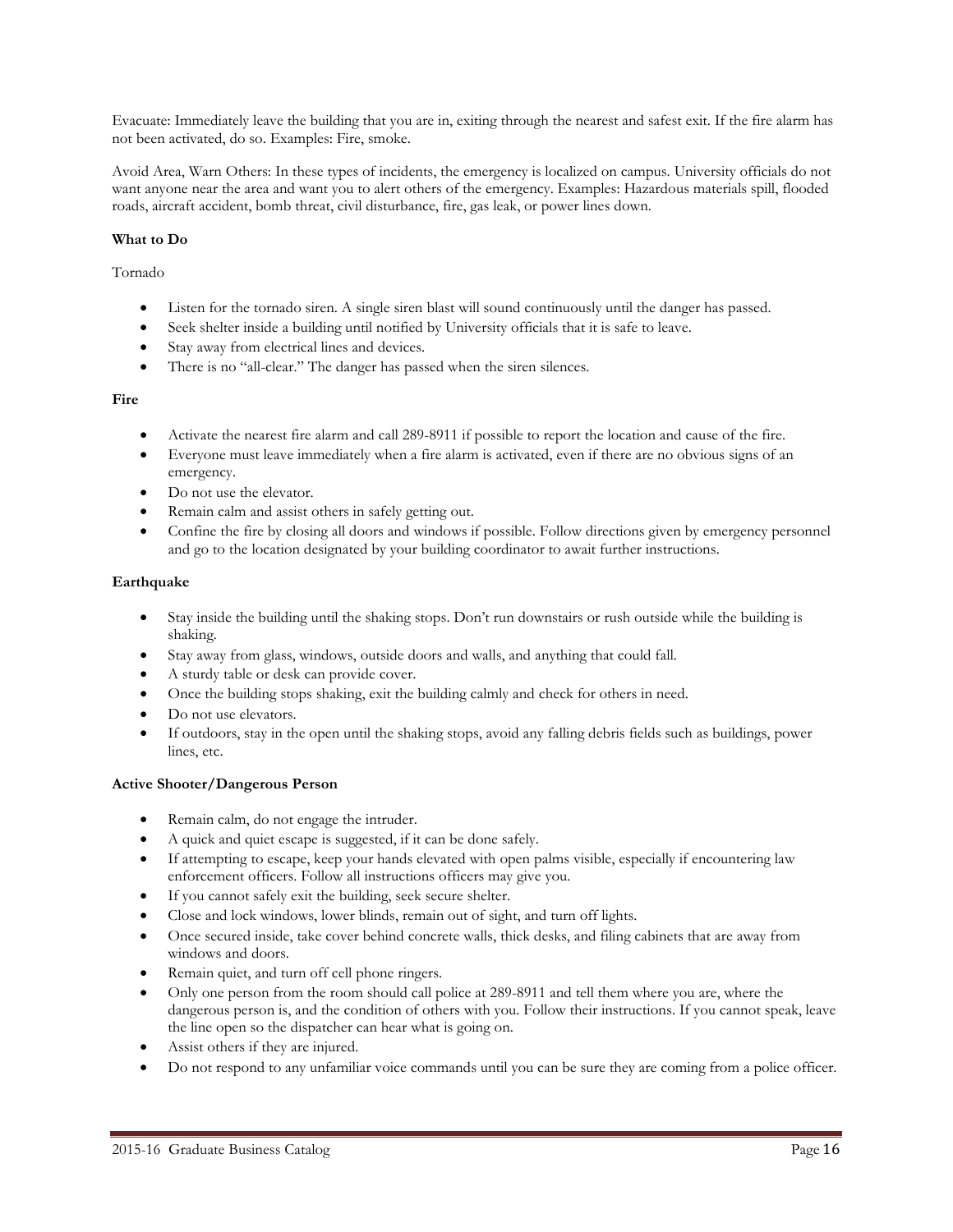Evacuate: Immediately leave the building that you are in, exiting through the nearest and safest exit. If the fire alarm has not been activated, do so. Examples: Fire, smoke.

Avoid Area, Warn Others: In these types of incidents, the emergency is localized on campus. University officials do not want anyone near the area and want you to alert others of the emergency. Examples: Hazardous materials spill, flooded roads, aircraft accident, bomb threat, civil disturbance, fire, gas leak, or power lines down.

**What to Do**

Tornado

- Listen for the tornado siren. A single siren blast will sound continuously until the danger has passed.
- Seek shelter inside a building until notified by University officials that it is safe to leave.
- Stay away from electrical lines and devices.
- There is no "all-clear." The danger has passed when the siren silences.

**Fire**

- Activate the nearest fire alarm and call 289-8911 if possible to report the location and cause of the fire.
- Everyone must leave immediately when a fire alarm is activated, even if there are no obvious signs of an emergency.
- Do not use the elevator.
- Remain calm and assist others in safely getting out.
- Confine the fire by closing all doors and windows if possible. Follow directions given by emergency personnel and go to the location designated by your building coordinator to await further instructions.

**Earthquake**

- Stay inside the building until the shaking stops. Don't run downstairs or rush outside while the building is shaking.
- Stay away from glass, windows, outside doors and walls, and anything that could fall.
- A sturdy table or desk can provide cover.
- Once the building stops shaking, exit the building calmly and check for others in need.
- Do not use elevators.
- If outdoors, stay in the open until the shaking stops, avoid any falling debris fields such as buildings, power lines, etc.

**Active Shooter/Dangerous Person**

- Remain calm, do not engage the intruder.
- A quick and quiet escape is suggested, if it can be done safely.
- If attempting to escape, keep your hands elevated with open palms visible, especially if encountering law enforcement officers. Follow all instructions officers may give you.
- If you cannot safely exit the building, seek secure shelter.
- Close and lock windows, lower blinds, remain out of sight, and turn off lights.
- Once secured inside, take cover behind concrete walls, thick desks, and filing cabinets that are away from windows and doors.
- Remain quiet, and turn off cell phone ringers.
- Only one person from the room should call police at 289-8911 and tell them where you are, where the dangerous person is, and the condition of others with you. Follow their instructions. If you cannot speak, leave the line open so the dispatcher can hear what is going on.
- Assist others if they are injured.
- Do not respond to any unfamiliar voice commands until you can be sure they are coming from a police officer.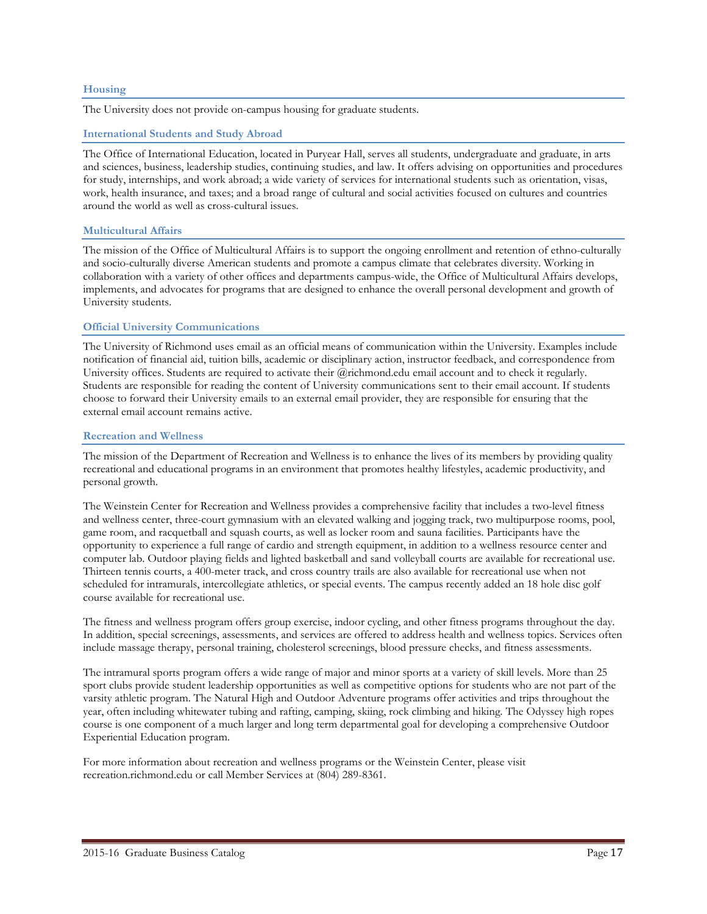### Housing

The University does not provide on-campus housing for graduate students.

### International Students and Study Abroad

The Office of International Education, located in Puryear Hall, serves all students, undergraduate and graduate, in arts and sciences, business, leadership studies, continuing studies, and law. It offers advising on opportunities and procedures for study, internships, and work abroad; a wide variety of services for international students such as orientation, visas, work, health insurance, and taxes; and a broad range of cultural and social activities focused on cultures and countries around the world as well as cross-cultural issues.

### Multicultural Affairs

The mission of the Office of Multicultural Affairs is to support the ongoing enrollment and retention of ethno-culturally and socio-culturally diverse American students and promote a campus climate that celebrates diversity. Working in collaboration with a variety of other offices and departments campus-wide, the Office of Multicultural Affairs develops, implements, and advocates for programs that are designed to enhance the overall personal development and growth of University students.

### Official University Communications

The University of Richmond uses email as an official means of communication within the University. Examples include notification of financial aid, tuition bills, academic or disciplinary action, instructor feedback, and correspondence from University offices. Students are required to activate their @richmond.edu email account and to check it regularly. Students are responsible for reading the content of University communications sent to their email account. If students choose to forward their University emails to an external email provider, they are responsible for ensuring that the external email account remains active.

### Recreation and Wellness

The mission of the Department of Recreation and Wellness is to enhance the lives of its members by providing quality recreational and educational programs in an environment that promotes healthy lifestyles, academic productivity, and personal growth.

The Weinstein Center for Recreation and Wellness provides a comprehensive facility that includes a two-level fitness and wellness center, three-court gymnasium with an elevated walking and jogging track, two multipurpose rooms, pool, game room, and racquetball and squash courts, as well as locker room and sauna facilities. Participants have the opportunity to experience a full range of cardio and strength equipment, in addition to a wellness resource center and computer lab. Outdoor playing fields and lighted basketball and sand volleyball courts are available for recreational use. Thirteen tennis courts, a 400-meter track, and cross country trails are also available for recreational use when not scheduled for intramurals, intercollegiate athletics, or special events. The campus recently added an 18 hole disc golf course available for recreational use.

The fitness and wellness program offers group exercise, indoor cycling, and other fitness programs throughout the day. In addition, special screenings, assessments, and services are offered to address health and wellness topics. Services often include massage therapy, personal training, cholesterol screenings, blood pressure checks, and fitness assessments.

The intramural sports program offers a wide range of major and minor sports at a variety of skill levels. More than 25 sport clubs provide student leadership opportunities as well as competitive options for students who are not part of the varsity athletic program. The Natural High and Outdoor Adventure programs offer activities and trips throughout the year, often including whitewater tubing and rafting, camping, skiing, rock climbing and hiking. The Odyssey high ropes course is one component of a much larger and long term departmental goal for developing a comprehensive Outdoor Experiential Education program.

For more information about recreation and wellness programs or the Weinstein Center, please visit recreation.richmond.edu or call Member Services at (804) 289-8361.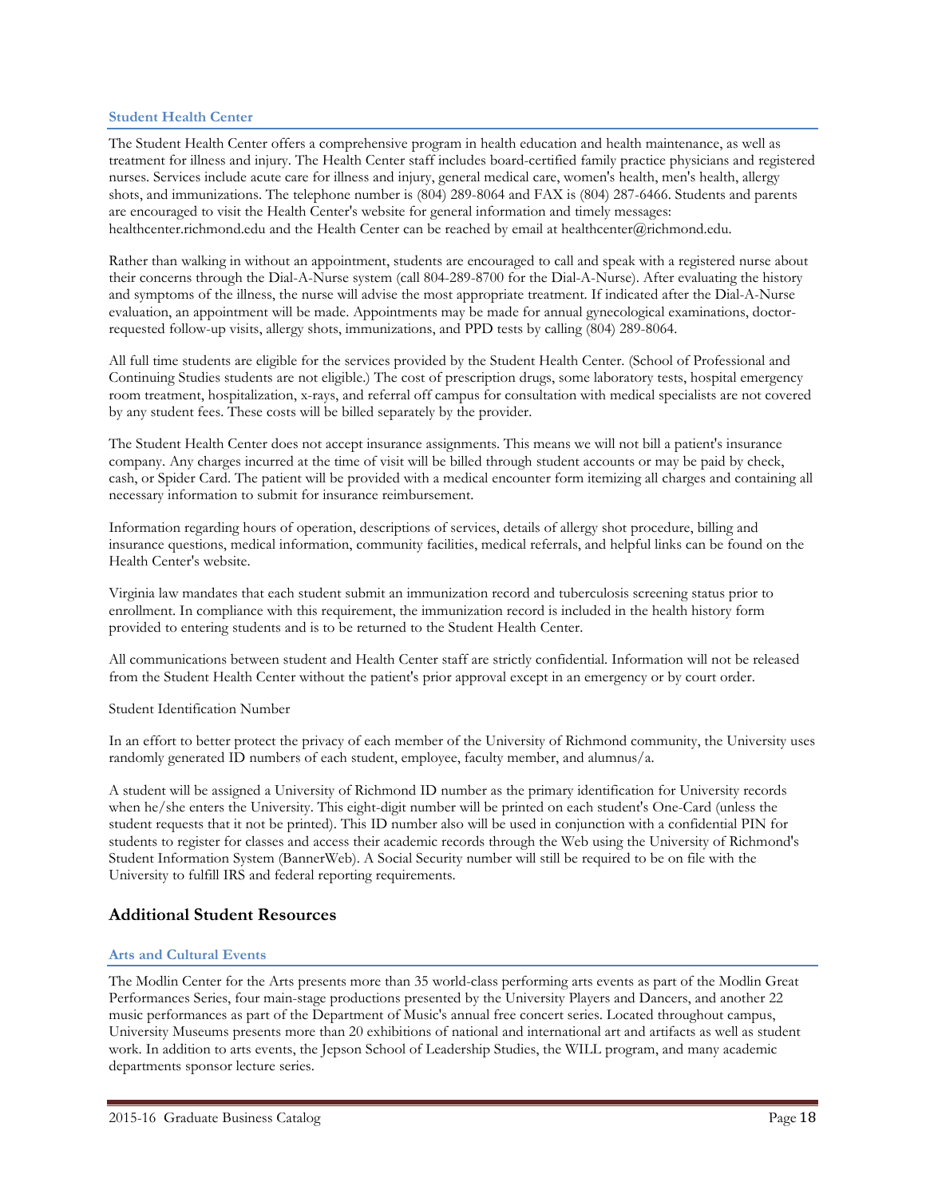### Student Health Center

The Student Health Center offers a comprehensive program in health education and health maintenance, as well as treatment for illness and injury. The Health Center staff includes board-certified family practice physicians and registered nurses. Services include acute care for illness and injury, general medical care, women's health, men's health, allergy shots, and immunizations. The telephone number is (804) 289-8064 and FAX is (804) 287-6466. Students and parents are encouraged to visit the Health Center's website for general information and timely messages: healthcenter.richmond.edu and the Health Center can be reached by email at healthcenter@richmond.edu.

Rather than walking in without an appointment, students are encouraged to call and speak with a registered nurse about their concerns through the Dial-A-Nurse system (call 804-289-8700 for the Dial-A-Nurse). After evaluating the history and symptoms of the illness, the nurse will advise the most appropriate treatment. If indicated after the Dial-A-Nurse evaluation, an appointment will be made. Appointments may be made for annual gynecological examinations, doctor-requested follow-up visits, allergy shots, immunizations, and PPD tests by calling (804) 289-8064.

All full time students are eligible for the services provided by the Student Health Center. (School of Professional and Continuing Studies students are not eligible.) The cost of prescription drugs, some laboratory tests, hospital emergency room treatment, hospitalization, x-rays, and referral off campus for consultation with medical specialists are not covered by any student fees. These costs will be billed separately by the provider.

The Student Health Center does not accept insurance assignments. This means we will not bill a patient's insurance company. Any charges incurred at the time of visit will be billed through student accounts or may be paid by check, cash, or Spider Card. The patient will be provided with a medical encounter form itemizing all charges and containing all necessary information to submit for insurance reimbursement.

Information regarding hours of operation, descriptions of services, details of allergy shot procedure, billing and insurance questions, medical information, community facilities, medical referrals, and helpful links can be found on the Health Center's website.

Virginia law mandates that each student submit an immunization record and tuberculosis screening status prior to enrollment. In compliance with this requirement, the immunization record is included in the health history form provided to entering students and is to be returned to the Student Health Center.

All communications between student and Health Center staff are strictly confidential. Information will not be released from the Student Health Center without the patient's prior approval except in an emergency or by court order.

Student Identification Number

In an effort to better protect the privacy of each member of the University of Richmond community, the University uses randomly generated ID numbers of each student, employee, faculty member, and alumnus/a.

A student will be assigned a University of Richmond ID number as the primary identification for University records when he/she enters the University. This eight-digit number will be printed on each student's One-Card (unless the student requests that it not be printed). This ID number also will be used in conjunction with a confidential PIN for students to register for classes and access their academic records through the Web using the University of Richmond's Student Information System (BannerWeb). A Social Security number will still be required to be on file with the University to fulfill IRS and federal reporting requirements.

## Additional Student Resources

### Arts and Cultural Events

The Modlin Center for the Arts presents more than 35 world-class performing arts events as part of the Modlin Great Performances Series, four main-stage productions presented by the University Players and Dancers, and another 22 music performances as part of the Department of Music's annual free concert series. Located throughout campus, University Museums presents more than 20 exhibitions of national and international art and artifacts as well as student work. In addition to arts events, the Jepson School of Leadership Studies, the WILL program, and many academic departments sponsor lecture series.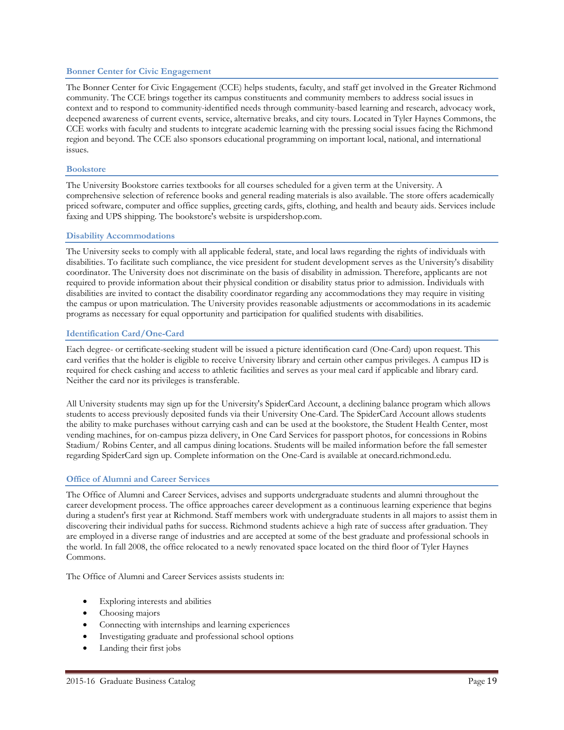### Bonner Center for Civic Engagement

The Bonner Center for Civic Engagement (CCE) helps students, faculty, and staff get involved in the Greater Richmond community. The CCE brings together its campus constituents and community members to address social issues in context and to respond to community-identified needs through community-based learning and research, advocacy work, deepened awareness of current events, service, alternative breaks, and city tours. Located in Tyler Haynes Commons, the CCE works with faculty and students to integrate academic learning with the pressing social issues facing the Richmond region and beyond. The CCE also sponsors educational programming on important local, national, and international issues.

### Bookstore

The University Bookstore carries textbooks for all courses scheduled for a given term at the University. A comprehensive selection of reference books and general reading materials is also available. The store offers academically priced software, computer and office supplies, greeting cards, gifts, clothing, and health and beauty aids. Services include faxing and UPS shipping. The bookstore's website is urspidershop.com.

### Disability Accommodations

The University seeks to comply with all applicable federal, state, and local laws regarding the rights of individuals with disabilities. To facilitate such compliance, the vice president for student development serves as the University's disability coordinator. The University does not discriminate on the basis of disability in admission. Therefore, applicants are not required to provide information about their physical condition or disability status prior to admission. Individuals with disabilities are invited to contact the disability coordinator regarding any accommodations they may require in visiting the campus or upon matriculation. The University provides reasonable adjustments or accommodations in its academic programs as necessary for equal opportunity and participation for qualified students with disabilities.

### Identification Card/One-Card

Each degree- or certificate-seeking student will be issued a picture identification card (One-Card) upon request. This card verifies that the holder is eligible to receive University library and certain other campus privileges. A campus ID is required for check cashing and access to athletic facilities and serves as your meal card if applicable and library card. Neither the card nor its privileges is transferable.

All University students may sign up for the University's SpiderCard Account, a declining balance program which allows students to access previously deposited funds via their University One-Card. The SpiderCard Account allows students the ability to make purchases without carrying cash and can be used at the bookstore, the Student Health Center, most vending machines, for on-campus pizza delivery, in One Card Services for passport photos, for concessions in Robins Stadium/ Robins Center, and all campus dining locations. Students will be mailed information before the fall semester regarding SpiderCard sign up. Complete information on the One-Card is available at onecard.richmond.edu.

### Office of Alumni and Career Services

The Office of Alumni and Career Services, advises and supports undergraduate students and alumni throughout the career development process. The office approaches career development as a continuous learning experience that begins during a student's first year at Richmond. Staff members work with undergraduate students in all majors to assist them in discovering their individual paths for success. Richmond students achieve a high rate of success after graduation. They are employed in a diverse range of industries and are accepted at some of the best graduate and professional schools in the world. In fall 2008, the office relocated to a newly renovated space located on the third floor of Tyler Haynes Commons.

The Office of Alumni and Career Services assists students in:

- Exploring interests and abilities
- Choosing majors
- Connecting with internships and learning experiences
- Investigating graduate and professional school options
- Landing their first jobs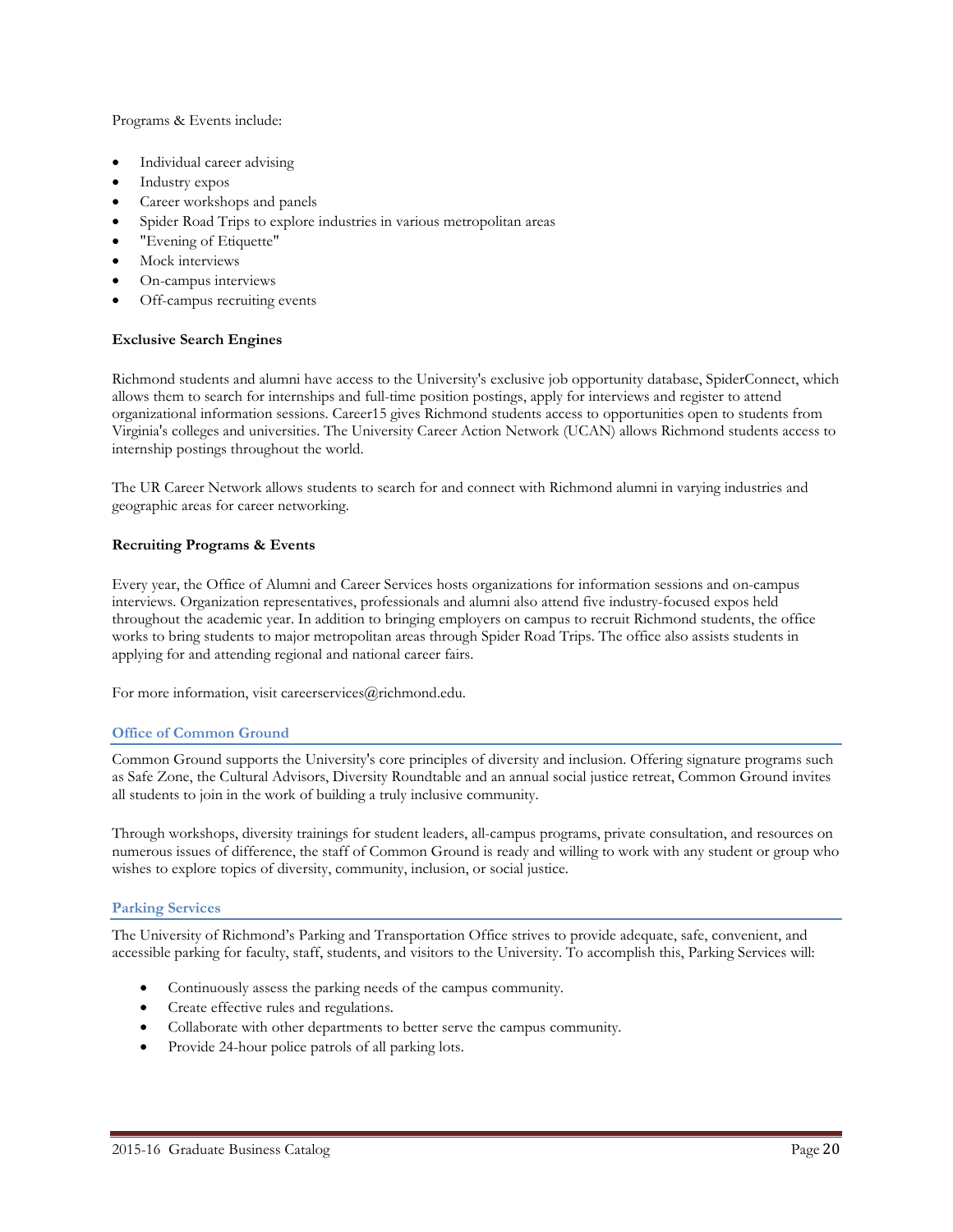Programs & Events include:

- Individual career advising
- Industry expos
- Career workshops and panels
- Spider Road Trips to explore industries in various metropolitan areas
- "Evening of Etiquette"
- Mock interviews
- On-campus interviews
- Off-campus recruiting events

**Exclusive Search Engines**

Richmond students and alumni have access to the University's exclusive job opportunity database, SpiderConnect, which allows them to search for internships and full-time position postings, apply for interviews and register to attend organizational information sessions. Career15 gives Richmond students access to opportunities open to students from Virginia's colleges and universities. The University Career Action Network (UCAN) allows Richmond students access to internship postings throughout the world.

The UR Career Network allows students to search for and connect with Richmond alumni in varying industries and geographic areas for career networking.

**Recruiting Programs & Events**

Every year, the Office of Alumni and Career Services hosts organizations for information sessions and on-campus interviews. Organization representatives, professionals and alumni also attend five industry-focused expos held throughout the academic year. In addition to bringing employers on campus to recruit Richmond students, the office works to bring students to major metropolitan areas through Spider Road Trips. The office also assists students in applying for and attending regional and national career fairs.

For more information, visit careerservices@richmond.edu.

### Office of Common Ground

Common Ground supports the University's core principles of diversity and inclusion. Offering signature programs such as Safe Zone, the Cultural Advisors, Diversity Roundtable and an annual social justice retreat, Common Ground invites all students to join in the work of building a truly inclusive community.

Through workshops, diversity trainings for student leaders, all-campus programs, private consultation, and resources on numerous issues of difference, the staff of Common Ground is ready and willing to work with any student or group who wishes to explore topics of diversity, community, inclusion, or social justice.

### Parking Services

The University of Richmond's Parking and Transportation Office strives to provide adequate, safe, convenient, and accessible parking for faculty, staff, students, and visitors to the University. To accomplish this, Parking Services will:

- Continuously assess the parking needs of the campus community.
- Create effective rules and regulations.
- Collaborate with other departments to better serve the campus community.
- Provide 24-hour police patrols of all parking lots.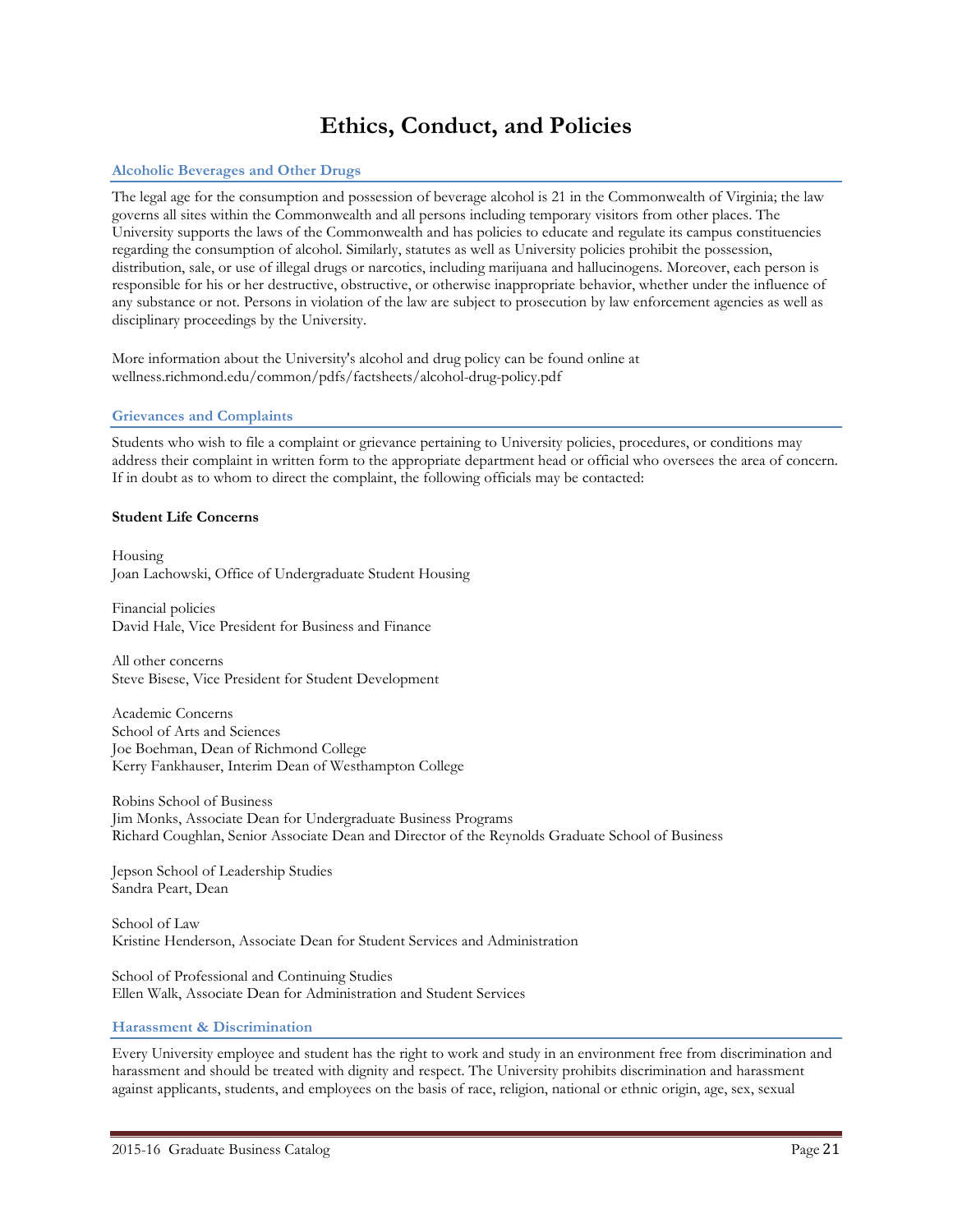# Ethics, Conduct, and Policies

## Alcoholic Beverages and Other Drugs

The legal age for the consumption and possession of beverage alcohol is 21 in the Commonwealth of Virginia; the law governs all sites within the Commonwealth and all persons including temporary visitors from other places. The University supports the laws of the Commonwealth and has policies to educate and regulate its campus constituencies regarding the consumption of alcohol. Similarly, statutes as well as University policies prohibit the possession, distribution, sale, or use of illegal drugs or narcotics, including marijuana and hallucinogens. Moreover, each person is responsible for his or her destructive, obstructive, or otherwise inappropriate behavior, whether under the influence of any substance or not. Persons in violation of the law are subject to prosecution by law enforcement agencies as well as disciplinary proceedings by the University.

More information about the University's alcohol and drug policy can be found online at wellness.richmond.edu/common/pdfs/factsheets/alcohol-drug-policy.pdf

## Grievances and Complaints

Students who wish to file a complaint or grievance pertaining to University policies, procedures, or conditions may address their complaint in written form to the appropriate department head or official who oversees the area of concern. If in doubt as to whom to direct the complaint, the following officials may be contacted:

**Student Life Concerns**

Housing
Joan Lachowski, Office of Undergraduate Student Housing

Financial policies
David Hale, Vice President for Business and Finance

All other concerns
Steve Bisese, Vice President for Student Development

Academic Concerns
School of Arts and Sciences
Joe Boehman, Dean of Richmond College
Kerry Fankhauser, Interim Dean of Westhampton College

Robins School of Business
Jim Monks, Associate Dean for Undergraduate Business Programs
Richard Coughlan, Senior Associate Dean and Director of the Reynolds Graduate School of Business

Jepson School of Leadership Studies
Sandra Peart, Dean

School of Law
Kristine Henderson, Associate Dean for Student Services and Administration

School of Professional and Continuing Studies
Ellen Walk, Associate Dean for Administration and Student Services

## Harassment & Discrimination

Every University employee and student has the right to work and study in an environment free from discrimination and harassment and should be treated with dignity and respect. The University prohibits discrimination and harassment against applicants, students, and employees on the basis of race, religion, national or ethnic origin, age, sex, sexual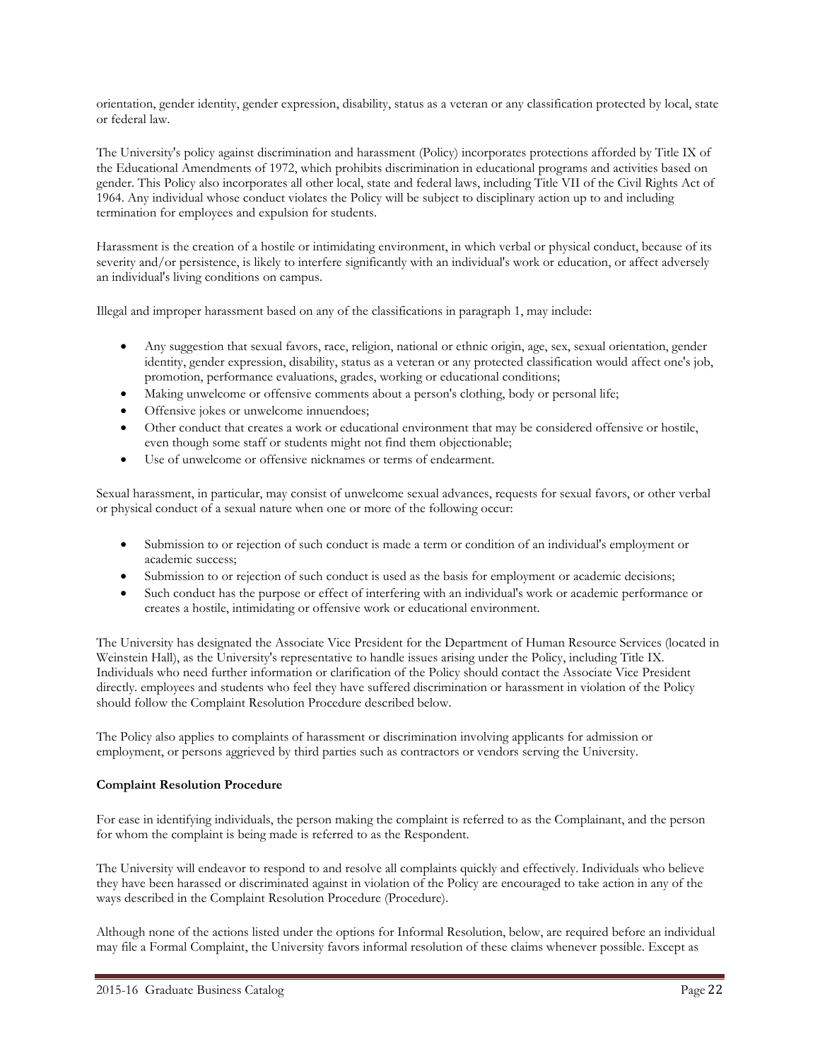orientation, gender identity, gender expression, disability, status as a veteran or any classification protected by local, state or federal law.

The University's policy against discrimination and harassment (Policy) incorporates protections afforded by Title IX of the Educational Amendments of 1972, which prohibits discrimination in educational programs and activities based on gender. This Policy also incorporates all other local, state and federal laws, including Title VII of the Civil Rights Act of 1964. Any individual whose conduct violates the Policy will be subject to disciplinary action up to and including termination for employees and expulsion for students.

Harassment is the creation of a hostile or intimidating environment, in which verbal or physical conduct, because of its severity and/or persistence, is likely to interfere significantly with an individual's work or education, or affect adversely an individual's living conditions on campus.

Illegal and improper harassment based on any of the classifications in paragraph 1, may include:

- Any suggestion that sexual favors, race, religion, national or ethnic origin, age, sex, sexual orientation, gender identity, gender expression, disability, status as a veteran or any protected classification would affect one's job, promotion, performance evaluations, grades, working or educational conditions;
- Making unwelcome or offensive comments about a person's clothing, body or personal life;
- Offensive jokes or unwelcome innuendoes;
- Other conduct that creates a work or educational environment that may be considered offensive or hostile, even though some staff or students might not find them objectionable;
- Use of unwelcome or offensive nicknames or terms of endearment.

Sexual harassment, in particular, may consist of unwelcome sexual advances, requests for sexual favors, or other verbal or physical conduct of a sexual nature when one or more of the following occur:

- Submission to or rejection of such conduct is made a term or condition of an individual's employment or academic success;
- Submission to or rejection of such conduct is used as the basis for employment or academic decisions;
- Such conduct has the purpose or effect of interfering with an individual's work or academic performance or creates a hostile, intimidating or offensive work or educational environment.

The University has designated the Associate Vice President for the Department of Human Resource Services (located in Weinstein Hall), as the University's representative to handle issues arising under the Policy, including Title IX. Individuals who need further information or clarification of the Policy should contact the Associate Vice President directly. employees and students who feel they have suffered discrimination or harassment in violation of the Policy should follow the Complaint Resolution Procedure described below.

The Policy also applies to complaints of harassment or discrimination involving applicants for admission or employment, or persons aggrieved by third parties such as contractors or vendors serving the University.

**Complaint Resolution Procedure**

For ease in identifying individuals, the person making the complaint is referred to as the Complainant, and the person for whom the complaint is being made is referred to as the Respondent.

The University will endeavor to respond to and resolve all complaints quickly and effectively. Individuals who believe they have been harassed or discriminated against in violation of the Policy are encouraged to take action in any of the ways described in the Complaint Resolution Procedure (Procedure).

Although none of the actions listed under the options for Informal Resolution, below, are required before an individual may file a Formal Complaint, the University favors informal resolution of these claims whenever possible. Except as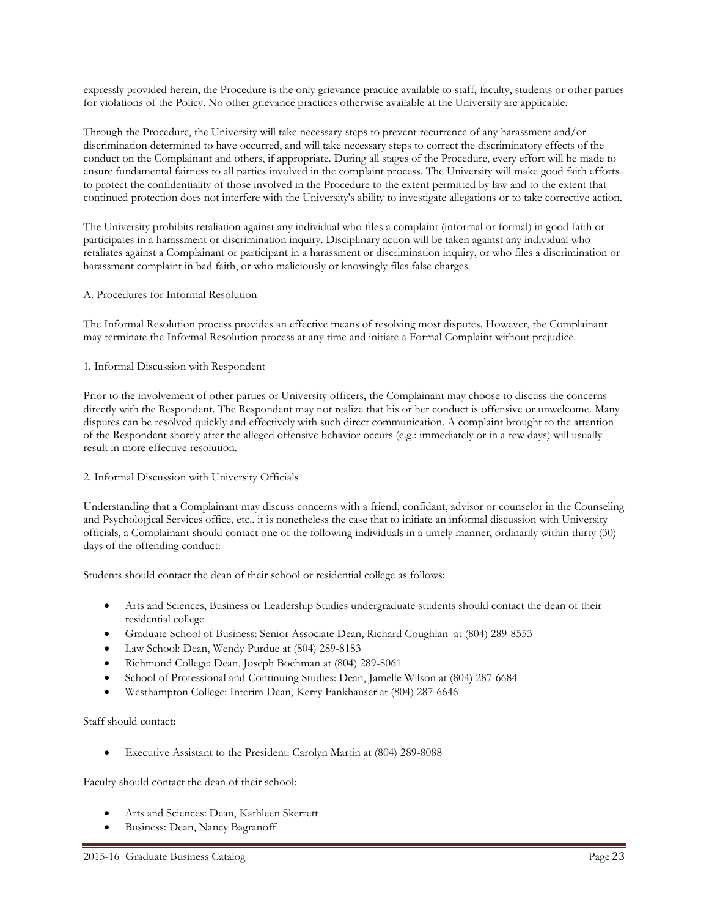expressly provided herein, the Procedure is the only grievance practice available to staff, faculty, students or other parties for violations of the Policy. No other grievance practices otherwise available at the University are applicable.

Through the Procedure, the University will take necessary steps to prevent recurrence of any harassment and/or discrimination determined to have occurred, and will take necessary steps to correct the discriminatory effects of the conduct on the Complainant and others, if appropriate. During all stages of the Procedure, every effort will be made to ensure fundamental fairness to all parties involved in the complaint process. The University will make good faith efforts to protect the confidentiality of those involved in the Procedure to the extent permitted by law and to the extent that continued protection does not interfere with the University's ability to investigate allegations or to take corrective action.

The University prohibits retaliation against any individual who files a complaint (informal or formal) in good faith or participates in a harassment or discrimination inquiry. Disciplinary action will be taken against any individual who retaliates against a Complainant or participant in a harassment or discrimination inquiry, or who files a discrimination or harassment complaint in bad faith, or who maliciously or knowingly files false charges.

A. Procedures for Informal Resolution

The Informal Resolution process provides an effective means of resolving most disputes. However, the Complainant may terminate the Informal Resolution process at any time and initiate a Formal Complaint without prejudice.

1. Informal Discussion with Respondent

Prior to the involvement of other parties or University officers, the Complainant may choose to discuss the concerns directly with the Respondent. The Respondent may not realize that his or her conduct is offensive or unwelcome. Many disputes can be resolved quickly and effectively with such direct communication. A complaint brought to the attention of the Respondent shortly after the alleged offensive behavior occurs (e.g.: immediately or in a few days) will usually result in more effective resolution.

2. Informal Discussion with University Officials

Understanding that a Complainant may discuss concerns with a friend, confidant, advisor or counselor in the Counseling and Psychological Services office, etc., it is nonetheless the case that to initiate an informal discussion with University officials, a Complainant should contact one of the following individuals in a timely manner, ordinarily within thirty (30) days of the offending conduct:

Students should contact the dean of their school or residential college as follows:

- Arts and Sciences, Business or Leadership Studies undergraduate students should contact the dean of their residential college
- Graduate School of Business: Senior Associate Dean, Richard Coughlan at (804) 289-8553
- Law School: Dean, Wendy Purdue at (804) 289-8183
- Richmond College: Dean, Joseph Boehman at (804) 289-8061
- School of Professional and Continuing Studies: Dean, Jamelle Wilson at (804) 287-6684
- Westhampton College: Interim Dean, Kerry Fankhauser at (804) 287-6646

Staff should contact:

- Executive Assistant to the President: Carolyn Martin at (804) 289-8088

Faculty should contact the dean of their school:

- Arts and Sciences: Dean, Kathleen Skerrett
- Business: Dean, Nancy Bagranoff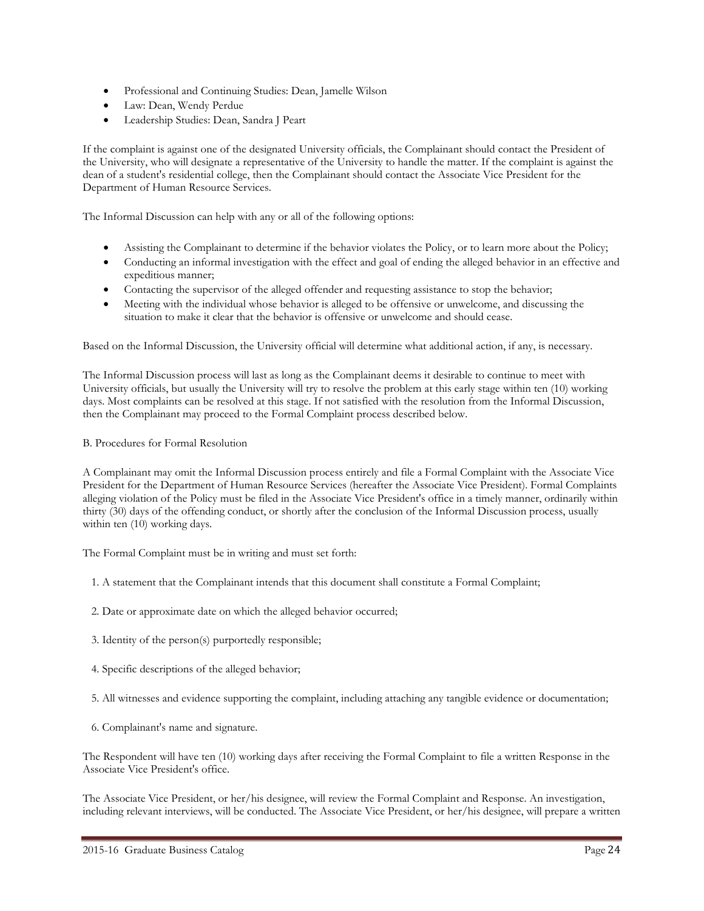- Professional and Continuing Studies: Dean, Jamelle Wilson
- Law: Dean, Wendy Perdue
- Leadership Studies: Dean, Sandra J Peart

If the complaint is against one of the designated University officials, the Complainant should contact the President of the University, who will designate a representative of the University to handle the matter. If the complaint is against the dean of a student's residential college, then the Complainant should contact the Associate Vice President for the Department of Human Resource Services.

The Informal Discussion can help with any or all of the following options:

- Assisting the Complainant to determine if the behavior violates the Policy, or to learn more about the Policy;
- Conducting an informal investigation with the effect and goal of ending the alleged behavior in an effective and expeditious manner;
- Contacting the supervisor of the alleged offender and requesting assistance to stop the behavior;
- Meeting with the individual whose behavior is alleged to be offensive or unwelcome, and discussing the situation to make it clear that the behavior is offensive or unwelcome and should cease.

Based on the Informal Discussion, the University official will determine what additional action, if any, is necessary.

The Informal Discussion process will last as long as the Complainant deems it desirable to continue to meet with University officials, but usually the University will try to resolve the problem at this early stage within ten (10) working days. Most complaints can be resolved at this stage. If not satisfied with the resolution from the Informal Discussion, then the Complainant may proceed to the Formal Complaint process described below.

B. Procedures for Formal Resolution

A Complainant may omit the Informal Discussion process entirely and file a Formal Complaint with the Associate Vice President for the Department of Human Resource Services (hereafter the Associate Vice President). Formal Complaints alleging violation of the Policy must be filed in the Associate Vice President's office in a timely manner, ordinarily within thirty (30) days of the offending conduct, or shortly after the conclusion of the Informal Discussion process, usually within ten (10) working days.

The Formal Complaint must be in writing and must set forth:

1. A statement that the Complainant intends that this document shall constitute a Formal Complaint;
2. Date or approximate date on which the alleged behavior occurred;
3. Identity of the person(s) purportedly responsible;
4. Specific descriptions of the alleged behavior;
5. All witnesses and evidence supporting the complaint, including attaching any tangible evidence or documentation;
6. Complainant's name and signature.

The Respondent will have ten (10) working days after receiving the Formal Complaint to file a written Response in the Associate Vice President's office.

The Associate Vice President, or her/his designee, will review the Formal Complaint and Response. An investigation, including relevant interviews, will be conducted. The Associate Vice President, or her/his designee, will prepare a written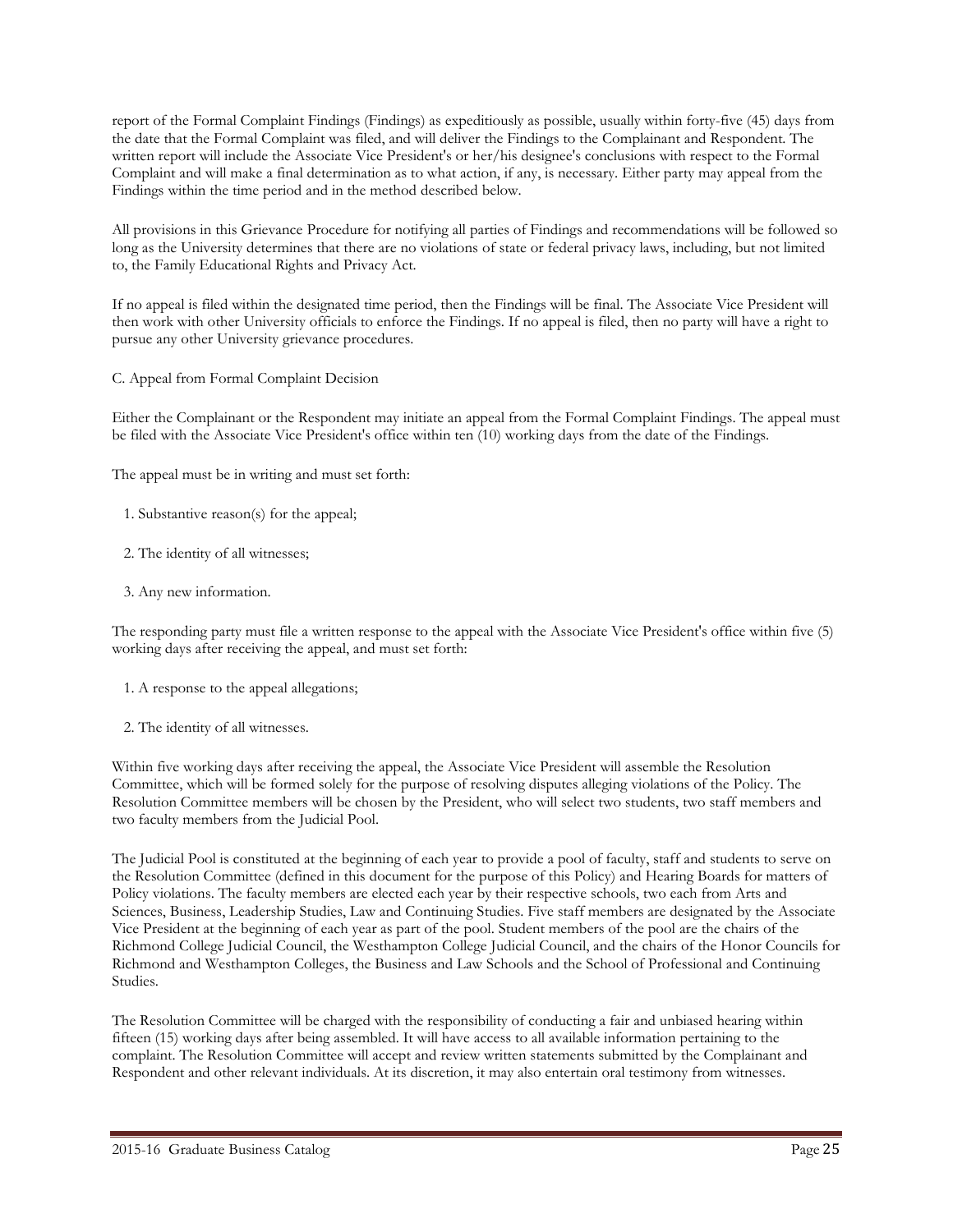report of the Formal Complaint Findings (Findings) as expeditiously as possible, usually within forty-five (45) days from the date that the Formal Complaint was filed, and will deliver the Findings to the Complainant and Respondent. The written report will include the Associate Vice President's or her/his designee's conclusions with respect to the Formal Complaint and will make a final determination as to what action, if any, is necessary. Either party may appeal from the Findings within the time period and in the method described below.

All provisions in this Grievance Procedure for notifying all parties of Findings and recommendations will be followed so long as the University determines that there are no violations of state or federal privacy laws, including, but not limited to, the Family Educational Rights and Privacy Act.

If no appeal is filed within the designated time period, then the Findings will be final. The Associate Vice President will then work with other University officials to enforce the Findings. If no appeal is filed, then no party will have a right to pursue any other University grievance procedures.

C. Appeal from Formal Complaint Decision

Either the Complainant or the Respondent may initiate an appeal from the Formal Complaint Findings. The appeal must be filed with the Associate Vice President's office within ten (10) working days from the date of the Findings.

The appeal must be in writing and must set forth:

1. Substantive reason(s) for the appeal;
2. The identity of all witnesses;
3. Any new information.

The responding party must file a written response to the appeal with the Associate Vice President's office within five (5) working days after receiving the appeal, and must set forth:

1. A response to the appeal allegations;
2. The identity of all witnesses.

Within five working days after receiving the appeal, the Associate Vice President will assemble the Resolution Committee, which will be formed solely for the purpose of resolving disputes alleging violations of the Policy. The Resolution Committee members will be chosen by the President, who will select two students, two staff members and two faculty members from the Judicial Pool.

The Judicial Pool is constituted at the beginning of each year to provide a pool of faculty, staff and students to serve on the Resolution Committee (defined in this document for the purpose of this Policy) and Hearing Boards for matters of Policy violations. The faculty members are elected each year by their respective schools, two each from Arts and Sciences, Business, Leadership Studies, Law and Continuing Studies. Five staff members are designated by the Associate Vice President at the beginning of each year as part of the pool. Student members of the pool are the chairs of the Richmond College Judicial Council, the Westhampton College Judicial Council, and the chairs of the Honor Councils for Richmond and Westhampton Colleges, the Business and Law Schools and the School of Professional and Continuing Studies.

The Resolution Committee will be charged with the responsibility of conducting a fair and unbiased hearing within fifteen (15) working days after being assembled. It will have access to all available information pertaining to the complaint. The Resolution Committee will accept and review written statements submitted by the Complainant and Respondent and other relevant individuals. At its discretion, it may also entertain oral testimony from witnesses.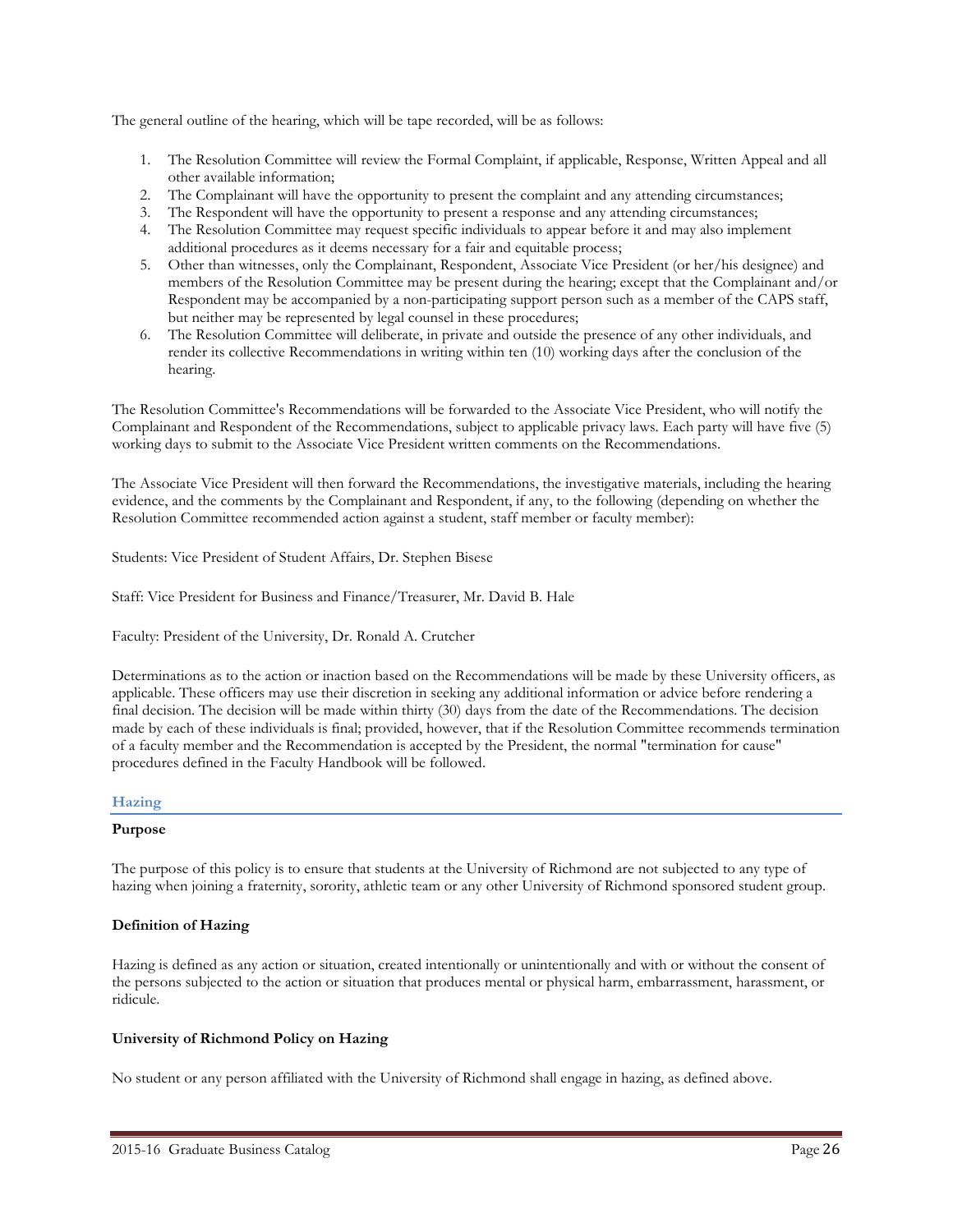The general outline of the hearing, which will be tape recorded, will be as follows:

1. The Resolution Committee will review the Formal Complaint, if applicable, Response, Written Appeal and all other available information;
2. The Complainant will have the opportunity to present the complaint and any attending circumstances;
3. The Respondent will have the opportunity to present a response and any attending circumstances;
4. The Resolution Committee may request specific individuals to appear before it and may also implement additional procedures as it deems necessary for a fair and equitable process;
5. Other than witnesses, only the Complainant, Respondent, Associate Vice President (or her/his designee) and members of the Resolution Committee may be present during the hearing; except that the Complainant and/or Respondent may be accompanied by a non-participating support person such as a member of the CAPS staff, but neither may be represented by legal counsel in these procedures;
6. The Resolution Committee will deliberate, in private and outside the presence of any other individuals, and render its collective Recommendations in writing within ten (10) working days after the conclusion of the hearing.

The Resolution Committee's Recommendations will be forwarded to the Associate Vice President, who will notify the Complainant and Respondent of the Recommendations, subject to applicable privacy laws. Each party will have five (5) working days to submit to the Associate Vice President written comments on the Recommendations.

The Associate Vice President will then forward the Recommendations, the investigative materials, including the hearing evidence, and the comments by the Complainant and Respondent, if any, to the following (depending on whether the Resolution Committee recommended action against a student, staff member or faculty member):

Students: Vice President of Student Affairs, Dr. Stephen Bisese

Staff: Vice President for Business and Finance/Treasurer, Mr. David B. Hale

Faculty: President of the University, Dr. Ronald A. Crutcher

Determinations as to the action or inaction based on the Recommendations will be made by these University officers, as applicable. These officers may use their discretion in seeking any additional information or advice before rendering a final decision. The decision will be made within thirty (30) days from the date of the Recommendations. The decision made by each of these individuals is final; provided, however, that if the Resolution Committee recommends termination of a faculty member and the Recommendation is accepted by the President, the normal "termination for cause" procedures defined in the Faculty Handbook will be followed.

## Hazing

**Purpose**

The purpose of this policy is to ensure that students at the University of Richmond are not subjected to any type of hazing when joining a fraternity, sorority, athletic team or any other University of Richmond sponsored student group.

**Definition of Hazing**

Hazing is defined as any action or situation, created intentionally or unintentionally and with or without the consent of the persons subjected to the action or situation that produces mental or physical harm, embarrassment, harassment, or ridicule.

**University of Richmond Policy on Hazing**

No student or any person affiliated with the University of Richmond shall engage in hazing, as defined above.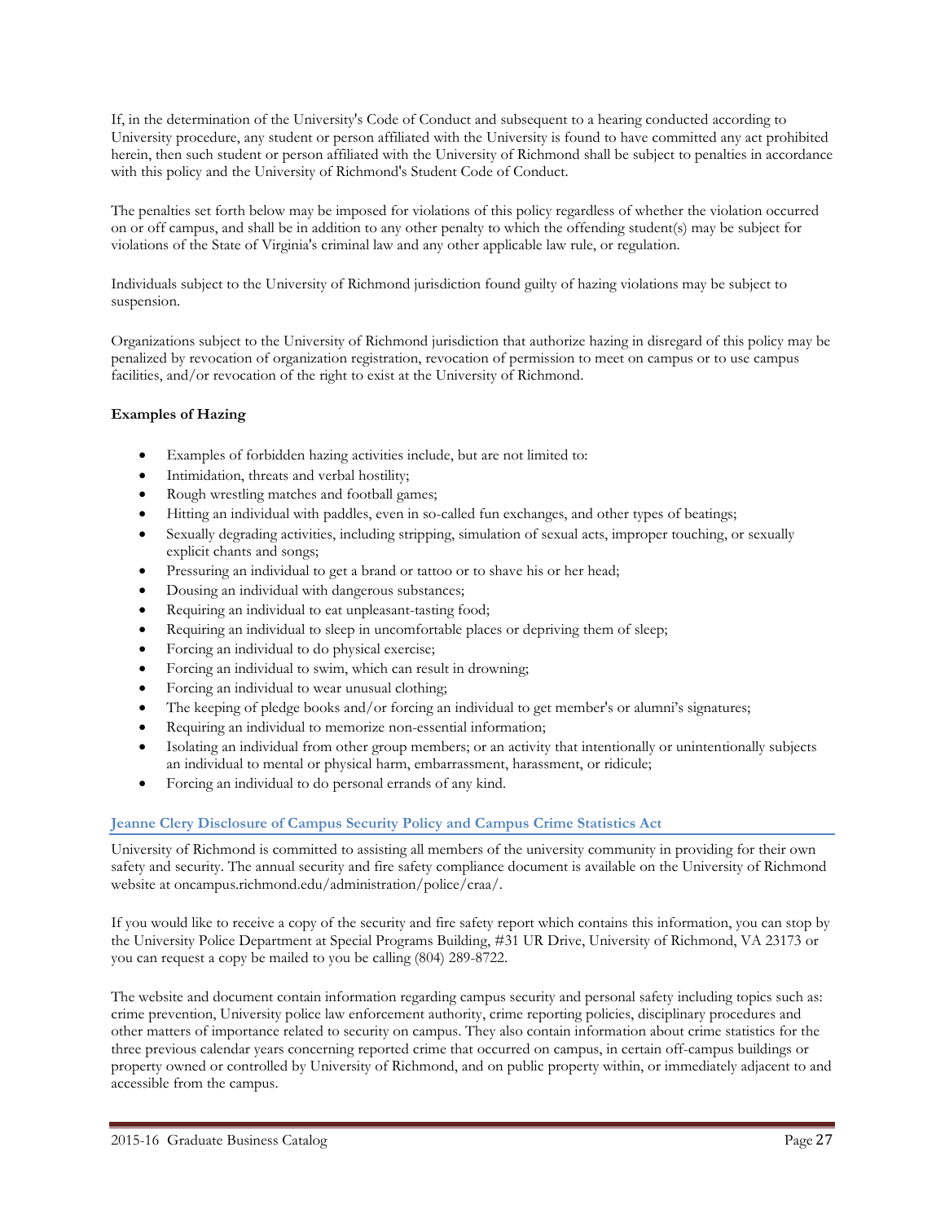If, in the determination of the University's Code of Conduct and subsequent to a hearing conducted according to University procedure, any student or person affiliated with the University is found to have committed any act prohibited herein, then such student or person affiliated with the University of Richmond shall be subject to penalties in accordance with this policy and the University of Richmond's Student Code of Conduct.

The penalties set forth below may be imposed for violations of this policy regardless of whether the violation occurred on or off campus, and shall be in addition to any other penalty to which the offending student(s) may be subject for violations of the State of Virginia's criminal law and any other applicable law rule, or regulation.

Individuals subject to the University of Richmond jurisdiction found guilty of hazing violations may be subject to suspension.

Organizations subject to the University of Richmond jurisdiction that authorize hazing in disregard of this policy may be penalized by revocation of organization registration, revocation of permission to meet on campus or to use campus facilities, and/or revocation of the right to exist at the University of Richmond.

**Examples of Hazing**

- Examples of forbidden hazing activities include, but are not limited to:
- Intimidation, threats and verbal hostility;
- Rough wrestling matches and football games;
- Hitting an individual with paddles, even in so-called fun exchanges, and other types of beatings;
- Sexually degrading activities, including stripping, simulation of sexual acts, improper touching, or sexually explicit chants and songs;
- Pressuring an individual to get a brand or tattoo or to shave his or her head;
- Dousing an individual with dangerous substances;
- Requiring an individual to eat unpleasant-tasting food;
- Requiring an individual to sleep in uncomfortable places or depriving them of sleep;
- Forcing an individual to do physical exercise;
- Forcing an individual to swim, which can result in drowning;
- Forcing an individual to wear unusual clothing;
- The keeping of pledge books and/or forcing an individual to get member's or alumni's signatures;
- Requiring an individual to memorize non-essential information;
- Isolating an individual from other group members; or an activity that intentionally or unintentionally subjects an individual to mental or physical harm, embarrassment, harassment, or ridicule;
- Forcing an individual to do personal errands of any kind.

## Jeanne Clery Disclosure of Campus Security Policy and Campus Crime Statistics Act

University of Richmond is committed to assisting all members of the university community in providing for their own safety and security. The annual security and fire safety compliance document is available on the University of Richmond website at oncampus.richmond.edu/administration/police/craa/.

If you would like to receive a copy of the security and fire safety report which contains this information, you can stop by the University Police Department at Special Programs Building, #31 UR Drive, University of Richmond, VA 23173 or you can request a copy be mailed to you be calling (804) 289-8722.

The website and document contain information regarding campus security and personal safety including topics such as: crime prevention, University police law enforcement authority, crime reporting policies, disciplinary procedures and other matters of importance related to security on campus. They also contain information about crime statistics for the three previous calendar years concerning reported crime that occurred on campus, in certain off-campus buildings or property owned or controlled by University of Richmond, and on public property within, or immediately adjacent to and accessible from the campus.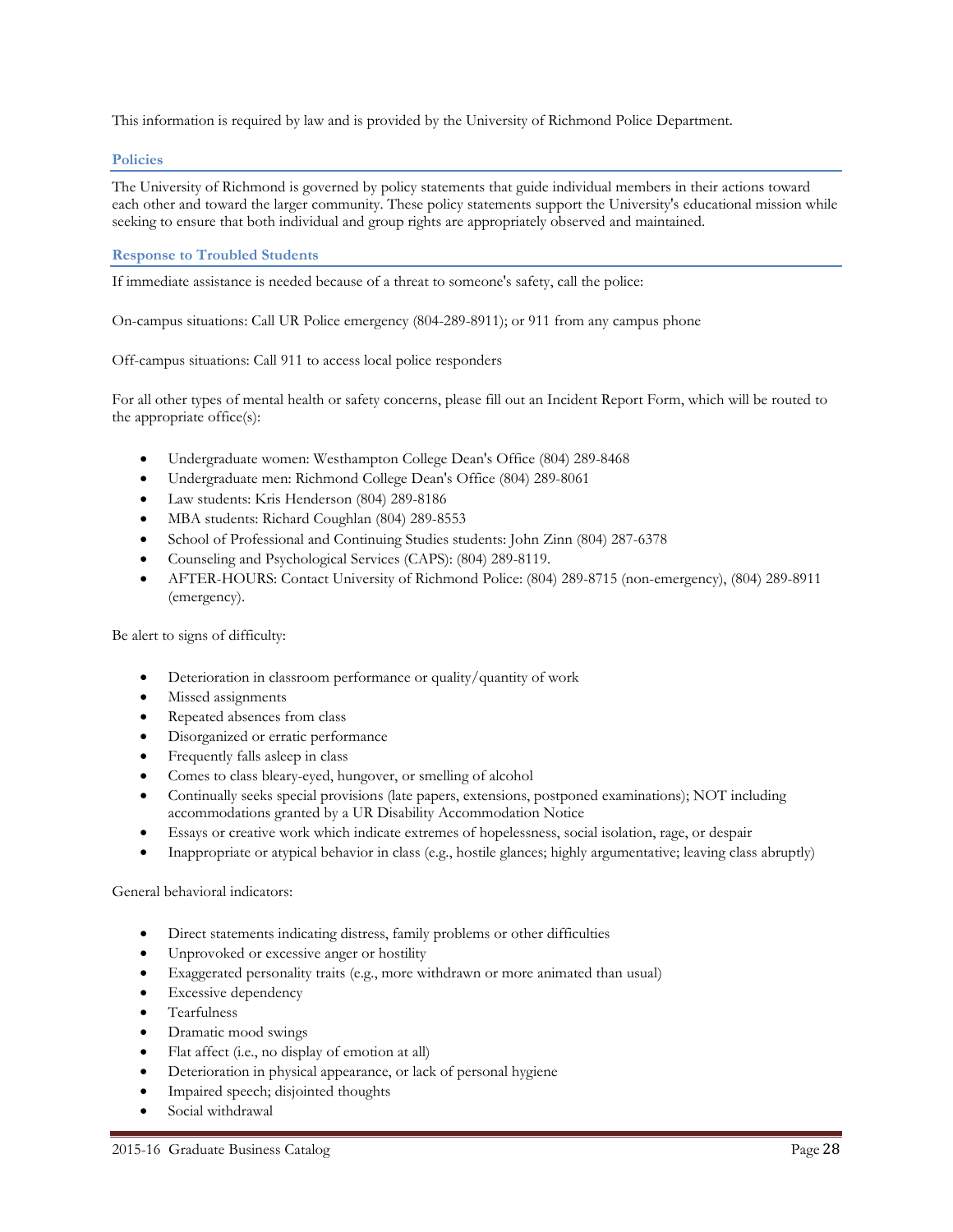This information is required by law and is provided by the University of Richmond Police Department.

## Policies

The University of Richmond is governed by policy statements that guide individual members in their actions toward each other and toward the larger community. These policy statements support the University's educational mission while seeking to ensure that both individual and group rights are appropriately observed and maintained.

## Response to Troubled Students

If immediate assistance is needed because of a threat to someone's safety, call the police:

On-campus situations: Call UR Police emergency (804-289-8911); or 911 from any campus phone

Off-campus situations: Call 911 to access local police responders

For all other types of mental health or safety concerns, please fill out an Incident Report Form, which will be routed to the appropriate office(s):

- Undergraduate women: Westhampton College Dean's Office (804) 289-8468
- Undergraduate men: Richmond College Dean's Office (804) 289-8061
- Law students: Kris Henderson (804) 289-8186
- MBA students: Richard Coughlan (804) 289-8553
- School of Professional and Continuing Studies students: John Zinn (804) 287-6378
- Counseling and Psychological Services (CAPS): (804) 289-8119.
- AFTER-HOURS: Contact University of Richmond Police: (804) 289-8715 (non-emergency), (804) 289-8911 (emergency).

Be alert to signs of difficulty:

- Deterioration in classroom performance or quality/quantity of work
- Missed assignments
- Repeated absences from class
- Disorganized or erratic performance
- Frequently falls asleep in class
- Comes to class bleary-eyed, hungover, or smelling of alcohol
- Continually seeks special provisions (late papers, extensions, postponed examinations); NOT including accommodations granted by a UR Disability Accommodation Notice
- Essays or creative work which indicate extremes of hopelessness, social isolation, rage, or despair
- Inappropriate or atypical behavior in class (e.g., hostile glances; highly argumentative; leaving class abruptly)

General behavioral indicators:

- Direct statements indicating distress, family problems or other difficulties
- Unprovoked or excessive anger or hostility
- Exaggerated personality traits (e.g., more withdrawn or more animated than usual)
- Excessive dependency
- Tearfulness
- Dramatic mood swings
- Flat affect (i.e., no display of emotion at all)
- Deterioration in physical appearance, or lack of personal hygiene
- Impaired speech; disjointed thoughts
- Social withdrawal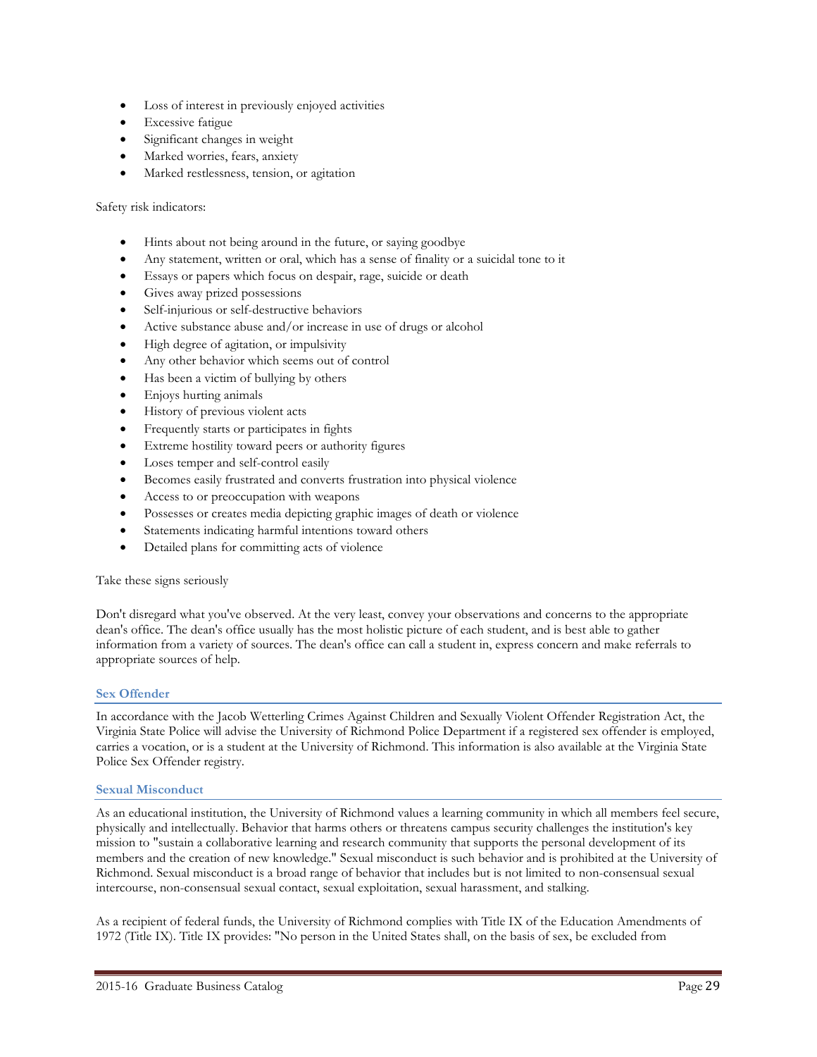- Loss of interest in previously enjoyed activities
- Excessive fatigue
- Significant changes in weight
- Marked worries, fears, anxiety
- Marked restlessness, tension, or agitation

Safety risk indicators:

- Hints about not being around in the future, or saying goodbye
- Any statement, written or oral, which has a sense of finality or a suicidal tone to it
- Essays or papers which focus on despair, rage, suicide or death
- Gives away prized possessions
- Self-injurious or self-destructive behaviors
- Active substance abuse and/or increase in use of drugs or alcohol
- High degree of agitation, or impulsivity
- Any other behavior which seems out of control
- Has been a victim of bullying by others
- Enjoys hurting animals
- History of previous violent acts
- Frequently starts or participates in fights
- Extreme hostility toward peers or authority figures
- Loses temper and self-control easily
- Becomes easily frustrated and converts frustration into physical violence
- Access to or preoccupation with weapons
- Possesses or creates media depicting graphic images of death or violence
- Statements indicating harmful intentions toward others
- Detailed plans for committing acts of violence

Take these signs seriously

Don't disregard what you've observed. At the very least, convey your observations and concerns to the appropriate dean's office. The dean's office usually has the most holistic picture of each student, and is best able to gather information from a variety of sources. The dean's office can call a student in, express concern and make referrals to appropriate sources of help.

### Sex Offender

In accordance with the Jacob Wetterling Crimes Against Children and Sexually Violent Offender Registration Act, the Virginia State Police will advise the University of Richmond Police Department if a registered sex offender is employed, carries a vocation, or is a student at the University of Richmond. This information is also available at the Virginia State Police Sex Offender registry.

### Sexual Misconduct

As an educational institution, the University of Richmond values a learning community in which all members feel secure, physically and intellectually. Behavior that harms others or threatens campus security challenges the institution's key mission to "sustain a collaborative learning and research community that supports the personal development of its members and the creation of new knowledge." Sexual misconduct is such behavior and is prohibited at the University of Richmond. Sexual misconduct is a broad range of behavior that includes but is not limited to non-consensual sexual intercourse, non-consensual sexual contact, sexual exploitation, sexual harassment, and stalking.

As a recipient of federal funds, the University of Richmond complies with Title IX of the Education Amendments of 1972 (Title IX). Title IX provides: "No person in the United States shall, on the basis of sex, be excluded from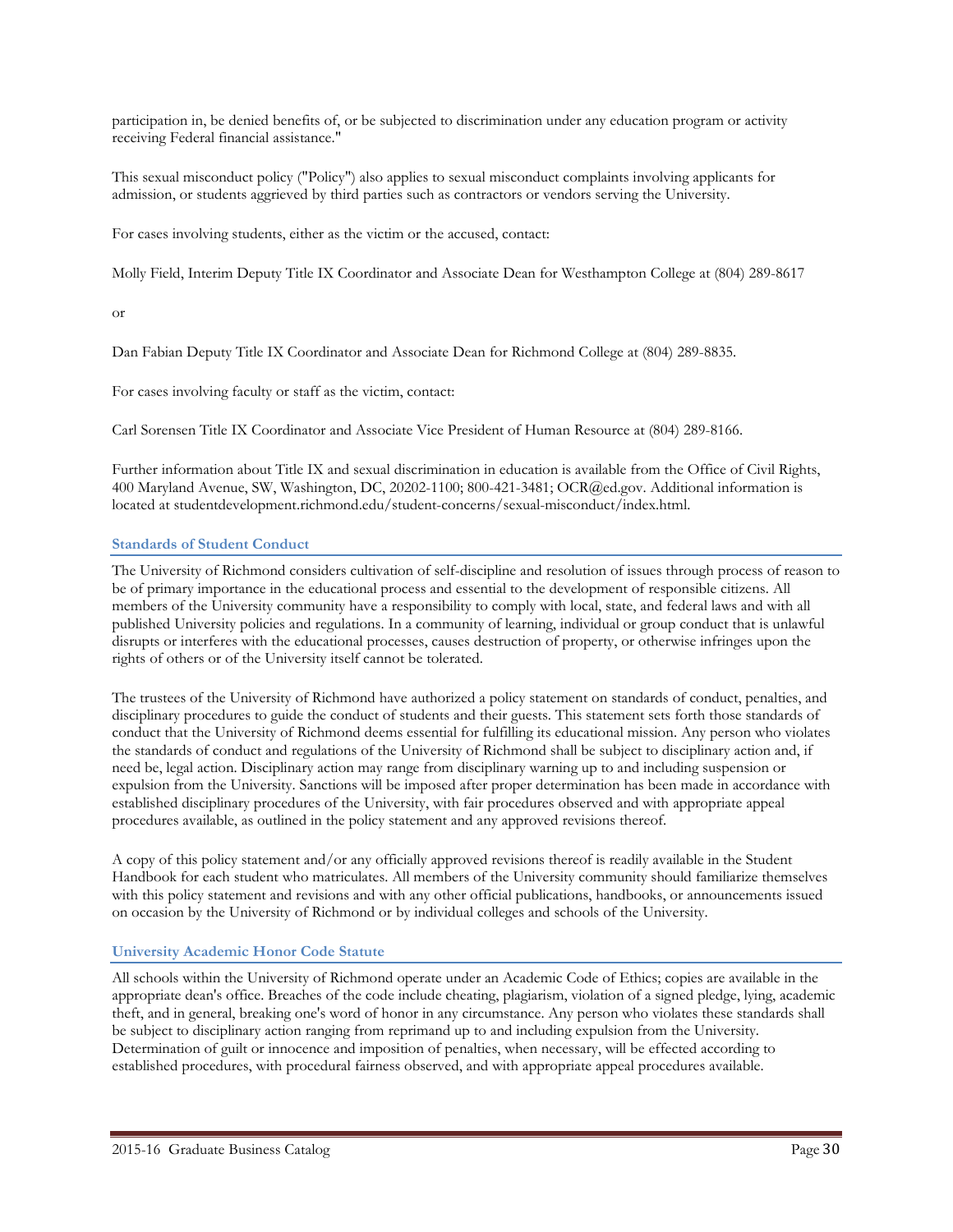participation in, be denied benefits of, or be subjected to discrimination under any education program or activity receiving Federal financial assistance."

This sexual misconduct policy ("Policy") also applies to sexual misconduct complaints involving applicants for admission, or students aggrieved by third parties such as contractors or vendors serving the University.

For cases involving students, either as the victim or the accused, contact:

Molly Field, Interim Deputy Title IX Coordinator and Associate Dean for Westhampton College at (804) 289-8617

or

Dan Fabian Deputy Title IX Coordinator and Associate Dean for Richmond College at (804) 289-8835.

For cases involving faculty or staff as the victim, contact:

Carl Sorensen Title IX Coordinator and Associate Vice President of Human Resource at (804) 289-8166.

Further information about Title IX and sexual discrimination in education is available from the Office of Civil Rights, 400 Maryland Avenue, SW, Washington, DC, 20202-1100; 800-421-3481; OCR@ed.gov. Additional information is located at studentdevelopment.richmond.edu/student-concerns/sexual-misconduct/index.html.

### Standards of Student Conduct

The University of Richmond considers cultivation of self-discipline and resolution of issues through process of reason to be of primary importance in the educational process and essential to the development of responsible citizens. All members of the University community have a responsibility to comply with local, state, and federal laws and with all published University policies and regulations. In a community of learning, individual or group conduct that is unlawful disrupts or interferes with the educational processes, causes destruction of property, or otherwise infringes upon the rights of others or of the University itself cannot be tolerated.

The trustees of the University of Richmond have authorized a policy statement on standards of conduct, penalties, and disciplinary procedures to guide the conduct of students and their guests. This statement sets forth those standards of conduct that the University of Richmond deems essential for fulfilling its educational mission. Any person who violates the standards of conduct and regulations of the University of Richmond shall be subject to disciplinary action and, if need be, legal action. Disciplinary action may range from disciplinary warning up to and including suspension or expulsion from the University. Sanctions will be imposed after proper determination has been made in accordance with established disciplinary procedures of the University, with fair procedures observed and with appropriate appeal procedures available, as outlined in the policy statement and any approved revisions thereof.

A copy of this policy statement and/or any officially approved revisions thereof is readily available in the Student Handbook for each student who matriculates. All members of the University community should familiarize themselves with this policy statement and revisions and with any other official publications, handbooks, or announcements issued on occasion by the University of Richmond or by individual colleges and schools of the University.

### University Academic Honor Code Statute

All schools within the University of Richmond operate under an Academic Code of Ethics; copies are available in the appropriate dean's office. Breaches of the code include cheating, plagiarism, violation of a signed pledge, lying, academic theft, and in general, breaking one's word of honor in any circumstance. Any person who violates these standards shall be subject to disciplinary action ranging from reprimand up to and including expulsion from the University. Determination of guilt or innocence and imposition of penalties, when necessary, will be effected according to established procedures, with procedural fairness observed, and with appropriate appeal procedures available.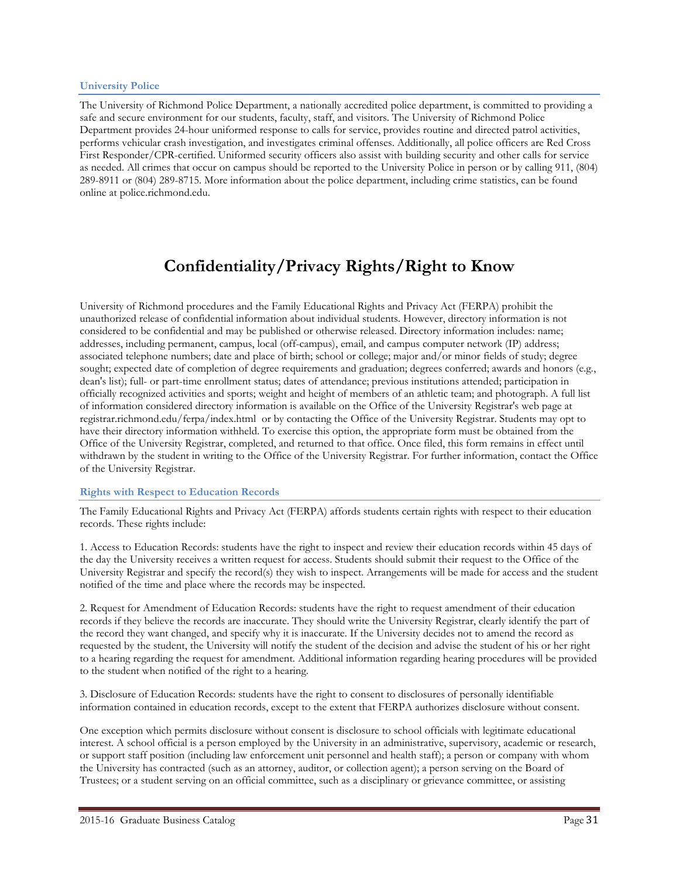### University Police

The University of Richmond Police Department, a nationally accredited police department, is committed to providing a safe and secure environment for our students, faculty, staff, and visitors. The University of Richmond Police Department provides 24-hour uniformed response to calls for service, provides routine and directed patrol activities, performs vehicular crash investigation, and investigates criminal offenses. Additionally, all police officers are Red Cross First Responder/CPR-certified. Uniformed security officers also assist with building security and other calls for service as needed. All crimes that occur on campus should be reported to the University Police in person or by calling 911, (804) 289-8911 or (804) 289-8715. More information about the police department, including crime statistics, can be found online at police.richmond.edu.

# Confidentiality/Privacy Rights/Right to Know

University of Richmond procedures and the Family Educational Rights and Privacy Act (FERPA) prohibit the unauthorized release of confidential information about individual students. However, directory information is not considered to be confidential and may be published or otherwise released. Directory information includes: name; addresses, including permanent, campus, local (off-campus), email, and campus computer network (IP) address; associated telephone numbers; date and place of birth; school or college; major and/or minor fields of study; degree sought; expected date of completion of degree requirements and graduation; degrees conferred; awards and honors (e.g., dean's list); full- or part-time enrollment status; dates of attendance; previous institutions attended; participation in officially recognized activities and sports; weight and height of members of an athletic team; and photograph. A full list of information considered directory information is available on the Office of the University Registrar's web page at registrar.richmond.edu/ferpa/index.html or by contacting the Office of the University Registrar. Students may opt to have their directory information withheld. To exercise this option, the appropriate form must be obtained from the Office of the University Registrar, completed, and returned to that office. Once filed, this form remains in effect until withdrawn by the student in writing to the Office of the University Registrar. For further information, contact the Office of the University Registrar.

### Rights with Respect to Education Records

The Family Educational Rights and Privacy Act (FERPA) affords students certain rights with respect to their education records. These rights include:

1. Access to Education Records: students have the right to inspect and review their education records within 45 days of the day the University receives a written request for access. Students should submit their request to the Office of the University Registrar and specify the record(s) they wish to inspect. Arrangements will be made for access and the student notified of the time and place where the records may be inspected.

2. Request for Amendment of Education Records: students have the right to request amendment of their education records if they believe the records are inaccurate. They should write the University Registrar, clearly identify the part of the record they want changed, and specify why it is inaccurate. If the University decides not to amend the record as requested by the student, the University will notify the student of the decision and advise the student of his or her right to a hearing regarding the request for amendment. Additional information regarding hearing procedures will be provided to the student when notified of the right to a hearing.

3. Disclosure of Education Records: students have the right to consent to disclosures of personally identifiable information contained in education records, except to the extent that FERPA authorizes disclosure without consent.

One exception which permits disclosure without consent is disclosure to school officials with legitimate educational interest. A school official is a person employed by the University in an administrative, supervisory, academic or research, or support staff position (including law enforcement unit personnel and health staff); a person or company with whom the University has contracted (such as an attorney, auditor, or collection agent); a person serving on the Board of Trustees; or a student serving on an official committee, such as a disciplinary or grievance committee, or assisting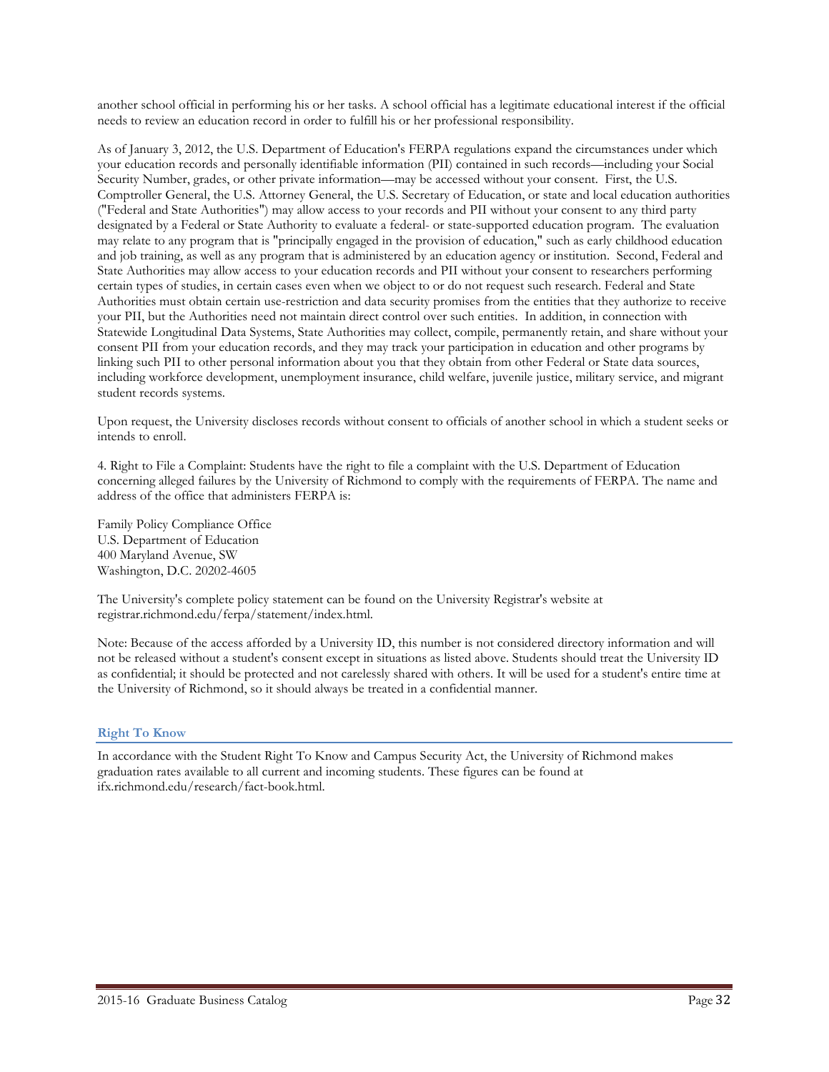another school official in performing his or her tasks. A school official has a legitimate educational interest if the official needs to review an education record in order to fulfill his or her professional responsibility.

As of January 3, 2012, the U.S. Department of Education's FERPA regulations expand the circumstances under which your education records and personally identifiable information (PII) contained in such records—including your Social Security Number, grades, or other private information—may be accessed without your consent. First, the U.S. Comptroller General, the U.S. Attorney General, the U.S. Secretary of Education, or state and local education authorities ("Federal and State Authorities") may allow access to your records and PII without your consent to any third party designated by a Federal or State Authority to evaluate a federal- or state-supported education program. The evaluation may relate to any program that is "principally engaged in the provision of education," such as early childhood education and job training, as well as any program that is administered by an education agency or institution. Second, Federal and State Authorities may allow access to your education records and PII without your consent to researchers performing certain types of studies, in certain cases even when we object to or do not request such research. Federal and State Authorities must obtain certain use-restriction and data security promises from the entities that they authorize to receive your PII, but the Authorities need not maintain direct control over such entities. In addition, in connection with Statewide Longitudinal Data Systems, State Authorities may collect, compile, permanently retain, and share without your consent PII from your education records, and they may track your participation in education and other programs by linking such PII to other personal information about you that they obtain from other Federal or State data sources, including workforce development, unemployment insurance, child welfare, juvenile justice, military service, and migrant student records systems.

Upon request, the University discloses records without consent to officials of another school in which a student seeks or intends to enroll.

4. Right to File a Complaint: Students have the right to file a complaint with the U.S. Department of Education concerning alleged failures by the University of Richmond to comply with the requirements of FERPA. The name and address of the office that administers FERPA is:

Family Policy Compliance Office
U.S. Department of Education
400 Maryland Avenue, SW
Washington, D.C. 20202-4605

The University's complete policy statement can be found on the University Registrar's website at registrar.richmond.edu/ferpa/statement/index.html.

Note: Because of the access afforded by a University ID, this number is not considered directory information and will not be released without a student's consent except in situations as listed above. Students should treat the University ID as confidential; it should be protected and not carelessly shared with others. It will be used for a student's entire time at the University of Richmond, so it should always be treated in a confidential manner.

## Right To Know

In accordance with the Student Right To Know and Campus Security Act, the University of Richmond makes graduation rates available to all current and incoming students. These figures can be found at ifx.richmond.edu/research/fact-book.html.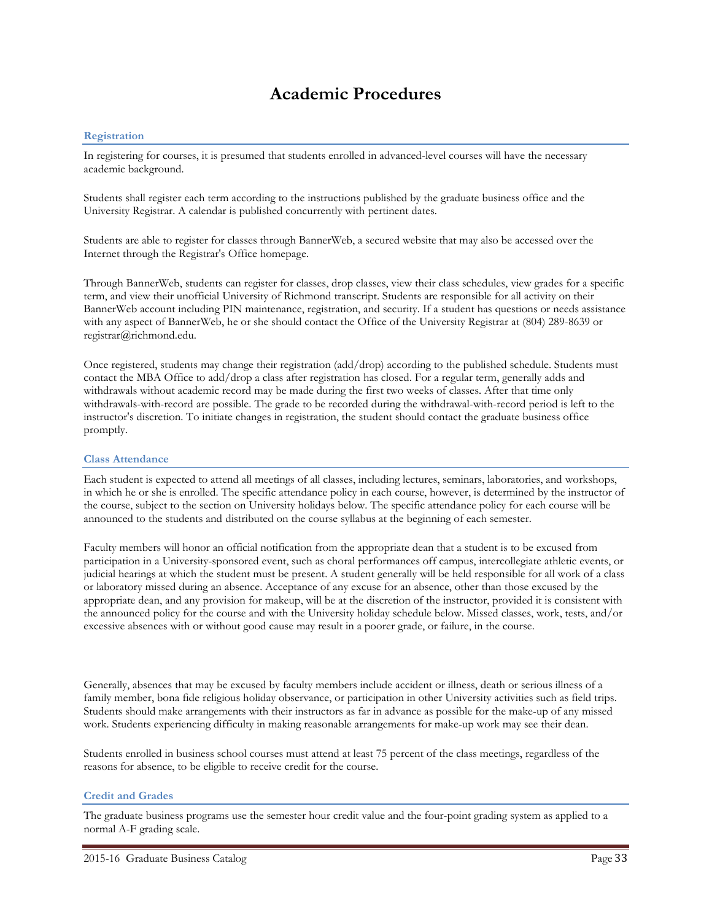# Academic Procedures

## Registration

In registering for courses, it is presumed that students enrolled in advanced-level courses will have the necessary academic background.

Students shall register each term according to the instructions published by the graduate business office and the University Registrar. A calendar is published concurrently with pertinent dates.

Students are able to register for classes through BannerWeb, a secured website that may also be accessed over the Internet through the Registrar's Office homepage.

Through BannerWeb, students can register for classes, drop classes, view their class schedules, view grades for a specific term, and view their unofficial University of Richmond transcript. Students are responsible for all activity on their BannerWeb account including PIN maintenance, registration, and security. If a student has questions or needs assistance with any aspect of BannerWeb, he or she should contact the Office of the University Registrar at (804) 289-8639 or registrar@richmond.edu.

Once registered, students may change their registration (add/drop) according to the published schedule. Students must contact the MBA Office to add/drop a class after registration has closed. For a regular term, generally adds and withdrawals without academic record may be made during the first two weeks of classes. After that time only withdrawals-with-record are possible. The grade to be recorded during the withdrawal-with-record period is left to the instructor's discretion. To initiate changes in registration, the student should contact the graduate business office promptly.

## Class Attendance

Each student is expected to attend all meetings of all classes, including lectures, seminars, laboratories, and workshops, in which he or she is enrolled. The specific attendance policy in each course, however, is determined by the instructor of the course, subject to the section on University holidays below. The specific attendance policy for each course will be announced to the students and distributed on the course syllabus at the beginning of each semester.

Faculty members will honor an official notification from the appropriate dean that a student is to be excused from participation in a University-sponsored event, such as choral performances off campus, intercollegiate athletic events, or judicial hearings at which the student must be present. A student generally will be held responsible for all work of a class or laboratory missed during an absence. Acceptance of any excuse for an absence, other than those excused by the appropriate dean, and any provision for makeup, will be at the discretion of the instructor, provided it is consistent with the announced policy for the course and with the University holiday schedule below. Missed classes, work, tests, and/or excessive absences with or without good cause may result in a poorer grade, or failure, in the course.

Generally, absences that may be excused by faculty members include accident or illness, death or serious illness of a family member, bona fide religious holiday observance, or participation in other University activities such as field trips. Students should make arrangements with their instructors as far in advance as possible for the make-up of any missed work. Students experiencing difficulty in making reasonable arrangements for make-up work may see their dean.

Students enrolled in business school courses must attend at least 75 percent of the class meetings, regardless of the reasons for absence, to be eligible to receive credit for the course.

## Credit and Grades

The graduate business programs use the semester hour credit value and the four-point grading system as applied to a normal A-F grading scale.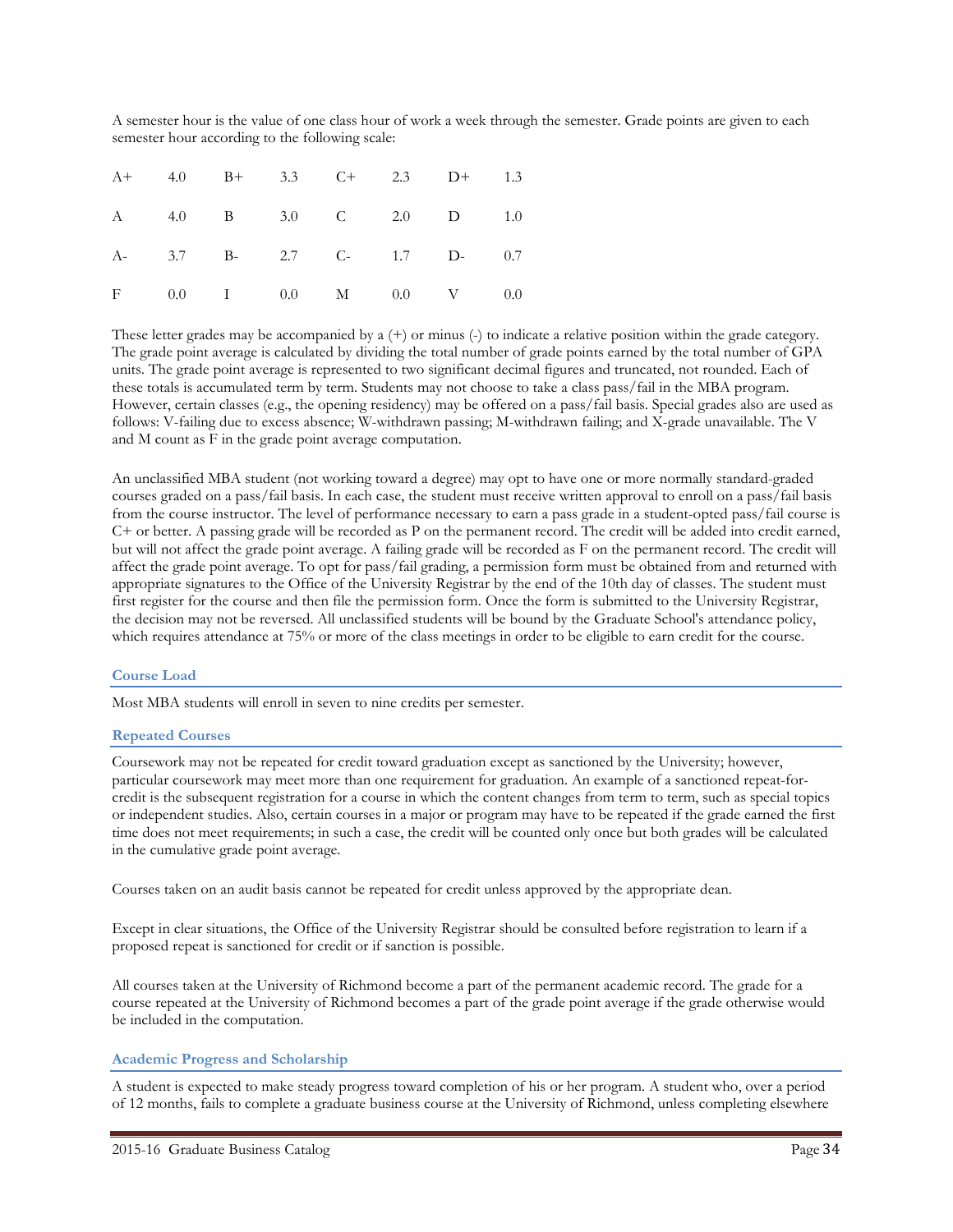A semester hour is the value of one class hour of work a week through the semester. Grade points are given to each semester hour according to the following scale:

| | | | | | | | |
|---|---|---|---|---|---|---|---|
| A+ | 4.0 | B+ | 3.3 | C+ | 2.3 | D+ | 1.3 |
| A | 4.0 | B | 3.0 | C | 2.0 | D | 1.0 |
| A- | 3.7 | B- | 2.7 | C- | 1.7 | D- | 0.7 |
| F | 0.0 | I | 0.0 | M | 0.0 | V | 0.0 |

These letter grades may be accompanied by a (+) or minus (-) to indicate a relative position within the grade category. The grade point average is calculated by dividing the total number of grade points earned by the total number of GPA units. The grade point average is represented to two significant decimal figures and truncated, not rounded. Each of these totals is accumulated term by term. Students may not choose to take a class pass/fail in the MBA program. However, certain classes (e.g., the opening residency) may be offered on a pass/fail basis. Special grades also are used as follows: V-failing due to excess absence; W-withdrawn passing; M-withdrawn failing; and X-grade unavailable. The V and M count as F in the grade point average computation.

An unclassified MBA student (not working toward a degree) may opt to have one or more normally standard-graded courses graded on a pass/fail basis. In each case, the student must receive written approval to enroll on a pass/fail basis from the course instructor. The level of performance necessary to earn a pass grade in a student-opted pass/fail course is C+ or better. A passing grade will be recorded as P on the permanent record. The credit will be added into credit earned, but will not affect the grade point average. A failing grade will be recorded as F on the permanent record. The credit will affect the grade point average. To opt for pass/fail grading, a permission form must be obtained from and returned with appropriate signatures to the Office of the University Registrar by the end of the 10th day of classes. The student must first register for the course and then file the permission form. Once the form is submitted to the University Registrar, the decision may not be reversed. All unclassified students will be bound by the Graduate School's attendance policy, which requires attendance at 75% or more of the class meetings in order to be eligible to earn credit for the course.

### Course Load

Most MBA students will enroll in seven to nine credits per semester.

### Repeated Courses

Coursework may not be repeated for credit toward graduation except as sanctioned by the University; however, particular coursework may meet more than one requirement for graduation. An example of a sanctioned repeat-for-credit is the subsequent registration for a course in which the content changes from term to term, such as special topics or independent studies. Also, certain courses in a major or program may have to be repeated if the grade earned the first time does not meet requirements; in such a case, the credit will be counted only once but both grades will be calculated in the cumulative grade point average.

Courses taken on an audit basis cannot be repeated for credit unless approved by the appropriate dean.

Except in clear situations, the Office of the University Registrar should be consulted before registration to learn if a proposed repeat is sanctioned for credit or if sanction is possible.

All courses taken at the University of Richmond become a part of the permanent academic record. The grade for a course repeated at the University of Richmond becomes a part of the grade point average if the grade otherwise would be included in the computation.

### Academic Progress and Scholarship

A student is expected to make steady progress toward completion of his or her program. A student who, over a period of 12 months, fails to complete a graduate business course at the University of Richmond, unless completing elsewhere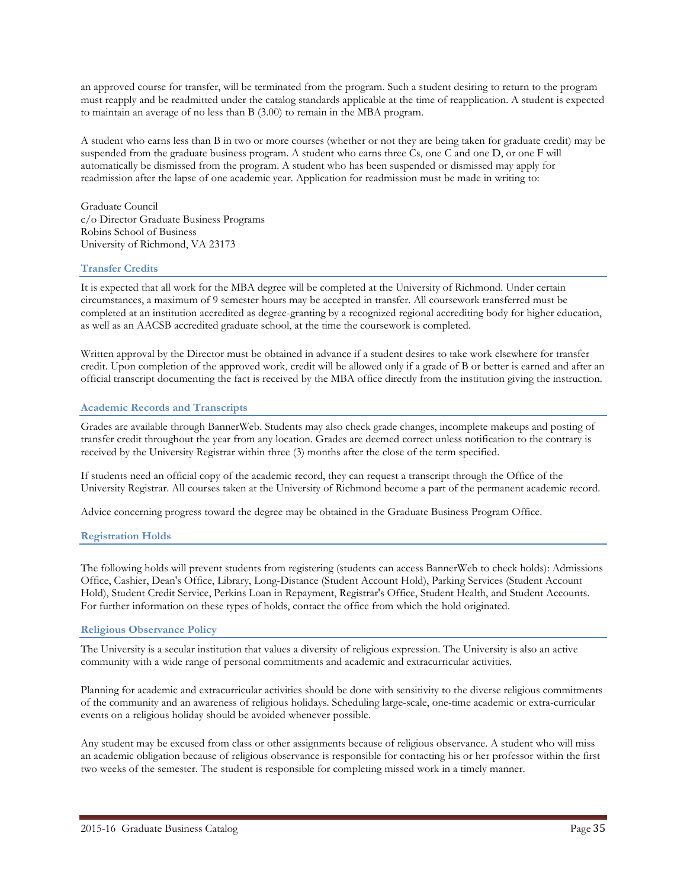an approved course for transfer, will be terminated from the program. Such a student desiring to return to the program must reapply and be readmitted under the catalog standards applicable at the time of reapplication. A student is expected to maintain an average of no less than B (3.00) to remain in the MBA program.

A student who earns less than B in two or more courses (whether or not they are being taken for graduate credit) may be suspended from the graduate business program. A student who earns three Cs, one C and one D, or one F will automatically be dismissed from the program. A student who has been suspended or dismissed may apply for readmission after the lapse of one academic year. Application for readmission must be made in writing to:

Graduate Council
c/o Director Graduate Business Programs
Robins School of Business
University of Richmond, VA 23173

### Transfer Credits

It is expected that all work for the MBA degree will be completed at the University of Richmond. Under certain circumstances, a maximum of 9 semester hours may be accepted in transfer. All coursework transferred must be completed at an institution accredited as degree-granting by a recognized regional accrediting body for higher education, as well as an AACSB accredited graduate school, at the time the coursework is completed.

Written approval by the Director must be obtained in advance if a student desires to take work elsewhere for transfer credit. Upon completion of the approved work, credit will be allowed only if a grade of B or better is earned and after an official transcript documenting the fact is received by the MBA office directly from the institution giving the instruction.

### Academic Records and Transcripts

Grades are available through BannerWeb. Students may also check grade changes, incomplete makeups and posting of transfer credit throughout the year from any location. Grades are deemed correct unless notification to the contrary is received by the University Registrar within three (3) months after the close of the term specified.

If students need an official copy of the academic record, they can request a transcript through the Office of the University Registrar. All courses taken at the University of Richmond become a part of the permanent academic record.

Advice concerning progress toward the degree may be obtained in the Graduate Business Program Office.

### Registration Holds

The following holds will prevent students from registering (students can access BannerWeb to check holds): Admissions Office, Cashier, Dean's Office, Library, Long-Distance (Student Account Hold), Parking Services (Student Account Hold), Student Credit Service, Perkins Loan in Repayment, Registrar's Office, Student Health, and Student Accounts. For further information on these types of holds, contact the office from which the hold originated.

### Religious Observance Policy

The University is a secular institution that values a diversity of religious expression. The University is also an active community with a wide range of personal commitments and academic and extracurricular activities.

Planning for academic and extracurricular activities should be done with sensitivity to the diverse religious commitments of the community and an awareness of religious holidays. Scheduling large-scale, one-time academic or extra-curricular events on a religious holiday should be avoided whenever possible.

Any student may be excused from class or other assignments because of religious observance. A student who will miss an academic obligation because of religious observance is responsible for contacting his or her professor within the first two weeks of the semester. The student is responsible for completing missed work in a timely manner.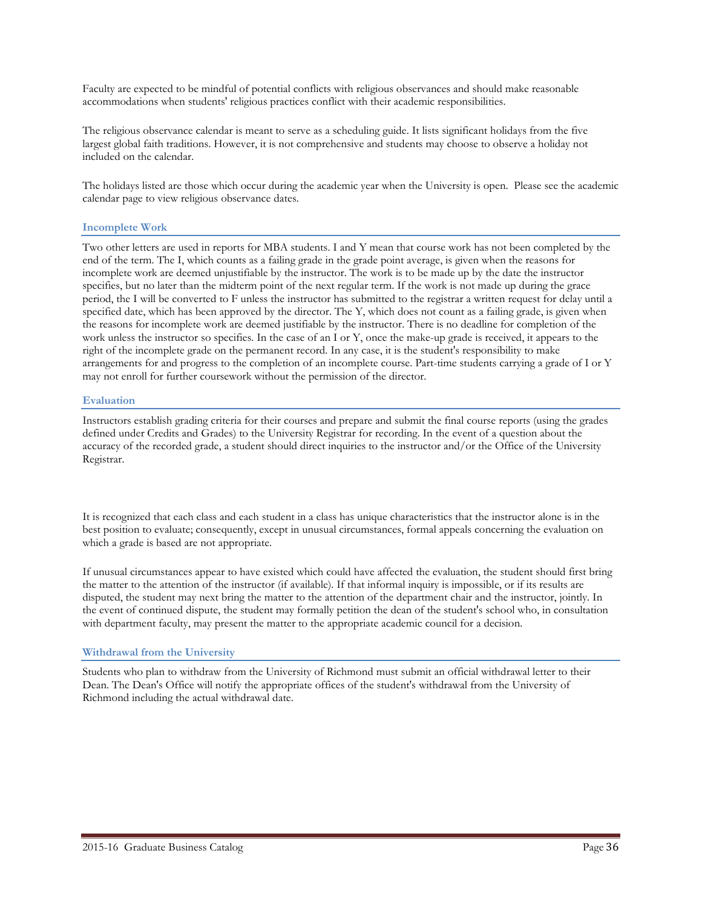Faculty are expected to be mindful of potential conflicts with religious observances and should make reasonable accommodations when students' religious practices conflict with their academic responsibilities.

The religious observance calendar is meant to serve as a scheduling guide. It lists significant holidays from the five largest global faith traditions. However, it is not comprehensive and students may choose to observe a holiday not included on the calendar.

The holidays listed are those which occur during the academic year when the University is open. Please see the academic calendar page to view religious observance dates.

### Incomplete Work

Two other letters are used in reports for MBA students. I and Y mean that course work has not been completed by the end of the term. The I, which counts as a failing grade in the grade point average, is given when the reasons for incomplete work are deemed unjustifiable by the instructor. The work is to be made up by the date the instructor specifies, but no later than the midterm point of the next regular term. If the work is not made up during the grace period, the I will be converted to F unless the instructor has submitted to the registrar a written request for delay until a specified date, which has been approved by the director. The Y, which does not count as a failing grade, is given when the reasons for incomplete work are deemed justifiable by the instructor. There is no deadline for completion of the work unless the instructor so specifies. In the case of an I or Y, once the make-up grade is received, it appears to the right of the incomplete grade on the permanent record. In any case, it is the student's responsibility to make arrangements for and progress to the completion of an incomplete course. Part-time students carrying a grade of I or Y may not enroll for further coursework without the permission of the director.

### Evaluation

Instructors establish grading criteria for their courses and prepare and submit the final course reports (using the grades defined under Credits and Grades) to the University Registrar for recording. In the event of a question about the accuracy of the recorded grade, a student should direct inquiries to the instructor and/or the Office of the University Registrar.

It is recognized that each class and each student in a class has unique characteristics that the instructor alone is in the best position to evaluate; consequently, except in unusual circumstances, formal appeals concerning the evaluation on which a grade is based are not appropriate.

If unusual circumstances appear to have existed which could have affected the evaluation, the student should first bring the matter to the attention of the instructor (if available). If that informal inquiry is impossible, or if its results are disputed, the student may next bring the matter to the attention of the department chair and the instructor, jointly. In the event of continued dispute, the student may formally petition the dean of the student's school who, in consultation with department faculty, may present the matter to the appropriate academic council for a decision.

### Withdrawal from the University

Students who plan to withdraw from the University of Richmond must submit an official withdrawal letter to their Dean. The Dean's Office will notify the appropriate offices of the student's withdrawal from the University of Richmond including the actual withdrawal date.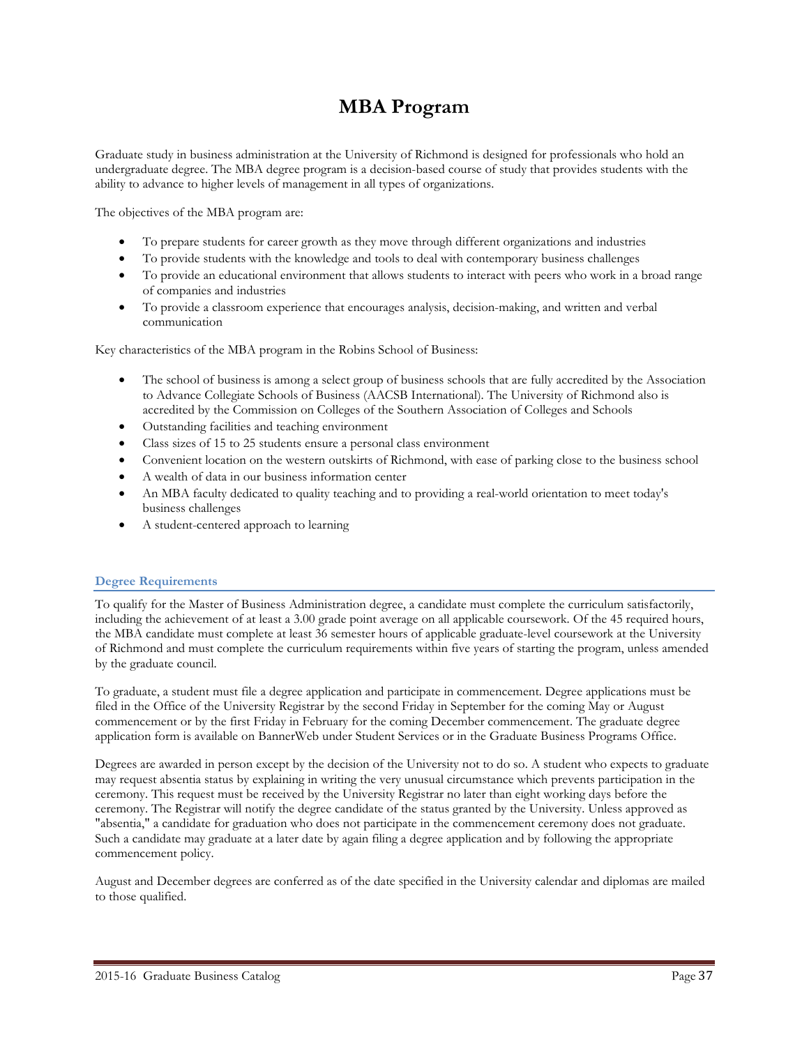# MBA Program

Graduate study in business administration at the University of Richmond is designed for professionals who hold an undergraduate degree. The MBA degree program is a decision-based course of study that provides students with the ability to advance to higher levels of management in all types of organizations.

The objectives of the MBA program are:

- To prepare students for career growth as they move through different organizations and industries
- To provide students with the knowledge and tools to deal with contemporary business challenges
- To provide an educational environment that allows students to interact with peers who work in a broad range of companies and industries
- To provide a classroom experience that encourages analysis, decision-making, and written and verbal communication

Key characteristics of the MBA program in the Robins School of Business:

- The school of business is among a select group of business schools that are fully accredited by the Association to Advance Collegiate Schools of Business (AACSB International). The University of Richmond also is accredited by the Commission on Colleges of the Southern Association of Colleges and Schools
- Outstanding facilities and teaching environment
- Class sizes of 15 to 25 students ensure a personal class environment
- Convenient location on the western outskirts of Richmond, with ease of parking close to the business school
- A wealth of data in our business information center
- An MBA faculty dedicated to quality teaching and to providing a real-world orientation to meet today's business challenges
- A student-centered approach to learning

## Degree Requirements

To qualify for the Master of Business Administration degree, a candidate must complete the curriculum satisfactorily, including the achievement of at least a 3.00 grade point average on all applicable coursework. Of the 45 required hours, the MBA candidate must complete at least 36 semester hours of applicable graduate-level coursework at the University of Richmond and must complete the curriculum requirements within five years of starting the program, unless amended by the graduate council.

To graduate, a student must file a degree application and participate in commencement. Degree applications must be filed in the Office of the University Registrar by the second Friday in September for the coming May or August commencement or by the first Friday in February for the coming December commencement. The graduate degree application form is available on BannerWeb under Student Services or in the Graduate Business Programs Office.

Degrees are awarded in person except by the decision of the University not to do so. A student who expects to graduate may request absentia status by explaining in writing the very unusual circumstance which prevents participation in the ceremony. This request must be received by the University Registrar no later than eight working days before the ceremony. The Registrar will notify the degree candidate of the status granted by the University. Unless approved as "absentia," a candidate for graduation who does not participate in the commencement ceremony does not graduate. Such a candidate may graduate at a later date by again filing a degree application and by following the appropriate commencement policy.

August and December degrees are conferred as of the date specified in the University calendar and diplomas are mailed to those qualified.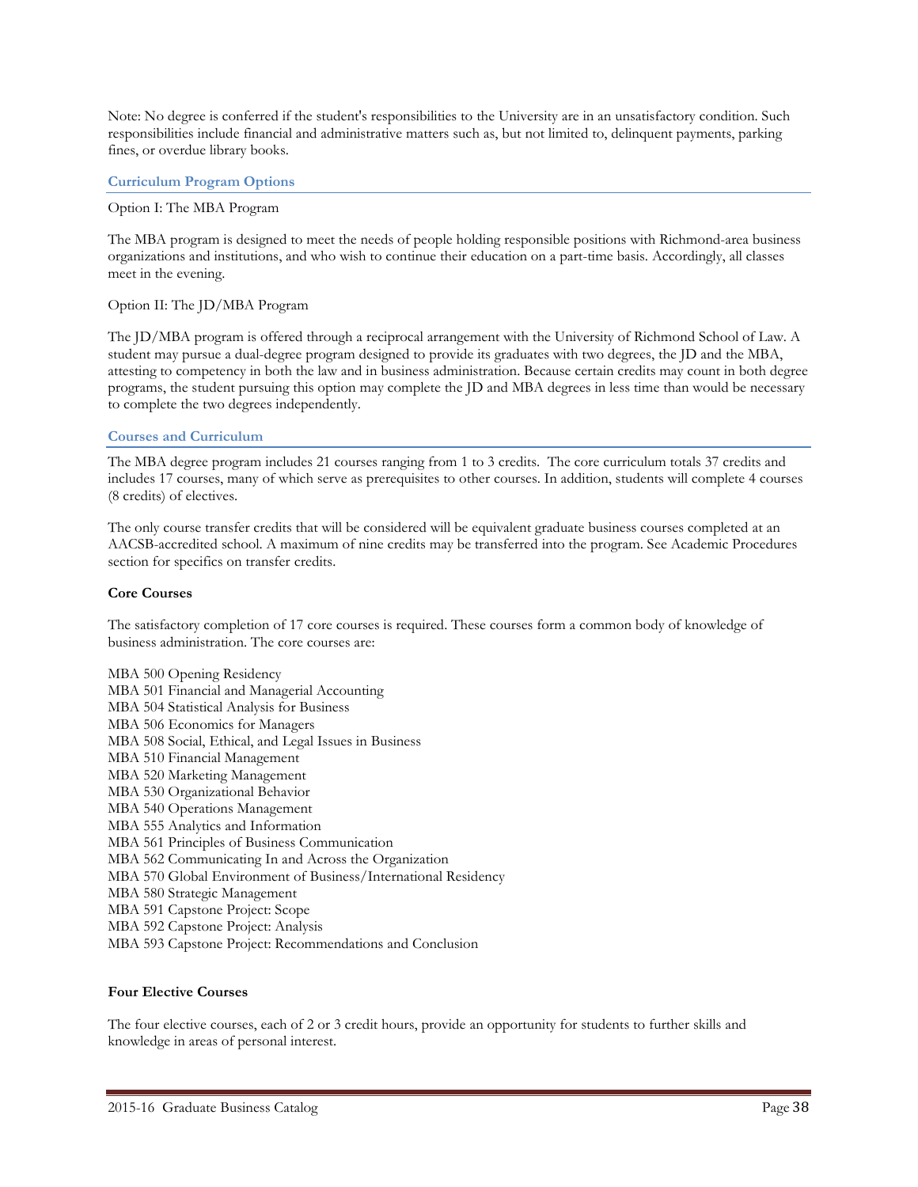Note: No degree is conferred if the student's responsibilities to the University are in an unsatisfactory condition. Such responsibilities include financial and administrative matters such as, but not limited to, delinquent payments, parking fines, or overdue library books.

## Curriculum Program Options

Option I: The MBA Program

The MBA program is designed to meet the needs of people holding responsible positions with Richmond-area business organizations and institutions, and who wish to continue their education on a part-time basis. Accordingly, all classes meet in the evening.

Option II: The JD/MBA Program

The JD/MBA program is offered through a reciprocal arrangement with the University of Richmond School of Law. A student may pursue a dual-degree program designed to provide its graduates with two degrees, the JD and the MBA, attesting to competency in both the law and in business administration. Because certain credits may count in both degree programs, the student pursuing this option may complete the JD and MBA degrees in less time than would be necessary to complete the two degrees independently.

## Courses and Curriculum

The MBA degree program includes 21 courses ranging from 1 to 3 credits. The core curriculum totals 37 credits and includes 17 courses, many of which serve as prerequisites to other courses. In addition, students will complete 4 courses (8 credits) of electives.

The only course transfer credits that will be considered will be equivalent graduate business courses completed at an AACSB-accredited school. A maximum of nine credits may be transferred into the program. See Academic Procedures section for specifics on transfer credits.

### Core Courses

The satisfactory completion of 17 core courses is required. These courses form a common body of knowledge of business administration. The core courses are:

MBA 500 Opening Residency  
MBA 501 Financial and Managerial Accounting  
MBA 504 Statistical Analysis for Business  
MBA 506 Economics for Managers  
MBA 508 Social, Ethical, and Legal Issues in Business  
MBA 510 Financial Management  
MBA 520 Marketing Management  
MBA 530 Organizational Behavior  
MBA 540 Operations Management  
MBA 555 Analytics and Information  
MBA 561 Principles of Business Communication  
MBA 562 Communicating In and Across the Organization  
MBA 570 Global Environment of Business/International Residency  
MBA 580 Strategic Management  
MBA 591 Capstone Project: Scope  
MBA 592 Capstone Project: Analysis  
MBA 593 Capstone Project: Recommendations and Conclusion

### Four Elective Courses

The four elective courses, each of 2 or 3 credit hours, provide an opportunity for students to further skills and knowledge in areas of personal interest.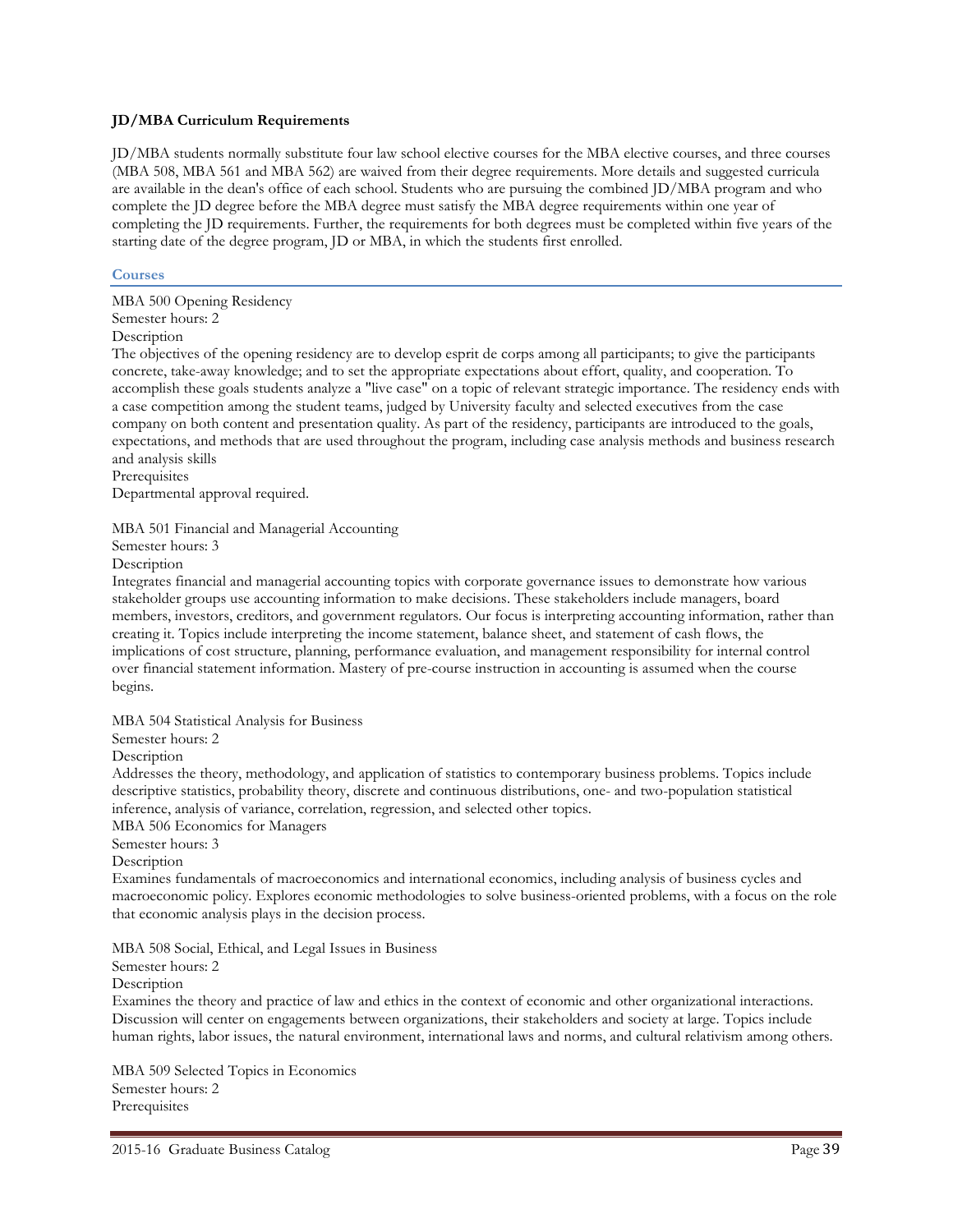**JD/MBA Curriculum Requirements**

JD/MBA students normally substitute four law school elective courses for the MBA elective courses, and three courses (MBA 508, MBA 561 and MBA 562) are waived from their degree requirements. More details and suggested curricula are available in the dean's office of each school. Students who are pursuing the combined JD/MBA program and who complete the JD degree before the MBA degree must satisfy the MBA degree requirements within one year of completing the JD requirements. Further, the requirements for both degrees must be completed within five years of the starting date of the degree program, JD or MBA, in which the students first enrolled.

## Courses

MBA 500 Opening Residency
Semester hours: 2
Description
The objectives of the opening residency are to develop esprit de corps among all participants; to give the participants concrete, take-away knowledge; and to set the appropriate expectations about effort, quality, and cooperation. To accomplish these goals students analyze a "live case" on a topic of relevant strategic importance. The residency ends with a case competition among the student teams, judged by University faculty and selected executives from the case company on both content and presentation quality. As part of the residency, participants are introduced to the goals, expectations, and methods that are used throughout the program, including case analysis methods and business research and analysis skills
Prerequisites
Departmental approval required.

MBA 501 Financial and Managerial Accounting
Semester hours: 3
Description
Integrates financial and managerial accounting topics with corporate governance issues to demonstrate how various stakeholder groups use accounting information to make decisions. These stakeholders include managers, board members, investors, creditors, and government regulators. Our focus is interpreting accounting information, rather than creating it. Topics include interpreting the income statement, balance sheet, and statement of cash flows, the implications of cost structure, planning, performance evaluation, and management responsibility for internal control over financial statement information. Mastery of pre-course instruction in accounting is assumed when the course begins.

MBA 504 Statistical Analysis for Business
Semester hours: 2
Description
Addresses the theory, methodology, and application of statistics to contemporary business problems. Topics include descriptive statistics, probability theory, discrete and continuous distributions, one- and two-population statistical inference, analysis of variance, correlation, regression, and selected other topics.
MBA 506 Economics for Managers
Semester hours: 3
Description
Examines fundamentals of macroeconomics and international economics, including analysis of business cycles and macroeconomic policy. Explores economic methodologies to solve business-oriented problems, with a focus on the role that economic analysis plays in the decision process.

MBA 508 Social, Ethical, and Legal Issues in Business
Semester hours: 2
Description
Examines the theory and practice of law and ethics in the context of economic and other organizational interactions. Discussion will center on engagements between organizations, their stakeholders and society at large. Topics include human rights, labor issues, the natural environment, international laws and norms, and cultural relativism among others.

MBA 509 Selected Topics in Economics
Semester hours: 2
Prerequisites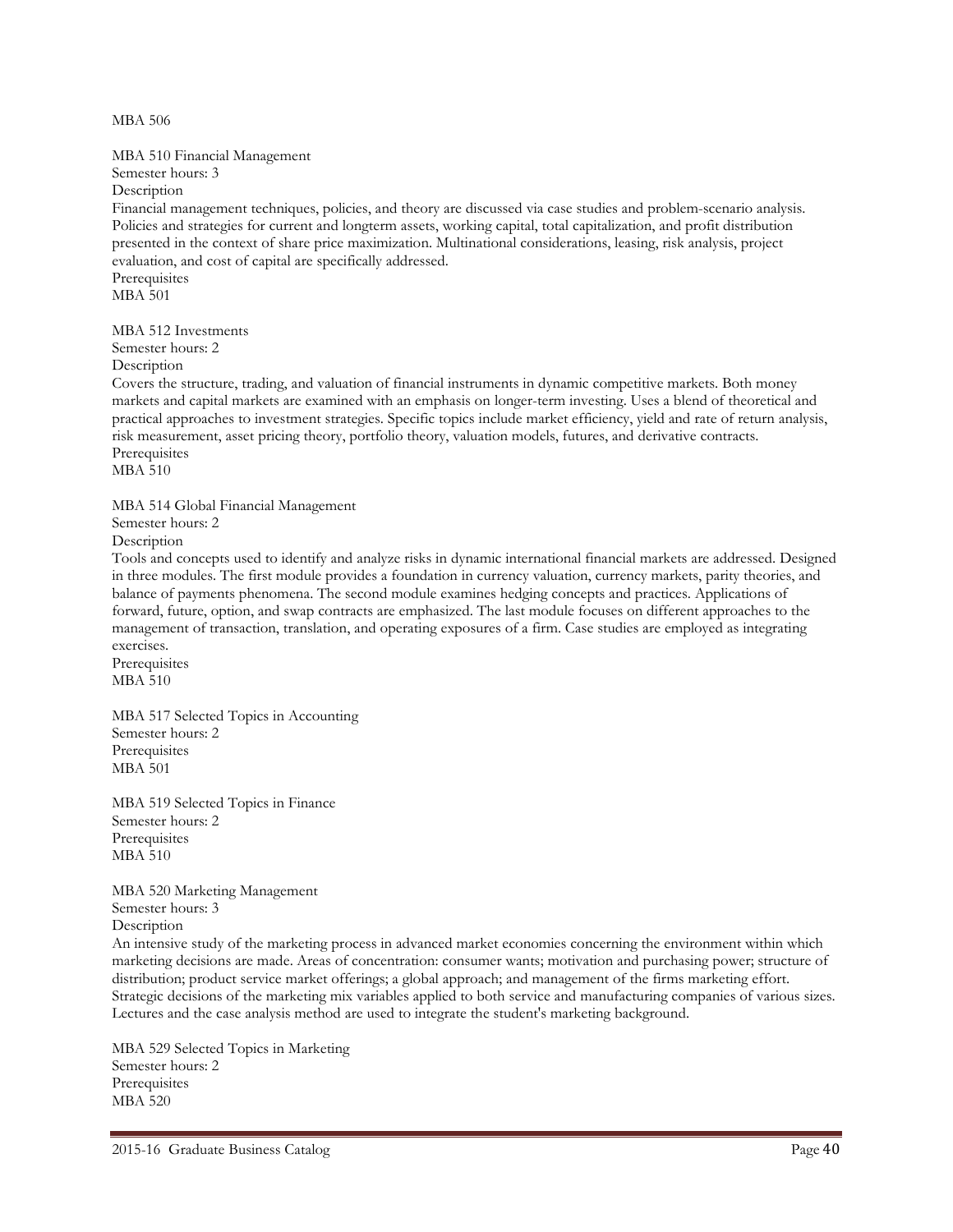MBA 506

## MBA 510 Financial Management

Semester hours: 3

Description

Financial management techniques, policies, and theory are discussed via case studies and problem-scenario analysis. Policies and strategies for current and longterm assets, working capital, total capitalization, and profit distribution presented in the context of share price maximization. Multinational considerations, leasing, risk analysis, project evaluation, and cost of capital are specifically addressed.

Prerequisites

MBA 501

## MBA 512 Investments

Semester hours: 2

Description

Covers the structure, trading, and valuation of financial instruments in dynamic competitive markets. Both money markets and capital markets are examined with an emphasis on longer-term investing. Uses a blend of theoretical and practical approaches to investment strategies. Specific topics include market efficiency, yield and rate of return analysis, risk measurement, asset pricing theory, portfolio theory, valuation models, futures, and derivative contracts.

Prerequisites

MBA 510

## MBA 514 Global Financial Management

Semester hours: 2

Description

Tools and concepts used to identify and analyze risks in dynamic international financial markets are addressed. Designed in three modules. The first module provides a foundation in currency valuation, currency markets, parity theories, and balance of payments phenomena. The second module examines hedging concepts and practices. Applications of forward, future, option, and swap contracts are emphasized. The last module focuses on different approaches to the management of transaction, translation, and operating exposures of a firm. Case studies are employed as integrating exercises.

Prerequisites

MBA 510

## MBA 517 Selected Topics in Accounting

Semester hours: 2

Prerequisites

MBA 501

## MBA 519 Selected Topics in Finance

Semester hours: 2

Prerequisites

MBA 510

## MBA 520 Marketing Management

Semester hours: 3

Description

An intensive study of the marketing process in advanced market economies concerning the environment within which marketing decisions are made. Areas of concentration: consumer wants; motivation and purchasing power; structure of distribution; product service market offerings; a global approach; and management of the firms marketing effort. Strategic decisions of the marketing mix variables applied to both service and manufacturing companies of various sizes. Lectures and the case analysis method are used to integrate the student's marketing background.

## MBA 529 Selected Topics in Marketing

Semester hours: 2

Prerequisites

MBA 520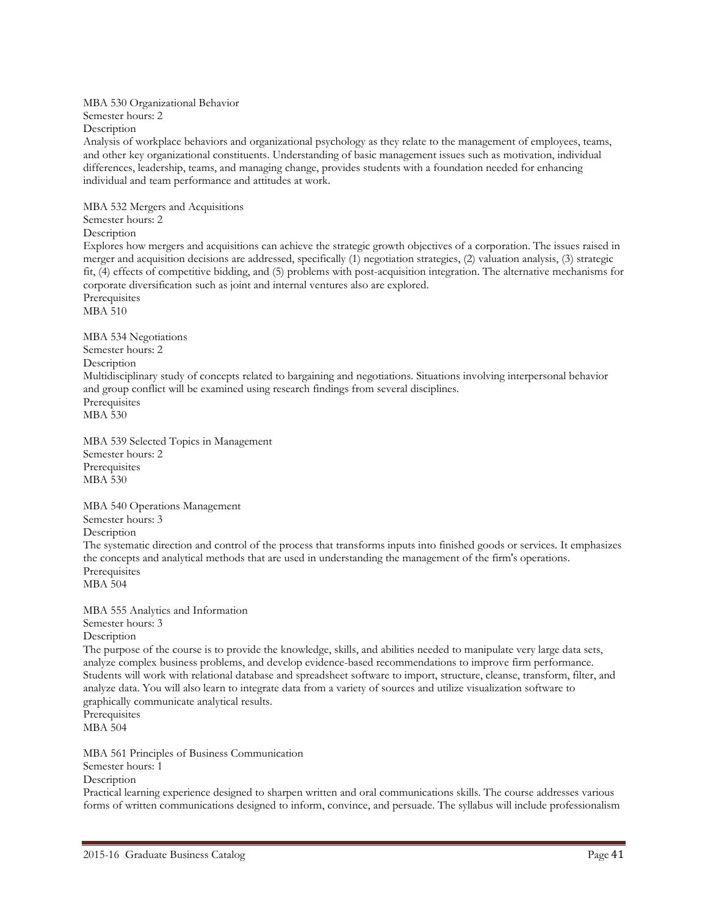MBA 530 Organizational Behavior
Semester hours: 2
Description
Analysis of workplace behaviors and organizational psychology as they relate to the management of employees, teams, and other key organizational constituents. Understanding of basic management issues such as motivation, individual differences, leadership, teams, and managing change, provides students with a foundation needed for enhancing individual and team performance and attitudes at work.

MBA 532 Mergers and Acquisitions
Semester hours: 2
Description
Explores how mergers and acquisitions can achieve the strategic growth objectives of a corporation. The issues raised in merger and acquisition decisions are addressed, specifically (1) negotiation strategies, (2) valuation analysis, (3) strategic fit, (4) effects of competitive bidding, and (5) problems with post-acquisition integration. The alternative mechanisms for corporate diversification such as joint and internal ventures also are explored.
Prerequisites
MBA 510

MBA 534 Negotiations
Semester hours: 2
Description
Multidisciplinary study of concepts related to bargaining and negotiations. Situations involving interpersonal behavior and group conflict will be examined using research findings from several disciplines.
Prerequisites
MBA 530

MBA 539 Selected Topics in Management
Semester hours: 2
Prerequisites
MBA 530

MBA 540 Operations Management
Semester hours: 3
Description
The systematic direction and control of the process that transforms inputs into finished goods or services. It emphasizes the concepts and analytical methods that are used in understanding the management of the firm's operations.
Prerequisites
MBA 504

MBA 555 Analytics and Information
Semester hours: 3
Description
The purpose of the course is to provide the knowledge, skills, and abilities needed to manipulate very large data sets, analyze complex business problems, and develop evidence-based recommendations to improve firm performance. Students will work with relational database and spreadsheet software to import, structure, cleanse, transform, filter, and analyze data. You will also learn to integrate data from a variety of sources and utilize visualization software to graphically communicate analytical results.
Prerequisites
MBA 504

MBA 561 Principles of Business Communication
Semester hours: 1
Description
Practical learning experience designed to sharpen written and oral communications skills. The course addresses various forms of written communications designed to inform, convince, and persuade. The syllabus will include professionalism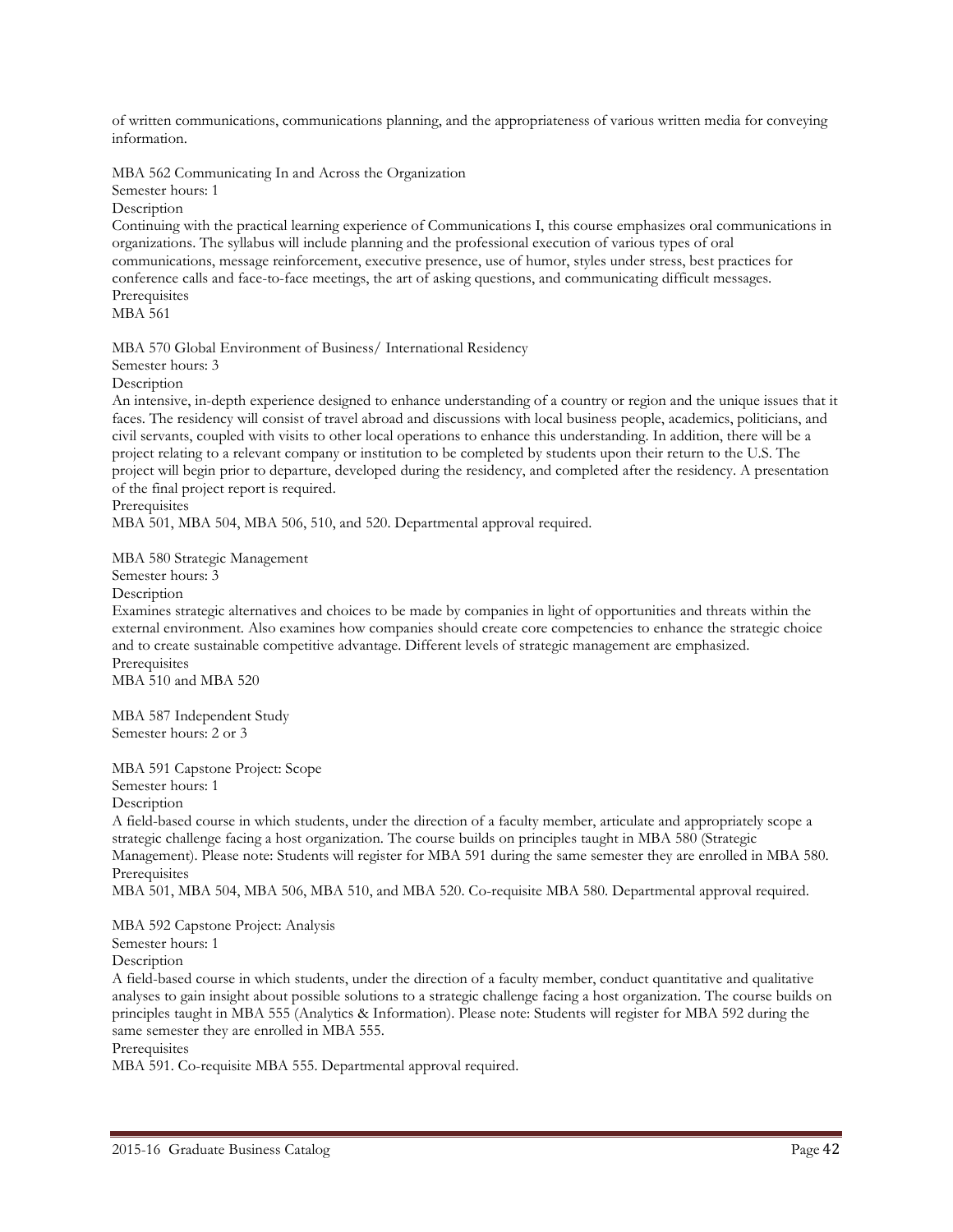of written communications, communications planning, and the appropriateness of various written media for conveying information.

MBA 562 Communicating In and Across the Organization
Semester hours: 1
Description
Continuing with the practical learning experience of Communications I, this course emphasizes oral communications in organizations. The syllabus will include planning and the professional execution of various types of oral communications, message reinforcement, executive presence, use of humor, styles under stress, best practices for conference calls and face-to-face meetings, the art of asking questions, and communicating difficult messages.
Prerequisites
MBA 561

MBA 570 Global Environment of Business/ International Residency
Semester hours: 3
Description
An intensive, in-depth experience designed to enhance understanding of a country or region and the unique issues that it faces. The residency will consist of travel abroad and discussions with local business people, academics, politicians, and civil servants, coupled with visits to other local operations to enhance this understanding. In addition, there will be a project relating to a relevant company or institution to be completed by students upon their return to the U.S. The project will begin prior to departure, developed during the residency, and completed after the residency. A presentation of the final project report is required.
Prerequisites
MBA 501, MBA 504, MBA 506, 510, and 520. Departmental approval required.

MBA 580 Strategic Management
Semester hours: 3
Description
Examines strategic alternatives and choices to be made by companies in light of opportunities and threats within the external environment. Also examines how companies should create core competencies to enhance the strategic choice and to create sustainable competitive advantage. Different levels of strategic management are emphasized.
Prerequisites
MBA 510 and MBA 520

MBA 587 Independent Study
Semester hours: 2 or 3

MBA 591 Capstone Project: Scope
Semester hours: 1
Description
A field-based course in which students, under the direction of a faculty member, articulate and appropriately scope a strategic challenge facing a host organization. The course builds on principles taught in MBA 580 (Strategic Management). Please note: Students will register for MBA 591 during the same semester they are enrolled in MBA 580.
Prerequisites
MBA 501, MBA 504, MBA 506, MBA 510, and MBA 520. Co-requisite MBA 580. Departmental approval required.

MBA 592 Capstone Project: Analysis
Semester hours: 1
Description
A field-based course in which students, under the direction of a faculty member, conduct quantitative and qualitative analyses to gain insight about possible solutions to a strategic challenge facing a host organization. The course builds on principles taught in MBA 555 (Analytics & Information). Please note: Students will register for MBA 592 during the same semester they are enrolled in MBA 555.
Prerequisites
MBA 591. Co-requisite MBA 555. Departmental approval required.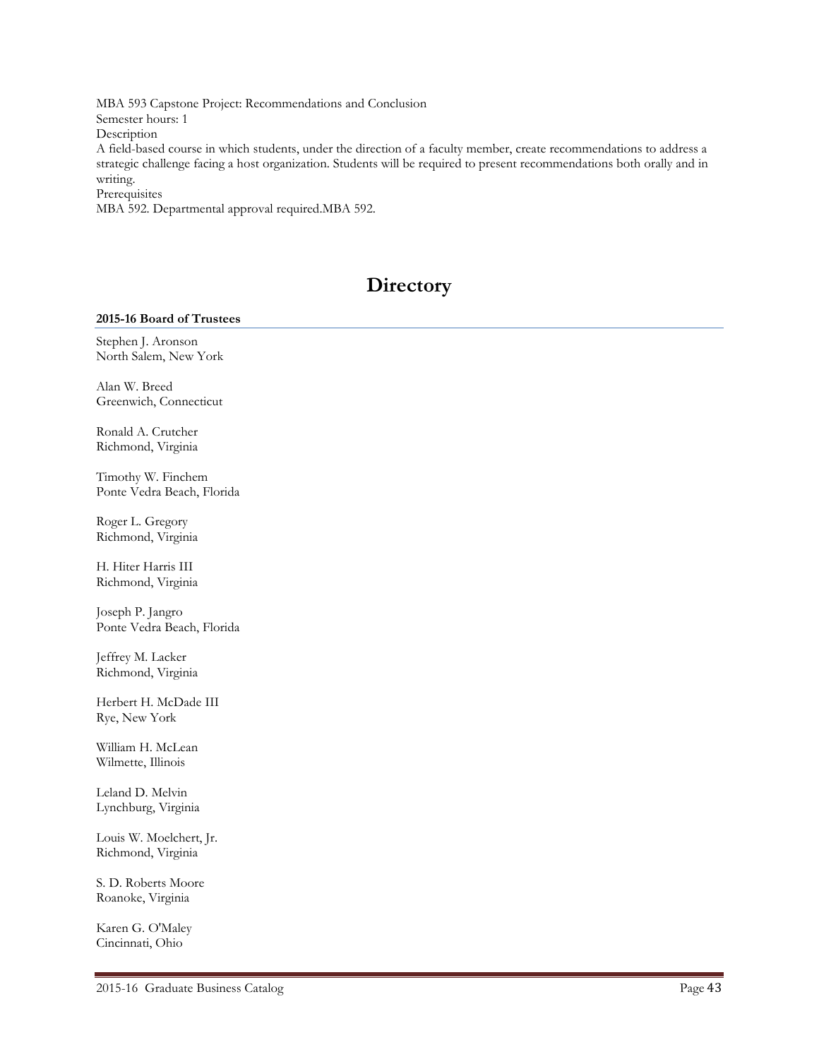MBA 593 Capstone Project: Recommendations and Conclusion
Semester hours: 1
Description
A field-based course in which students, under the direction of a faculty member, create recommendations to address a strategic challenge facing a host organization. Students will be required to present recommendations both orally and in writing.
Prerequisites
MBA 592. Departmental approval required.MBA 592.

# Directory

**2015-16 Board of Trustees**

Stephen J. Aronson
North Salem, New York

Alan W. Breed
Greenwich, Connecticut

Ronald A. Crutcher
Richmond, Virginia

Timothy W. Finchem
Ponte Vedra Beach, Florida

Roger L. Gregory
Richmond, Virginia

H. Hiter Harris III
Richmond, Virginia

Joseph P. Jangro
Ponte Vedra Beach, Florida

Jeffrey M. Lacker
Richmond, Virginia

Herbert H. McDade III
Rye, New York

William H. McLean
Wilmette, Illinois

Leland D. Melvin
Lynchburg, Virginia

Louis W. Moelchert, Jr.
Richmond, Virginia

S. D. Roberts Moore
Roanoke, Virginia

Karen G. O'Maley
Cincinnati, Ohio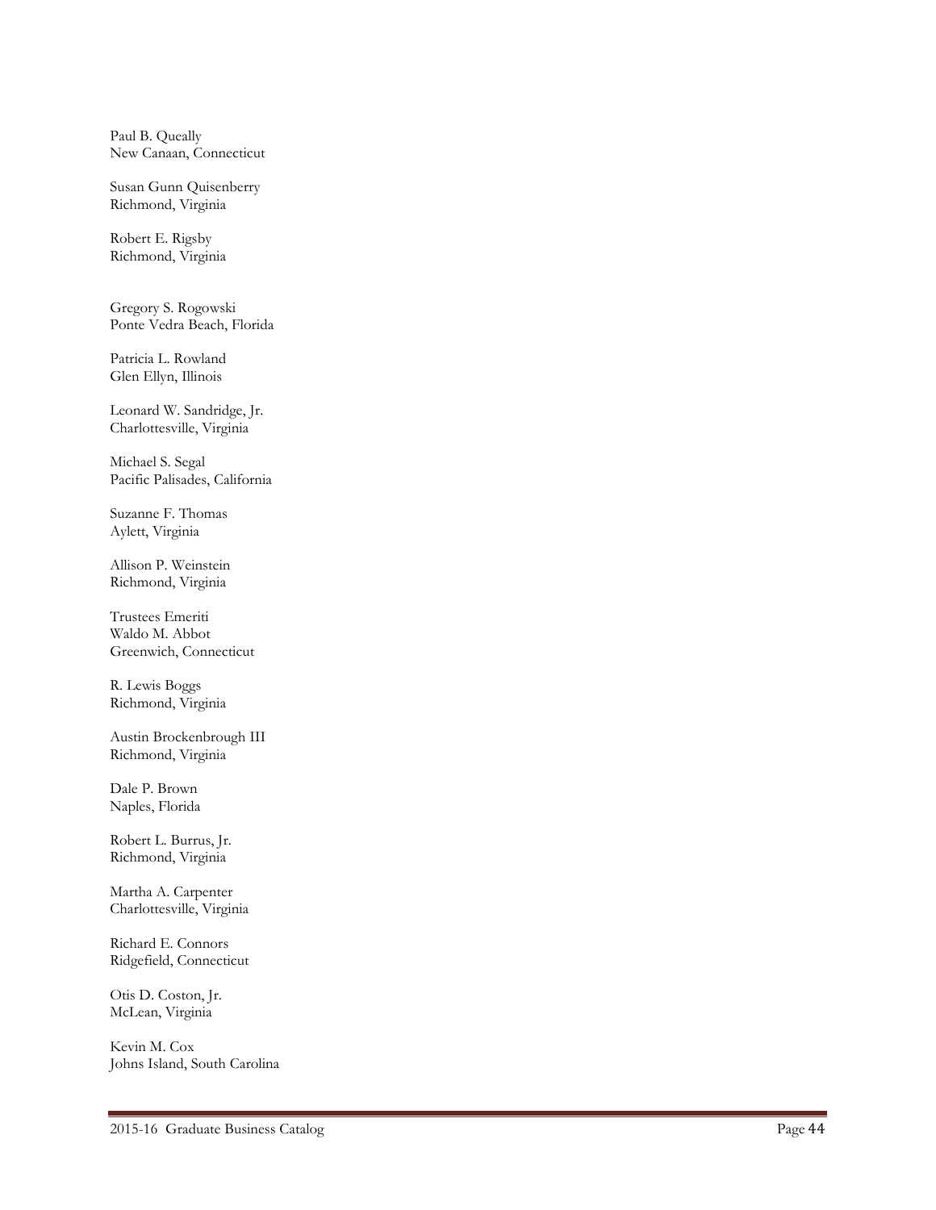Paul B. Queally
New Canaan, Connecticut

Susan Gunn Quisenberry
Richmond, Virginia

Robert E. Rigsby
Richmond, Virginia

Gregory S. Rogowski
Ponte Vedra Beach, Florida

Patricia L. Rowland
Glen Ellyn, Illinois

Leonard W. Sandridge, Jr.
Charlottesville, Virginia

Michael S. Segal
Pacific Palisades, California

Suzanne F. Thomas
Aylett, Virginia

Allison P. Weinstein
Richmond, Virginia

Trustees Emeriti
Waldo M. Abbot
Greenwich, Connecticut

R. Lewis Boggs
Richmond, Virginia

Austin Brockenbrough III
Richmond, Virginia

Dale P. Brown
Naples, Florida

Robert L. Burrus, Jr.
Richmond, Virginia

Martha A. Carpenter
Charlottesville, Virginia

Richard E. Connors
Ridgefield, Connecticut

Otis D. Coston, Jr.
McLean, Virginia

Kevin M. Cox
Johns Island, South Carolina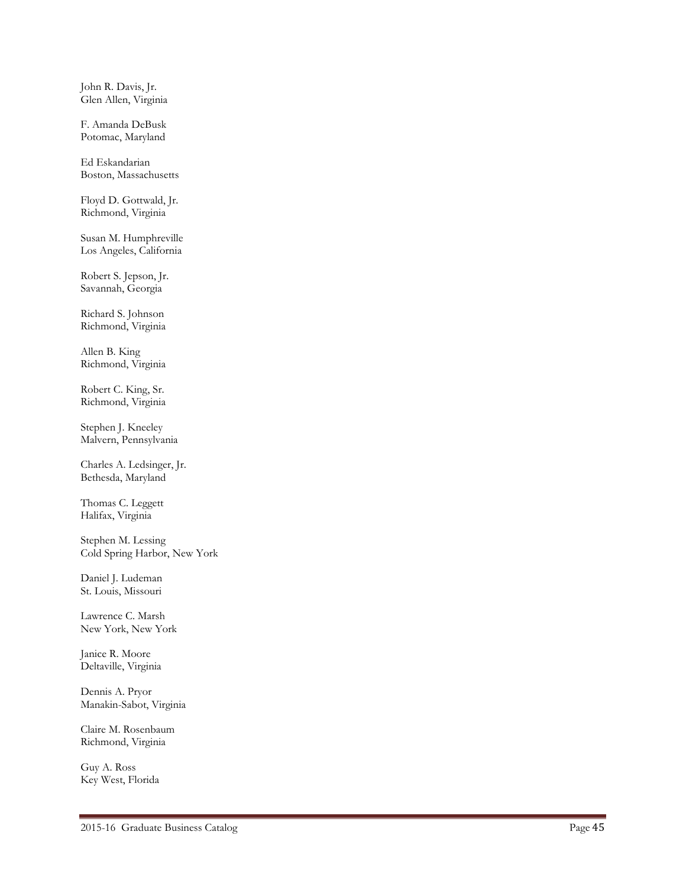John R. Davis, Jr.
Glen Allen, Virginia

F. Amanda DeBusk
Potomac, Maryland

Ed Eskandarian
Boston, Massachusetts

Floyd D. Gottwald, Jr.
Richmond, Virginia

Susan M. Humphreville
Los Angeles, California

Robert S. Jepson, Jr.
Savannah, Georgia

Richard S. Johnson
Richmond, Virginia

Allen B. King
Richmond, Virginia

Robert C. King, Sr.
Richmond, Virginia

Stephen J. Kneeley
Malvern, Pennsylvania

Charles A. Ledsinger, Jr.
Bethesda, Maryland

Thomas C. Leggett
Halifax, Virginia

Stephen M. Lessing
Cold Spring Harbor, New York

Daniel J. Ludeman
St. Louis, Missouri

Lawrence C. Marsh
New York, New York

Janice R. Moore
Deltaville, Virginia

Dennis A. Pryor
Manakin-Sabot, Virginia

Claire M. Rosenbaum
Richmond, Virginia

Guy A. Ross
Key West, Florida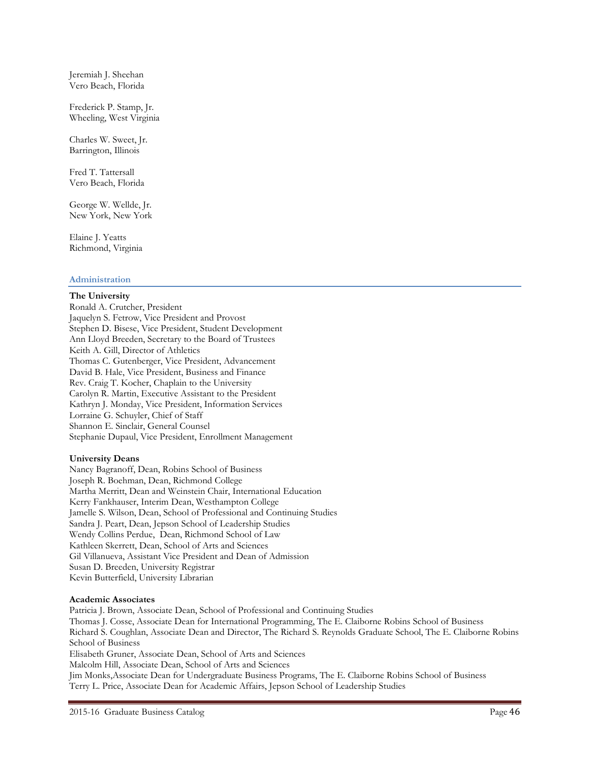Jeremiah J. Sheehan
Vero Beach, Florida

Frederick P. Stamp, Jr.
Wheeling, West Virginia

Charles W. Sweet, Jr.
Barrington, Illinois

Fred T. Tattersall
Vero Beach, Florida

George W. Wellde, Jr.
New York, New York

Elaine J. Yeatts
Richmond, Virginia

## Administration

**The University**

Ronald A. Crutcher, President
Jaquelyn S. Fetrow, Vice President and Provost
Stephen D. Bisese, Vice President, Student Development
Ann Lloyd Breeden, Secretary to the Board of Trustees
Keith A. Gill, Director of Athletics
Thomas C. Gutenberger, Vice President, Advancement
David B. Hale, Vice President, Business and Finance
Rev. Craig T. Kocher, Chaplain to the University
Carolyn R. Martin, Executive Assistant to the President
Kathryn J. Monday, Vice President, Information Services
Lorraine G. Schuyler, Chief of Staff
Shannon E. Sinclair, General Counsel
Stephanie Dupaul, Vice President, Enrollment Management

**University Deans**

Nancy Bagranoff, Dean, Robins School of Business
Joseph R. Boehman, Dean, Richmond College
Martha Merritt, Dean and Weinstein Chair, International Education
Kerry Fankhauser, Interim Dean, Westhampton College
Jamelle S. Wilson, Dean, School of Professional and Continuing Studies
Sandra J. Peart, Dean, Jepson School of Leadership Studies
Wendy Collins Perdue, Dean, Richmond School of Law
Kathleen Skerrett, Dean, School of Arts and Sciences
Gil Villanueva, Assistant Vice President and Dean of Admission
Susan D. Breeden, University Registrar
Kevin Butterfield, University Librarian

**Academic Associates**

Patricia J. Brown, Associate Dean, School of Professional and Continuing Studies
Thomas J. Cosse, Associate Dean for International Programming, The E. Claiborne Robins School of Business
Richard S. Coughlan, Associate Dean and Director, The Richard S. Reynolds Graduate School, The E. Claiborne Robins School of Business
Elisabeth Gruner, Associate Dean, School of Arts and Sciences
Malcolm Hill, Associate Dean, School of Arts and Sciences
Jim Monks,Associate Dean for Undergraduate Business Programs, The E. Claiborne Robins School of Business
Terry L. Price, Associate Dean for Academic Affairs, Jepson School of Leadership Studies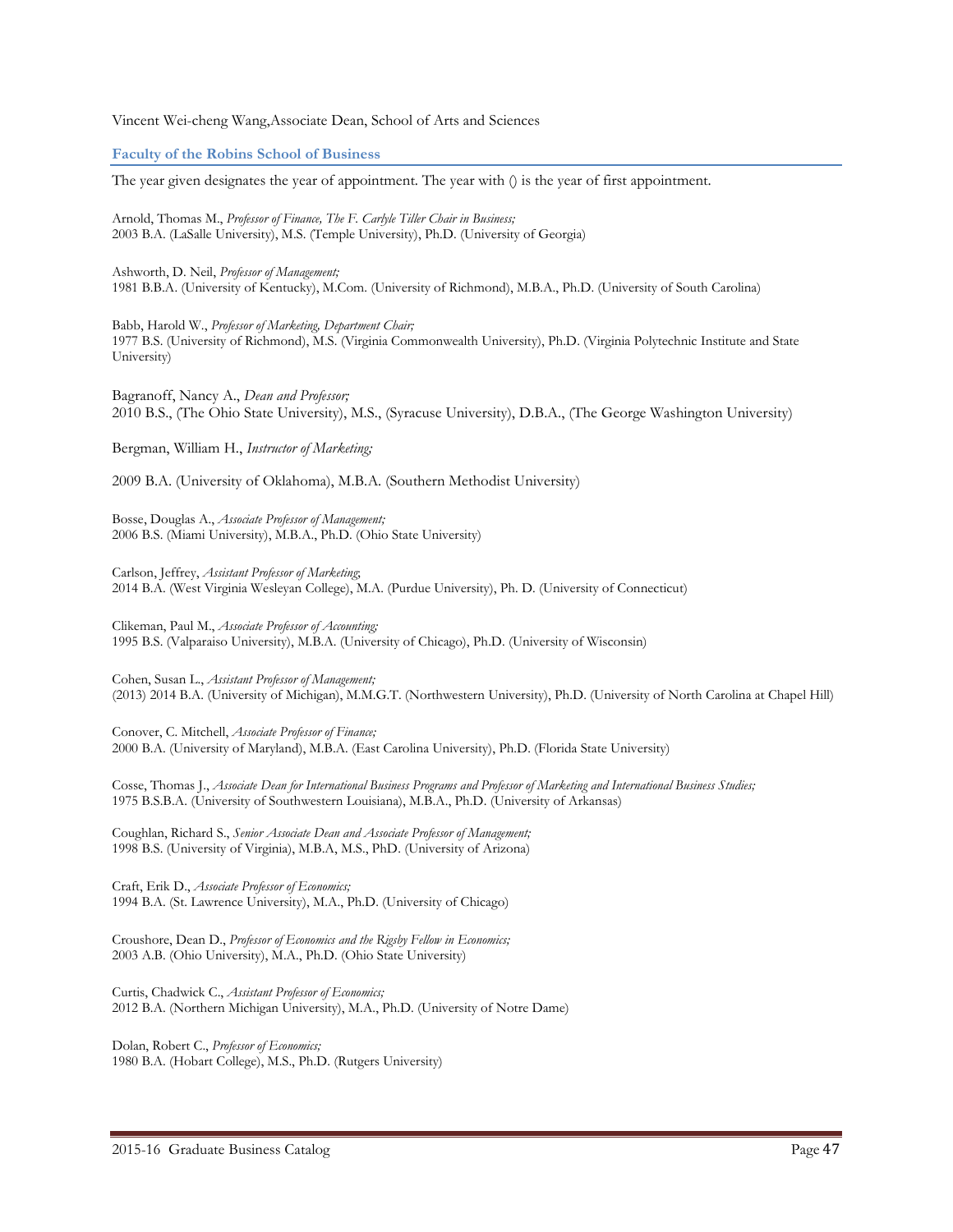Vincent Wei-cheng Wang,Associate Dean, School of Arts and Sciences

## Faculty of the Robins School of Business

The year given designates the year of appointment. The year with () is the year of first appointment.

Arnold, Thomas M., *Professor of Finance, The F. Carlyle Tiller Chair in Business;*
2003 B.A. (LaSalle University), M.S. (Temple University), Ph.D. (University of Georgia)

Ashworth, D. Neil, *Professor of Management;*
1981 B.B.A. (University of Kentucky), M.Com. (University of Richmond), M.B.A., Ph.D. (University of South Carolina)

Babb, Harold W., *Professor of Marketing, Department Chair;*
1977 B.S. (University of Richmond), M.S. (Virginia Commonwealth University), Ph.D. (Virginia Polytechnic Institute and State University)

Bagranoff, Nancy A., *Dean and Professor;*
2010 B.S., (The Ohio State University), M.S., (Syracuse University), D.B.A., (The George Washington University)

Bergman, William H., *Instructor of Marketing;*

2009 B.A. (University of Oklahoma), M.B.A. (Southern Methodist University)

Bosse, Douglas A., *Associate Professor of Management;*
2006 B.S. (Miami University), M.B.A., Ph.D. (Ohio State University)

Carlson, Jeffrey, *Assistant Professor of Marketing;*
2014 B.A. (West Virginia Wesleyan College), M.A. (Purdue University), Ph. D. (University of Connecticut)

Clikeman, Paul M., *Associate Professor of Accounting;*
1995 B.S. (Valparaiso University), M.B.A. (University of Chicago), Ph.D. (University of Wisconsin)

Cohen, Susan L., *Assistant Professor of Management;*
(2013) 2014 B.A. (University of Michigan), M.M.G.T. (Northwestern University), Ph.D. (University of North Carolina at Chapel Hill)

Conover, C. Mitchell, *Associate Professor of Finance;*
2000 B.A. (University of Maryland), M.B.A. (East Carolina University), Ph.D. (Florida State University)

Cosse, Thomas J., *Associate Dean for International Business Programs and Professor of Marketing and International Business Studies;*
1975 B.S.B.A. (University of Southwestern Louisiana), M.B.A., Ph.D. (University of Arkansas)

Coughlan, Richard S., *Senior Associate Dean and Associate Professor of Management;*
1998 B.S. (University of Virginia), M.B.A, M.S., PhD. (University of Arizona)

Craft, Erik D., *Associate Professor of Economics;*
1994 B.A. (St. Lawrence University), M.A., Ph.D. (University of Chicago)

Croushore, Dean D., *Professor of Economics and the Rigsby Fellow in Economics;*
2003 A.B. (Ohio University), M.A., Ph.D. (Ohio State University)

Curtis, Chadwick C., *Assistant Professor of Economics;*
2012 B.A. (Northern Michigan University), M.A., Ph.D. (University of Notre Dame)

Dolan, Robert C., *Professor of Economics;*
1980 B.A. (Hobart College), M.S., Ph.D. (Rutgers University)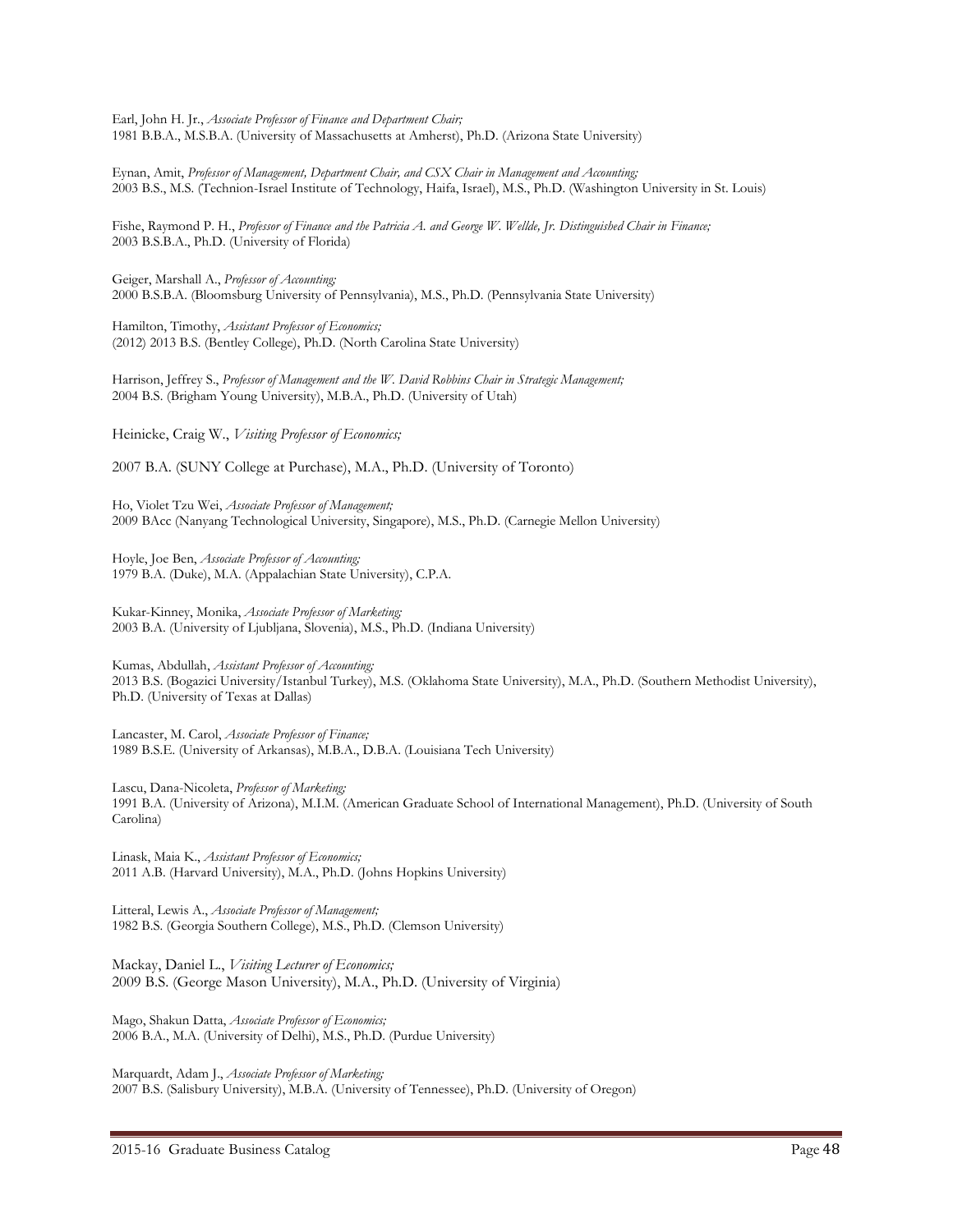Earl, John H. Jr., *Associate Professor of Finance and Department Chair;*
1981 B.B.A., M.S.B.A. (University of Massachusetts at Amherst), Ph.D. (Arizona State University)

Eynan, Amit, *Professor of Management, Department Chair, and CSX Chair in Management and Accounting;*
2003 B.S., M.S. (Technion-Israel Institute of Technology, Haifa, Israel), M.S., Ph.D. (Washington University in St. Louis)

Fishe, Raymond P. H., *Professor of Finance and the Patricia A. and George W. Wellde, Jr. Distinguished Chair in Finance;*
2003 B.S.B.A., Ph.D. (University of Florida)

Geiger, Marshall A., *Professor of Accounting;*
2000 B.S.B.A. (Bloomsburg University of Pennsylvania), M.S., Ph.D. (Pennsylvania State University)

Hamilton, Timothy, *Assistant Professor of Economics;*
(2012) 2013 B.S. (Bentley College), Ph.D. (North Carolina State University)

Harrison, Jeffrey S., *Professor of Management and the W. David Robbins Chair in Strategic Management;*
2004 B.S. (Brigham Young University), M.B.A., Ph.D. (University of Utah)

Heinicke, Craig W., *Visiting Professor of Economics;*

2007 B.A. (SUNY College at Purchase), M.A., Ph.D. (University of Toronto)

Ho, Violet Tzu Wei, *Associate Professor of Management;*
2009 BAcc (Nanyang Technological University, Singapore), M.S., Ph.D. (Carnegie Mellon University)

Hoyle, Joe Ben, *Associate Professor of Accounting;*
1979 B.A. (Duke), M.A. (Appalachian State University), C.P.A.

Kukar-Kinney, Monika, *Associate Professor of Marketing;*
2003 B.A. (University of Ljubljana, Slovenia), M.S., Ph.D. (Indiana University)

Kumas, Abdullah, *Assistant Professor of Accounting;*
2013 B.S. (Bogazici University/Istanbul Turkey), M.S. (Oklahoma State University), M.A., Ph.D. (Southern Methodist University), Ph.D. (University of Texas at Dallas)

Lancaster, M. Carol, *Associate Professor of Finance;*
1989 B.S.E. (University of Arkansas), M.B.A., D.B.A. (Louisiana Tech University)

Lascu, Dana-Nicoleta, *Professor of Marketing;*
1991 B.A. (University of Arizona), M.I.M. (American Graduate School of International Management), Ph.D. (University of South Carolina)

Linask, Maia K., *Assistant Professor of Economics;*
2011 A.B. (Harvard University), M.A., Ph.D. (Johns Hopkins University)

Litteral, Lewis A., *Associate Professor of Management;*
1982 B.S. (Georgia Southern College), M.S., Ph.D. (Clemson University)

Mackay, Daniel L., *Visiting Lecturer of Economics;*
2009 B.S. (George Mason University), M.A., Ph.D. (University of Virginia)

Mago, Shakun Datta, *Associate Professor of Economics;*
2006 B.A., M.A. (University of Delhi), M.S., Ph.D. (Purdue University)

Marquardt, Adam J., *Associate Professor of Marketing;*
2007 B.S. (Salisbury University), M.B.A. (University of Tennessee), Ph.D. (University of Oregon)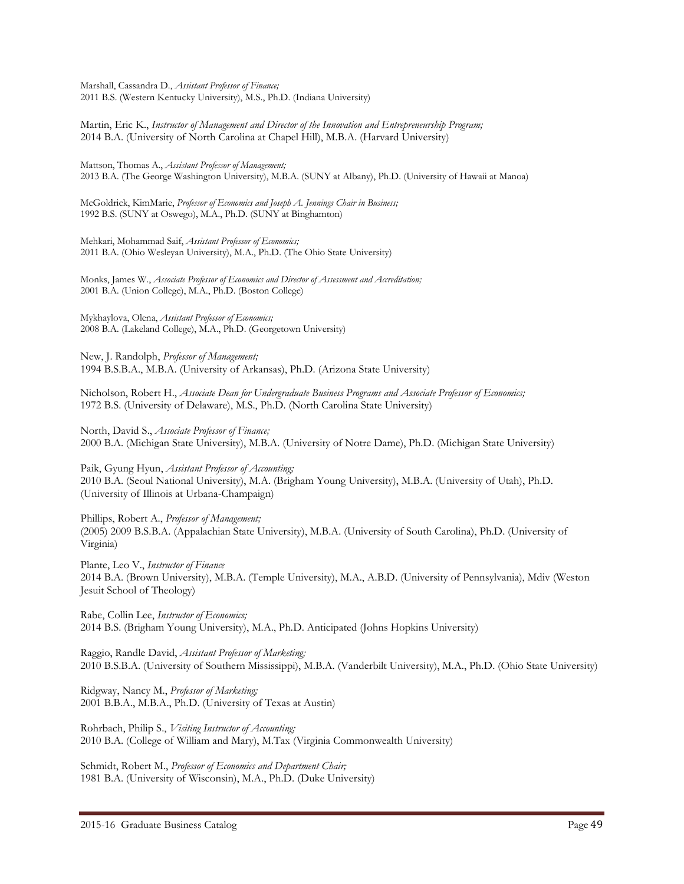Marshall, Cassandra D., *Assistant Professor of Finance;*
2011 B.S. (Western Kentucky University), M.S., Ph.D. (Indiana University)

Martin, Eric K., *Instructor of Management and Director of the Innovation and Entrepreneurship Program;*
2014 B.A. (University of North Carolina at Chapel Hill), M.B.A. (Harvard University)

Mattson, Thomas A., *Assistant Professor of Management;*
2013 B.A. (The George Washington University), M.B.A. (SUNY at Albany), Ph.D. (University of Hawaii at Manoa)

McGoldrick, KimMarie, *Professor of Economics and Joseph A. Jennings Chair in Business;*
1992 B.S. (SUNY at Oswego), M.A., Ph.D. (SUNY at Binghamton)

Mehkari, Mohammad Saif, *Assistant Professor of Economics;*
2011 B.A. (Ohio Wesleyan University), M.A., Ph.D. (The Ohio State University)

Monks, James W., *Associate Professor of Economics and Director of Assessment and Accreditation;*
2001 B.A. (Union College), M.A., Ph.D. (Boston College)

Mykhaylova, Olena, *Assistant Professor of Economics;*
2008 B.A. (Lakeland College), M.A., Ph.D. (Georgetown University)

New, J. Randolph, *Professor of Management;*
1994 B.S.B.A., M.B.A. (University of Arkansas), Ph.D. (Arizona State University)

Nicholson, Robert H., *Associate Dean for Undergraduate Business Programs and Associate Professor of Economics;*
1972 B.S. (University of Delaware), M.S., Ph.D. (North Carolina State University)

North, David S., *Associate Professor of Finance;*
2000 B.A. (Michigan State University), M.B.A. (University of Notre Dame), Ph.D. (Michigan State University)

Paik, Gyung Hyun, *Assistant Professor of Accounting;*
2010 B.A. (Seoul National University), M.A. (Brigham Young University), M.B.A. (University of Utah), Ph.D. (University of Illinois at Urbana-Champaign)

Phillips, Robert A., *Professor of Management;*
(2005) 2009 B.S.B.A. (Appalachian State University), M.B.A. (University of South Carolina), Ph.D. (University of Virginia)

Plante, Leo V., *Instructor of Finance*
2014 B.A. (Brown University), M.B.A. (Temple University), M.A., A.B.D. (University of Pennsylvania), Mdiv (Weston Jesuit School of Theology)

Rabe, Collin Lee, *Instructor of Economics;*
2014 B.S. (Brigham Young University), M.A., Ph.D. Anticipated (Johns Hopkins University)

Raggio, Randle David, *Assistant Professor of Marketing;*
2010 B.S.B.A. (University of Southern Mississippi), M.B.A. (Vanderbilt University), M.A., Ph.D. (Ohio State University)

Ridgway, Nancy M., *Professor of Marketing;*
2001 B.B.A., M.B.A., Ph.D. (University of Texas at Austin)

Rohrbach, Philip S., *Visiting Instructor of Accounting;*
2010 B.A. (College of William and Mary), M.Tax (Virginia Commonwealth University)

Schmidt, Robert M., *Professor of Economics and Department Chair;*
1981 B.A. (University of Wisconsin), M.A., Ph.D. (Duke University)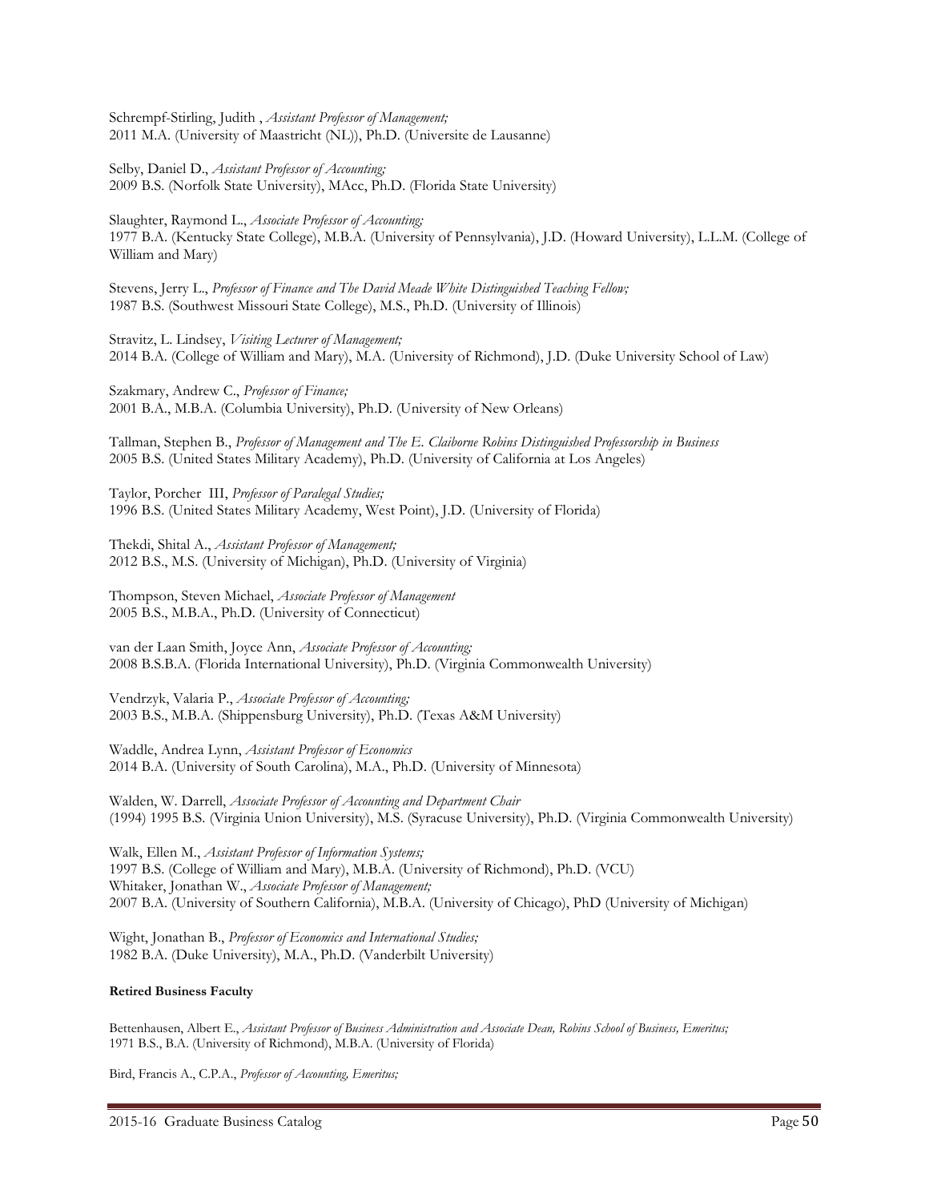Schrempf-Stirling, Judith , *Assistant Professor of Management;*
2011 M.A. (University of Maastricht (NL)), Ph.D. (Universite de Lausanne)

Selby, Daniel D., *Assistant Professor of Accounting;*
2009 B.S. (Norfolk State University), MAcc, Ph.D. (Florida State University)

Slaughter, Raymond L., *Associate Professor of Accounting;*
1977 B.A. (Kentucky State College), M.B.A. (University of Pennsylvania), J.D. (Howard University), L.L.M. (College of William and Mary)

Stevens, Jerry L., *Professor of Finance and The David Meade White Distinguished Teaching Fellow;*
1987 B.S. (Southwest Missouri State College), M.S., Ph.D. (University of Illinois)

Stravitz, L. Lindsey, *Visiting Lecturer of Management;*
2014 B.A. (College of William and Mary), M.A. (University of Richmond), J.D. (Duke University School of Law)

Szakmary, Andrew C., *Professor of Finance;*
2001 B.A., M.B.A. (Columbia University), Ph.D. (University of New Orleans)

Tallman, Stephen B., *Professor of Management and The E. Claiborne Robins Distinguished Professorship in Business*
2005 B.S. (United States Military Academy), Ph.D. (University of California at Los Angeles)

Taylor, Porcher III, *Professor of Paralegal Studies;*
1996 B.S. (United States Military Academy, West Point), J.D. (University of Florida)

Thekdi, Shital A., *Assistant Professor of Management;*
2012 B.S., M.S. (University of Michigan), Ph.D. (University of Virginia)

Thompson, Steven Michael, *Associate Professor of Management*
2005 B.S., M.B.A., Ph.D. (University of Connecticut)

van der Laan Smith, Joyce Ann, *Associate Professor of Accounting;*
2008 B.S.B.A. (Florida International University), Ph.D. (Virginia Commonwealth University)

Vendrzyk, Valaria P., *Associate Professor of Accounting;*
2003 B.S., M.B.A. (Shippensburg University), Ph.D. (Texas A&M University)

Waddle, Andrea Lynn, *Assistant Professor of Economics*
2014 B.A. (University of South Carolina), M.A., Ph.D. (University of Minnesota)

Walden, W. Darrell, *Associate Professor of Accounting and Department Chair*
(1994) 1995 B.S. (Virginia Union University), M.S. (Syracuse University), Ph.D. (Virginia Commonwealth University)

Walk, Ellen M., *Assistant Professor of Information Systems;*
1997 B.S. (College of William and Mary), M.B.A. (University of Richmond), Ph.D. (VCU)

Whitaker, Jonathan W., *Associate Professor of Management;*
2007 B.A. (University of Southern California), M.B.A. (University of Chicago), PhD (University of Michigan)

Wight, Jonathan B., *Professor of Economics and International Studies;*
1982 B.A. (Duke University), M.A., Ph.D. (Vanderbilt University)

**Retired Business Faculty**

Bettenhausen, Albert E., *Assistant Professor of Business Administration and Associate Dean, Robins School of Business, Emeritus;*
1971 B.S., B.A. (University of Richmond), M.B.A. (University of Florida)

Bird, Francis A., C.P.A., *Professor of Accounting, Emeritus;*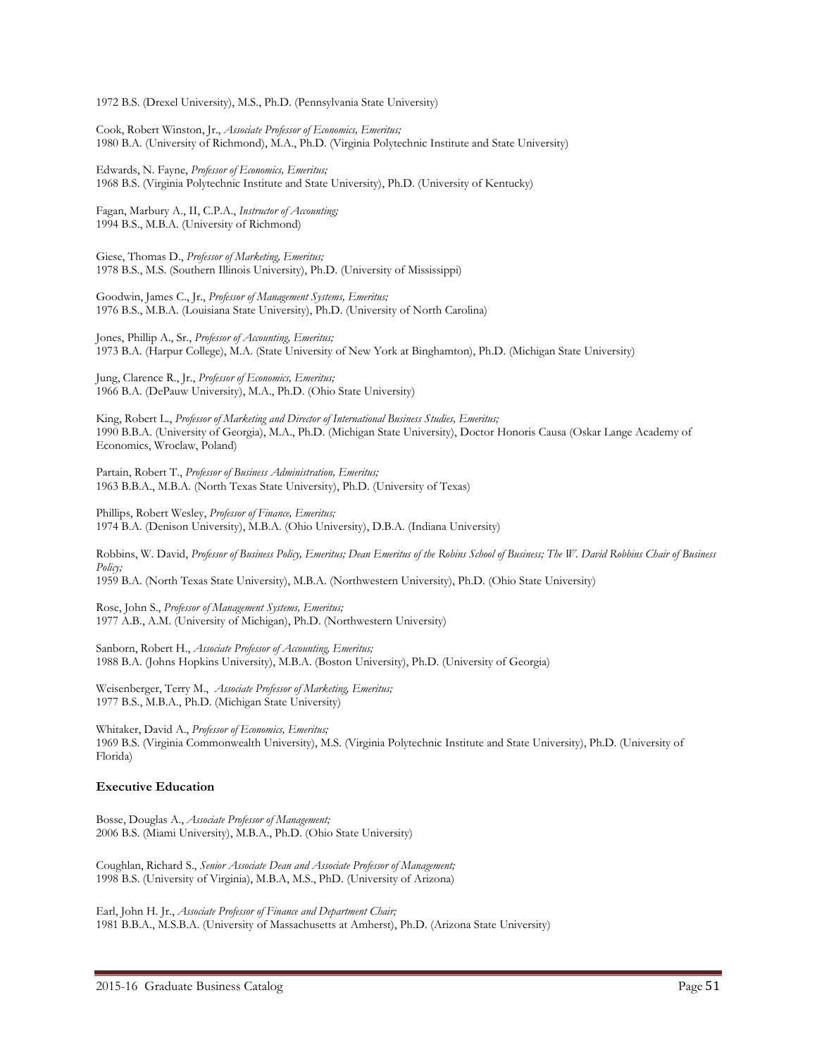1972 B.S. (Drexel University), M.S., Ph.D. (Pennsylvania State University)

Cook, Robert Winston, Jr., *Associate Professor of Economics, Emeritus;*
1980 B.A. (University of Richmond), M.A., Ph.D. (Virginia Polytechnic Institute and State University)

Edwards, N. Fayne, *Professor of Economics, Emeritus;*
1968 B.S. (Virginia Polytechnic Institute and State University), Ph.D. (University of Kentucky)

Fagan, Marbury A., II, C.P.A., *Instructor of Accounting;*
1994 B.S., M.B.A. (University of Richmond)

Giese, Thomas D., *Professor of Marketing, Emeritus;*
1978 B.S., M.S. (Southern Illinois University), Ph.D. (University of Mississippi)

Goodwin, James C., Jr., *Professor of Management Systems, Emeritus;*
1976 B.S., M.B.A. (Louisiana State University), Ph.D. (University of North Carolina)

Jones, Phillip A., Sr., *Professor of Accounting, Emeritus;*
1973 B.A. (Harpur College), M.A. (State University of New York at Binghamton), Ph.D. (Michigan State University)

Jung, Clarence R., Jr., *Professor of Economics, Emeritus;*
1966 B.A. (DePauw University), M.A., Ph.D. (Ohio State University)

King, Robert L., *Professor of Marketing and Director of International Business Studies, Emeritus;*
1990 B.B.A. (University of Georgia), M.A., Ph.D. (Michigan State University), Doctor Honoris Causa (Oskar Lange Academy of Economics, Wroclaw, Poland)

Partain, Robert T., *Professor of Business Administration, Emeritus;*
1963 B.B.A., M.B.A. (North Texas State University), Ph.D. (University of Texas)

Phillips, Robert Wesley, *Professor of Finance, Emeritus;*
1974 B.A. (Denison University), M.B.A. (Ohio University), D.B.A. (Indiana University)

Robbins, W. David, *Professor of Business Policy, Emeritus; Dean Emeritus of the Robins School of Business; The W. David Robbins Chair of Business Policy;*
1959 B.A. (North Texas State University), M.B.A. (Northwestern University), Ph.D. (Ohio State University)

Rose, John S., *Professor of Management Systems, Emeritus;*
1977 A.B., A.M. (University of Michigan), Ph.D. (Northwestern University)

Sanborn, Robert H., *Associate Professor of Accounting, Emeritus;*
1988 B.A. (Johns Hopkins University), M.B.A. (Boston University), Ph.D. (University of Georgia)

Weisenberger, Terry M., *Associate Professor of Marketing, Emeritus;*
1977 B.S., M.B.A., Ph.D. (Michigan State University)

Whitaker, David A., *Professor of Economics, Emeritus;*
1969 B.S. (Virginia Commonwealth University), M.S. (Virginia Polytechnic Institute and State University), Ph.D. (University of Florida)

### Executive Education

Bosse, Douglas A., *Associate Professor of Management;*
2006 B.S. (Miami University), M.B.A., Ph.D. (Ohio State University)

Coughlan, Richard S., *Senior Associate Dean and Associate Professor of Management;*
1998 B.S. (University of Virginia), M.B.A, M.S., PhD. (University of Arizona)

Earl, John H. Jr., *Associate Professor of Finance and Department Chair;*
1981 B.B.A., M.S.B.A. (University of Massachusetts at Amherst), Ph.D. (Arizona State University)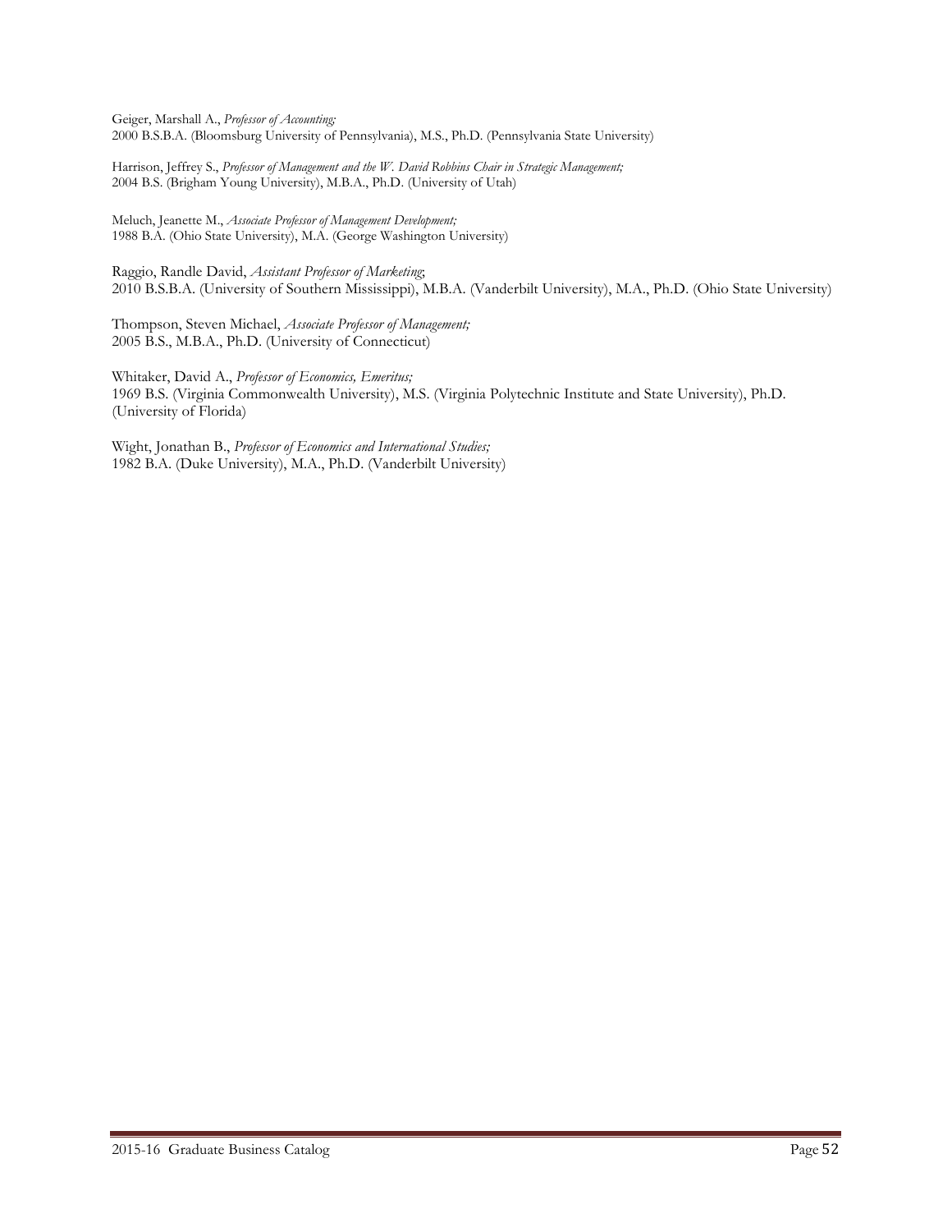Geiger, Marshall A., *Professor of Accounting;*
2000 B.S.B.A. (Bloomsburg University of Pennsylvania), M.S., Ph.D. (Pennsylvania State University)

Harrison, Jeffrey S., *Professor of Management and the W. David Robbins Chair in Strategic Management;*
2004 B.S. (Brigham Young University), M.B.A., Ph.D. (University of Utah)

Meluch, Jeanette M., *Associate Professor of Management Development;*
1988 B.A. (Ohio State University), M.A. (George Washington University)

Raggio, Randle David, *Assistant Professor of Marketing*;
2010 B.S.B.A. (University of Southern Mississippi), M.B.A. (Vanderbilt University), M.A., Ph.D. (Ohio State University)

Thompson, Steven Michael, *Associate Professor of Management;*
2005 B.S., M.B.A., Ph.D. (University of Connecticut)

Whitaker, David A., *Professor of Economics, Emeritus;*
1969 B.S. (Virginia Commonwealth University), M.S. (Virginia Polytechnic Institute and State University), Ph.D. (University of Florida)

Wight, Jonathan B., *Professor of Economics and International Studies;*
1982 B.A. (Duke University), M.A., Ph.D. (Vanderbilt University)